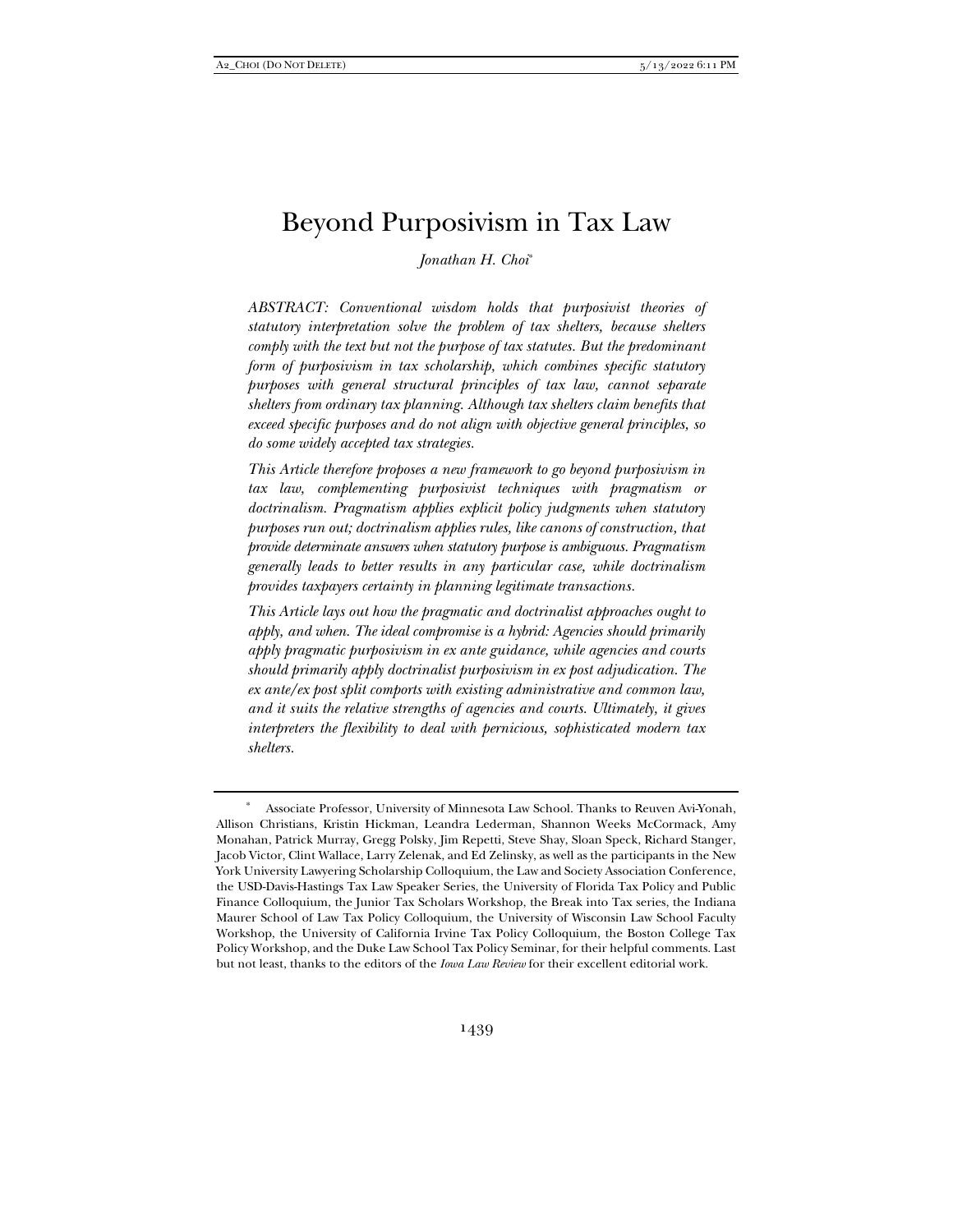# Beyond Purposivism in Tax Law

*Jonathan H. Choi*[*]

*ABSTRACT: Conventional wisdom holds that purposivist theories of statutory interpretation solve the problem of tax shelters, because shelters comply with the text but not the purpose of tax statutes. But the predominant form of purposivism in tax scholarship, which combines specific statutory purposes with general structural principles of tax law, cannot separate shelters from ordinary tax planning. Although tax shelters claim benefits that exceed specific purposes and do not align with objective general principles, so do some widely accepted tax strategies.*

*This Article therefore proposes a new framework to go beyond purposivism in tax law, complementing purposivist techniques with pragmatism or doctrinalism. Pragmatism applies explicit policy judgments when statutory purposes run out; doctrinalism applies rules, like canons of construction, that provide determinate answers when statutory purpose is ambiguous. Pragmatism generally leads to better results in any particular case, while doctrinalism provides taxpayers certainty in planning legitimate transactions.*

*This Article lays out how the pragmatic and doctrinalist approaches ought to apply, and when. The ideal compromise is a hybrid: Agencies should primarily apply pragmatic purposivism in ex ante guidance, while agencies and courts should primarily apply doctrinalist purposivism in ex post adjudication. The ex ante/ex post split comports with existing administrative and common law, and it suits the relative strengths of agencies and courts. Ultimately, it gives interpreters the flexibility to deal with pernicious, sophisticated modern tax shelters.*

---

[*] Associate Professor, University of Minnesota Law School. Thanks to Reuven Avi-Yonah, Allison Christians, Kristin Hickman, Leandra Lederman, Shannon Weeks McCormack, Amy Monahan, Patrick Murray, Gregg Polsky, Jim Repetti, Steve Shay, Sloan Speck, Richard Stanger, Jacob Victor, Clint Wallace, Larry Zelenak, and Ed Zelinsky, as well as the participants in the New York University Lawyering Scholarship Colloquium, the Law and Society Association Conference, the USD-Davis-Hastings Tax Law Speaker Series, the University of Florida Tax Policy and Public Finance Colloquium, the Junior Tax Scholars Workshop, the Break into Tax series, the Indiana Maurer School of Law Tax Policy Colloquium, the University of Wisconsin Law School Faculty Workshop, the University of California Irvine Tax Policy Colloquium, the Boston College Tax Policy Workshop, and the Duke Law School Tax Policy Seminar, for their helpful comments. Last but not least, thanks to the editors of the *Iowa Law Review* for their excellent editorial work.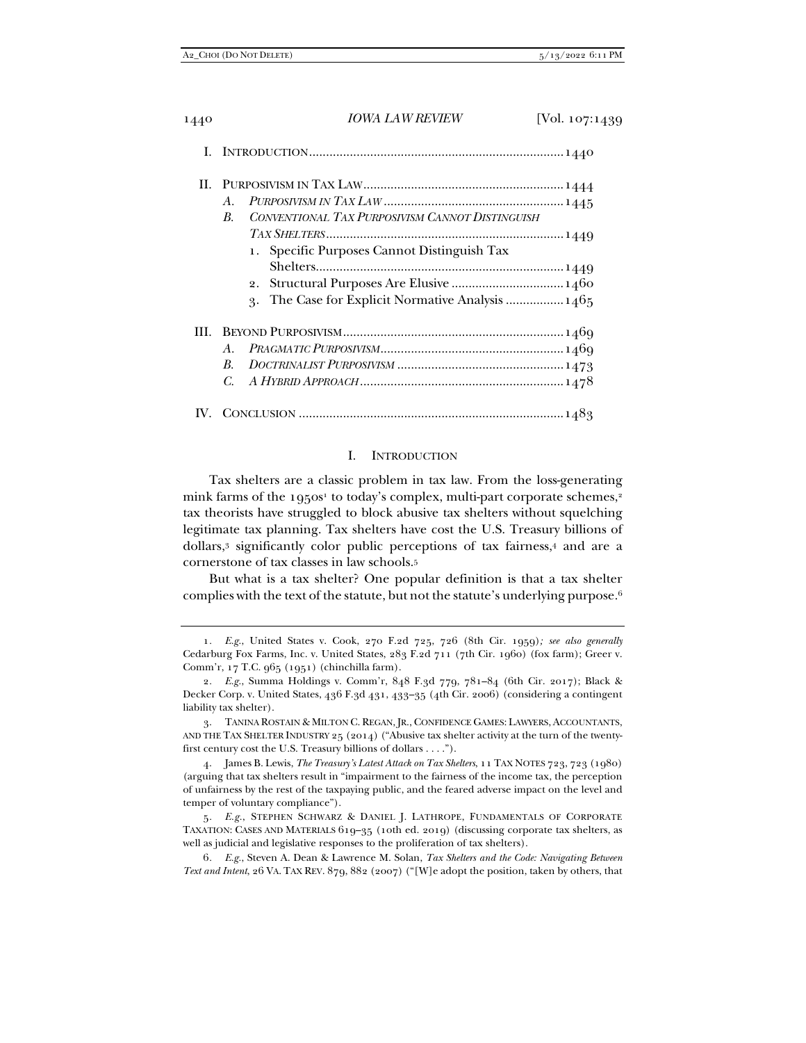| | | |
|---|---|---|
| I. | INTRODUCTION | 1440 |
| II. | PURPOSIVISM IN TAX LAW | 1444 |
| | A. *PURPOSIVISM IN TAX LAW* | 1445 |
| | B. *CONVENTIONAL TAX PURPOSIVISM CANNOT DISTINGUISH TAX SHELTERS* | 1449 |
| | 1. Specific Purposes Cannot Distinguish Tax Shelters | 1449 |
| | 2. Structural Purposes Are Elusive | 1460 |
| | 3. The Case for Explicit Normative Analysis | 1465 |
| III. | BEYOND PURPOSIVISM | 1469 |
| | A. *PRAGMATIC PURPOSIVISM* | 1469 |
| | B. *DOCTRINALIST PURPOSIVISM* | 1473 |
| | C. *A HYBRID APPROACH* | 1478 |
| IV. | CONCLUSION | 1483 |

## I. INTRODUCTION

Tax shelters are a classic problem in tax law. From the loss-generating mink farms of the 1950s[1] to today's complex, multi-part corporate schemes,[2] tax theorists have struggled to block abusive tax shelters without squelching legitimate tax planning. Tax shelters have cost the U.S. Treasury billions of dollars,[3] significantly color public perceptions of tax fairness,[4] and are a cornerstone of tax classes in law schools.[5]

But what is a tax shelter? One popular definition is that a tax shelter complies with the text of the statute, but not the statute's underlying purpose.[6]

---

1. *E.g.*, United States v. Cook, 270 F.2d 725, 726 (8th Cir. 1959)*; see also generally* Cedarburg Fox Farms, Inc. v. United States, 283 F.2d 711 (7th Cir. 1960) (fox farm); Greer v. Comm'r, 17 T.C. 965 (1951) (chinchilla farm).

2. *E.g.*, Summa Holdings v. Comm'r, 848 F.3d 779, 781–84 (6th Cir. 2017); Black & Decker Corp. v. United States, 436 F.3d 431, 433–35 (4th Cir. 2006) (considering a contingent liability tax shelter).

3. TANINA ROSTAIN & MILTON C. REGAN, JR., CONFIDENCE GAMES: LAWYERS, ACCOUNTANTS, AND THE TAX SHELTER INDUSTRY 25 (2014) ("Abusive tax shelter activity at the turn of the twenty-first century cost the U.S. Treasury billions of dollars . . . .").

4. James B. Lewis, *The Treasury's Latest Attack on Tax Shelters*, 11 TAX NOTES 723, 723 (1980) (arguing that tax shelters result in "impairment to the fairness of the income tax, the perception of unfairness by the rest of the taxpaying public, and the feared adverse impact on the level and temper of voluntary compliance").

5. *E.g.*, STEPHEN SCHWARZ & DANIEL J. LATHROPE, FUNDAMENTALS OF CORPORATE TAXATION: CASES AND MATERIALS 619–35 (10th ed. 2019) (discussing corporate tax shelters, as well as judicial and legislative responses to the proliferation of tax shelters).

6. *E.g.*, Steven A. Dean & Lawrence M. Solan, *Tax Shelters and the Code: Navigating Between Text and Intent*, 26 VA. TAX REV. 879, 882 (2007) ("[W]e adopt the position, taken by others, that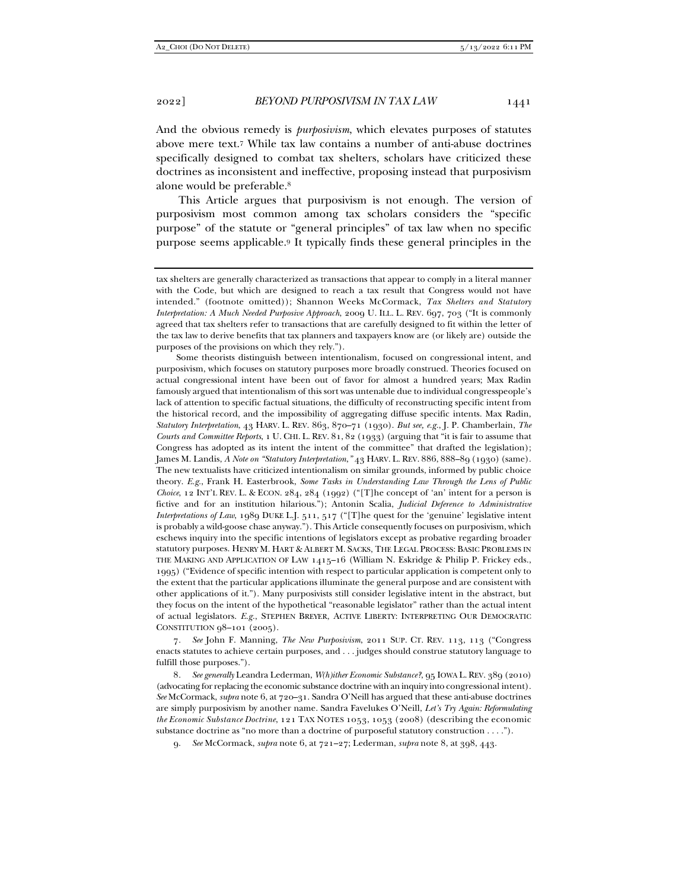And the obvious remedy is *purposivism*, which elevates purposes of statutes above mere text.[7] While tax law contains a number of anti-abuse doctrines specifically designed to combat tax shelters, scholars have criticized these doctrines as inconsistent and ineffective, proposing instead that purposivism alone would be preferable.[8]

This Article argues that purposivism is not enough. The version of purposivism most common among tax scholars considers the "specific purpose" of the statute or "general principles" of tax law when no specific purpose seems applicable.[9] It typically finds these general principles in the

---

tax shelters are generally characterized as transactions that appear to comply in a literal manner with the Code, but which are designed to reach a tax result that Congress would not have intended." (footnote omitted)); Shannon Weeks McCormack, *Tax Shelters and Statutory Interpretation: A Much Needed Purposive Approach*, 2009 U. ILL. L. REV. 697, 703 ("It is commonly agreed that tax shelters refer to transactions that are carefully designed to fit within the letter of the tax law to derive benefits that tax planners and taxpayers know are (or likely are) outside the purposes of the provisions on which they rely.").

Some theorists distinguish between intentionalism, focused on congressional intent, and purposivism, which focuses on statutory purposes more broadly construed. Theories focused on actual congressional intent have been out of favor for almost a hundred years; Max Radin famously argued that intentionalism of this sort was untenable due to individual congresspeople's lack of attention to specific factual situations, the difficulty of reconstructing specific intent from the historical record, and the impossibility of aggregating diffuse specific intents. Max Radin, *Statutory Interpretation*, 43 HARV. L. REV. 863, 870–71 (1930). *But see, e.g.*, J. P. Chamberlain, *The Courts and Committee Reports*, 1 U. CHI. L. REV. 81, 82 (1933) (arguing that "it is fair to assume that Congress has adopted as its intent the intent of the committee" that drafted the legislation); James M. Landis, *A Note on "Statutory Interpretation*,*"* 43 HARV. L. REV. 886, 888–89 (1930) (same). The new textualists have criticized intentionalism on similar grounds, informed by public choice theory. *E.g.*, Frank H. Easterbrook, *Some Tasks in Understanding Law Through the Lens of Public Choice*, 12 INT'L REV. L. & ECON. 284, 284 (1992) ("[T]he concept of 'an' intent for a person is fictive and for an institution hilarious."); Antonin Scalia, *Judicial Deference to Administrative Interpretations of Law*, 1989 DUKE L.J. 511, 517 ("[T]he quest for the 'genuine' legislative intent is probably a wild-goose chase anyway."). This Article consequently focuses on purposivism, which eschews inquiry into the specific intentions of legislators except as probative regarding broader statutory purposes. HENRY M. HART & ALBERT M. SACKS, THE LEGAL PROCESS: BASIC PROBLEMS IN THE MAKING AND APPLICATION OF LAW 1415–16 (William N. Eskridge & Philip P. Frickey eds., 1995) ("Evidence of specific intention with respect to particular application is competent only to the extent that the particular applications illuminate the general purpose and are consistent with other applications of it."). Many purposivists still consider legislative intent in the abstract, but they focus on the intent of the hypothetical "reasonable legislator" rather than the actual intent of actual legislators. *E.g.*, STEPHEN BREYER, ACTIVE LIBERTY: INTERPRETING OUR DEMOCRATIC CONSTITUTION 98–101 (2005).

7. *See* John F. Manning, *The New Purposivism*, 2011 SUP. CT. REV. 113, 113 ("Congress enacts statutes to achieve certain purposes, and . . . judges should construe statutory language to fulfill those purposes.").

8. *See generally* Leandra Lederman, *W(h)ither Economic Substance?*, 95 IOWA L. REV. 389 (2010) (advocating for replacing the economic substance doctrine with an inquiry into congressional intent). *See* McCormack, *supra* note 6, at 720–31. Sandra O'Neill has argued that these anti-abuse doctrines are simply purposivism by another name. Sandra Favelukes O'Neill, *Let's Try Again: Reformulating the Economic Substance Doctrine*, 121 TAX NOTES 1053, 1053 (2008) (describing the economic substance doctrine as "no more than a doctrine of purposeful statutory construction . . . .").

9. *See* McCormack, *supra* note 6, at 721–27; Lederman, *supra* note 8, at 398, 443.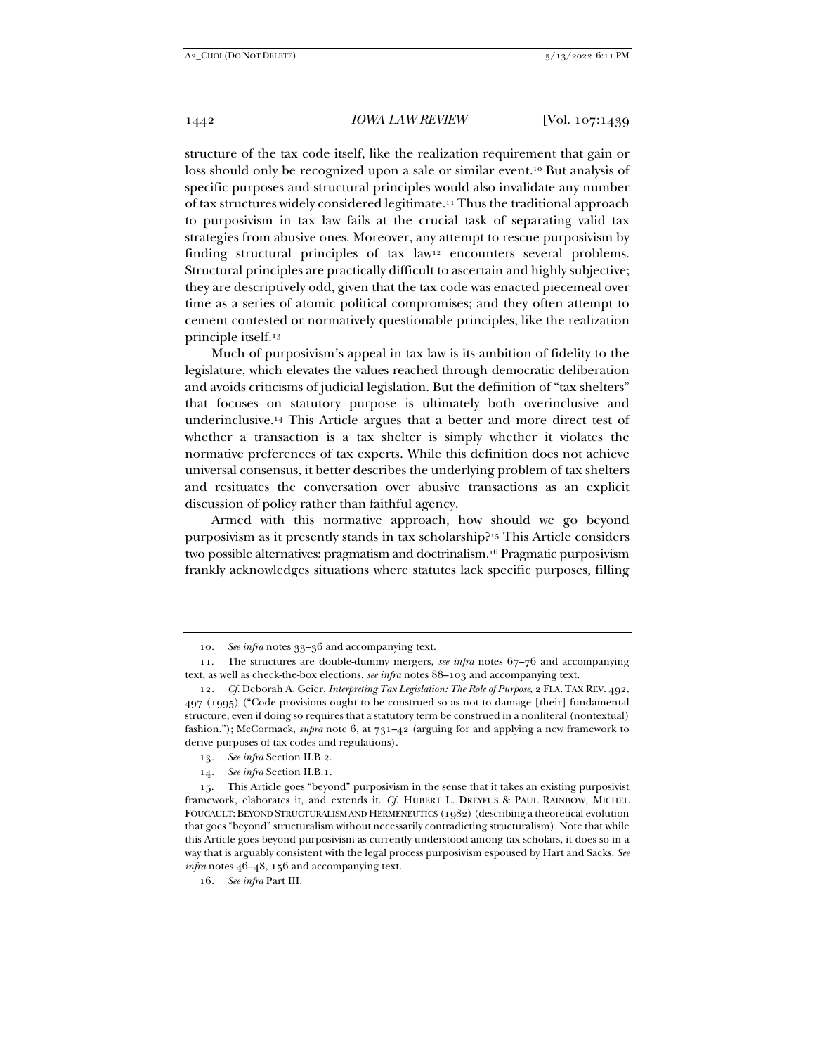structure of the tax code itself, like the realization requirement that gain or loss should only be recognized upon a sale or similar event.[10] But analysis of specific purposes and structural principles would also invalidate any number of tax structures widely considered legitimate.[11] Thus the traditional approach to purposivism in tax law fails at the crucial task of separating valid tax strategies from abusive ones. Moreover, any attempt to rescue purposivism by finding structural principles of tax law[12] encounters several problems. Structural principles are practically difficult to ascertain and highly subjective; they are descriptively odd, given that the tax code was enacted piecemeal over time as a series of atomic political compromises; and they often attempt to cement contested or normatively questionable principles, like the realization principle itself.[13]

Much of purposivism's appeal in tax law is its ambition of fidelity to the legislature, which elevates the values reached through democratic deliberation and avoids criticisms of judicial legislation. But the definition of "tax shelters" that focuses on statutory purpose is ultimately both overinclusive and underinclusive.[14] This Article argues that a better and more direct test of whether a transaction is a tax shelter is simply whether it violates the normative preferences of tax experts. While this definition does not achieve universal consensus, it better describes the underlying problem of tax shelters and resituates the conversation over abusive transactions as an explicit discussion of policy rather than faithful agency.

Armed with this normative approach, how should we go beyond purposivism as it presently stands in tax scholarship?[15] This Article considers two possible alternatives: pragmatism and doctrinalism.[16] Pragmatic purposivism frankly acknowledges situations where statutes lack specific purposes, filling

---

10. *See infra* notes 33–36 and accompanying text.

11. The structures are double-dummy mergers, *see infra* notes 67–76 and accompanying text, as well as check-the-box elections, *see infra* notes 88–103 and accompanying text.

12. *Cf.* Deborah A. Geier, *Interpreting Tax Legislation: The Role of Purpose*, 2 FLA. TAX REV. 492, 497 (1995) ("Code provisions ought to be construed so as not to damage [their] fundamental structure, even if doing so requires that a statutory term be construed in a nonliteral (nontextual) fashion."); McCormack, *supra* note 6, at 731–42 (arguing for and applying a new framework to derive purposes of tax codes and regulations).

13. *See infra* Section II.B.2.

14. *See infra* Section II.B.1.

15. This Article goes "beyond" purposivism in the sense that it takes an existing purposivist framework, elaborates it, and extends it. *Cf.* HUBERT L. DREYFUS & PAUL RAINBOW, MICHEL FOUCAULT: BEYOND STRUCTURALISM AND HERMENEUTICS (1982) (describing a theoretical evolution that goes "beyond" structuralism without necessarily contradicting structuralism). Note that while this Article goes beyond purposivism as currently understood among tax scholars, it does so in a way that is arguably consistent with the legal process purposivism espoused by Hart and Sacks. *See infra* notes 46–48, 156 and accompanying text.

16. *See infra* Part III.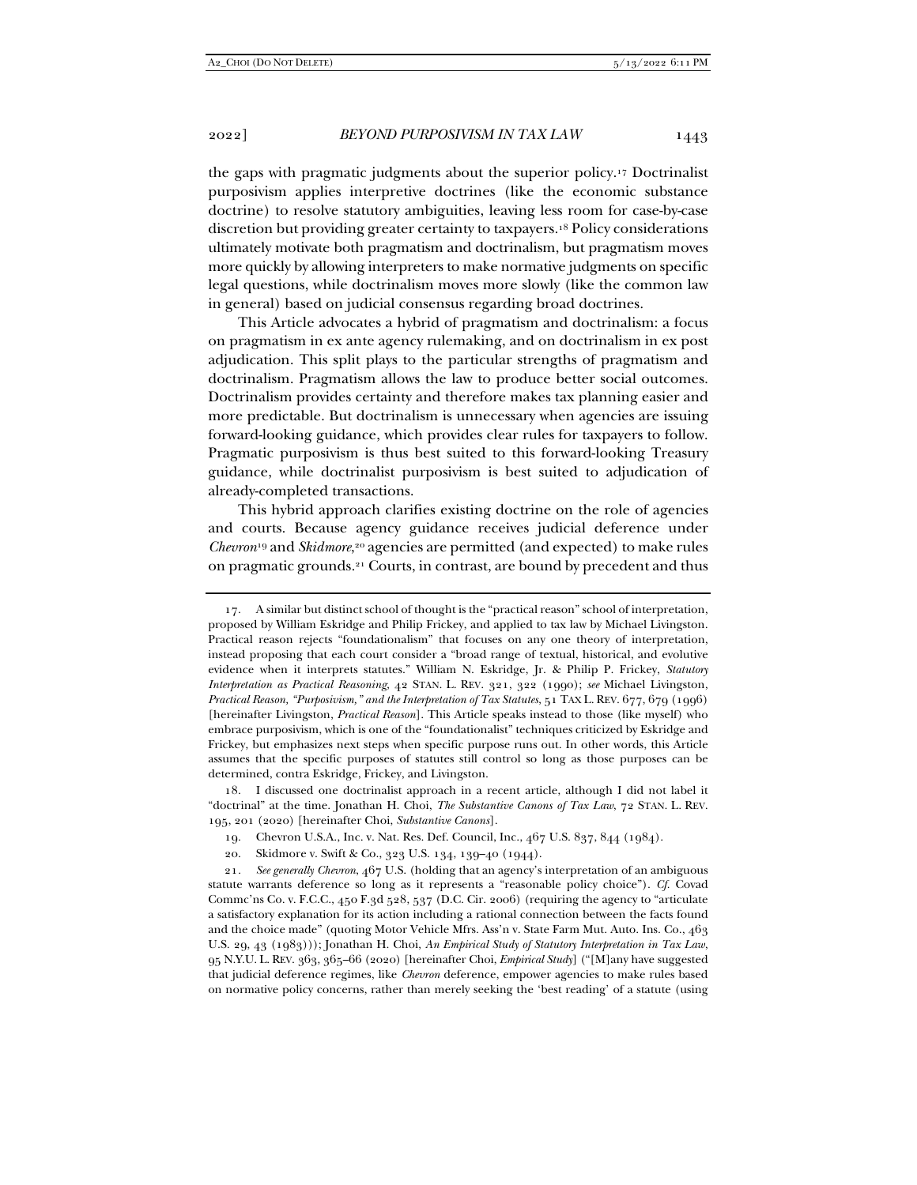the gaps with pragmatic judgments about the superior policy.[17] Doctrinalist purposivism applies interpretive doctrines (like the economic substance doctrine) to resolve statutory ambiguities, leaving less room for case-by-case discretion but providing greater certainty to taxpayers.[18] Policy considerations ultimately motivate both pragmatism and doctrinalism, but pragmatism moves more quickly by allowing interpreters to make normative judgments on specific legal questions, while doctrinalism moves more slowly (like the common law in general) based on judicial consensus regarding broad doctrines.

This Article advocates a hybrid of pragmatism and doctrinalism: a focus on pragmatism in ex ante agency rulemaking, and on doctrinalism in ex post adjudication. This split plays to the particular strengths of pragmatism and doctrinalism. Pragmatism allows the law to produce better social outcomes. Doctrinalism provides certainty and therefore makes tax planning easier and more predictable. But doctrinalism is unnecessary when agencies are issuing forward-looking guidance, which provides clear rules for taxpayers to follow. Pragmatic purposivism is thus best suited to this forward-looking Treasury guidance, while doctrinalist purposivism is best suited to adjudication of already-completed transactions.

This hybrid approach clarifies existing doctrine on the role of agencies and courts. Because agency guidance receives judicial deference under *Chevron*[19] and *Skidmore*,[20] agencies are permitted (and expected) to make rules on pragmatic grounds.[21] Courts, in contrast, are bound by precedent and thus

---

17. A similar but distinct school of thought is the "practical reason" school of interpretation, proposed by William Eskridge and Philip Frickey, and applied to tax law by Michael Livingston. Practical reason rejects "foundationalism" that focuses on any one theory of interpretation, instead proposing that each court consider a "broad range of textual, historical, and evolutive evidence when it interprets statutes." William N. Eskridge, Jr. & Philip P. Frickey, *Statutory Interpretation as Practical Reasoning*, 42 STAN. L. REV. 321, 322 (1990); *see* Michael Livingston, *Practical Reason, "Purposivism," and the Interpretation of Tax Statutes*, 51 TAX L. REV. 677, 679 (1996) [hereinafter Livingston, *Practical Reason*]. This Article speaks instead to those (like myself) who embrace purposivism, which is one of the "foundationalist" techniques criticized by Eskridge and Frickey, but emphasizes next steps when specific purpose runs out. In other words, this Article assumes that the specific purposes of statutes still control so long as those purposes can be determined, contra Eskridge, Frickey, and Livingston.

18. I discussed one doctrinalist approach in a recent article, although I did not label it "doctrinal" at the time. Jonathan H. Choi, *The Substantive Canons of Tax Law*, 72 STAN. L. REV. 195, 201 (2020) [hereinafter Choi, *Substantive Canons*].

19. Chevron U.S.A., Inc. v. Nat. Res. Def. Council, Inc., 467 U.S. 837, 844 (1984).

20. Skidmore v. Swift & Co., 323 U.S. 134, 139–40 (1944).

21. *See generally Chevron*, 467 U.S. (holding that an agency's interpretation of an ambiguous statute warrants deference so long as it represents a "reasonable policy choice"). *Cf.* Covad Commc'ns Co. v. F.C.C., 450 F.3d 528, 537 (D.C. Cir. 2006) (requiring the agency to "articulate a satisfactory explanation for its action including a rational connection between the facts found and the choice made" (quoting Motor Vehicle Mfrs. Ass'n v. State Farm Mut. Auto. Ins. Co., 463 U.S. 29, 43 (1983))); Jonathan H. Choi, *An Empirical Study of Statutory Interpretation in Tax Law*, 95 N.Y.U. L. REV. 363, 365–66 (2020) [hereinafter Choi, *Empirical Study*] ("[M]any have suggested that judicial deference regimes, like *Chevron* deference, empower agencies to make rules based on normative policy concerns, rather than merely seeking the 'best reading' of a statute (using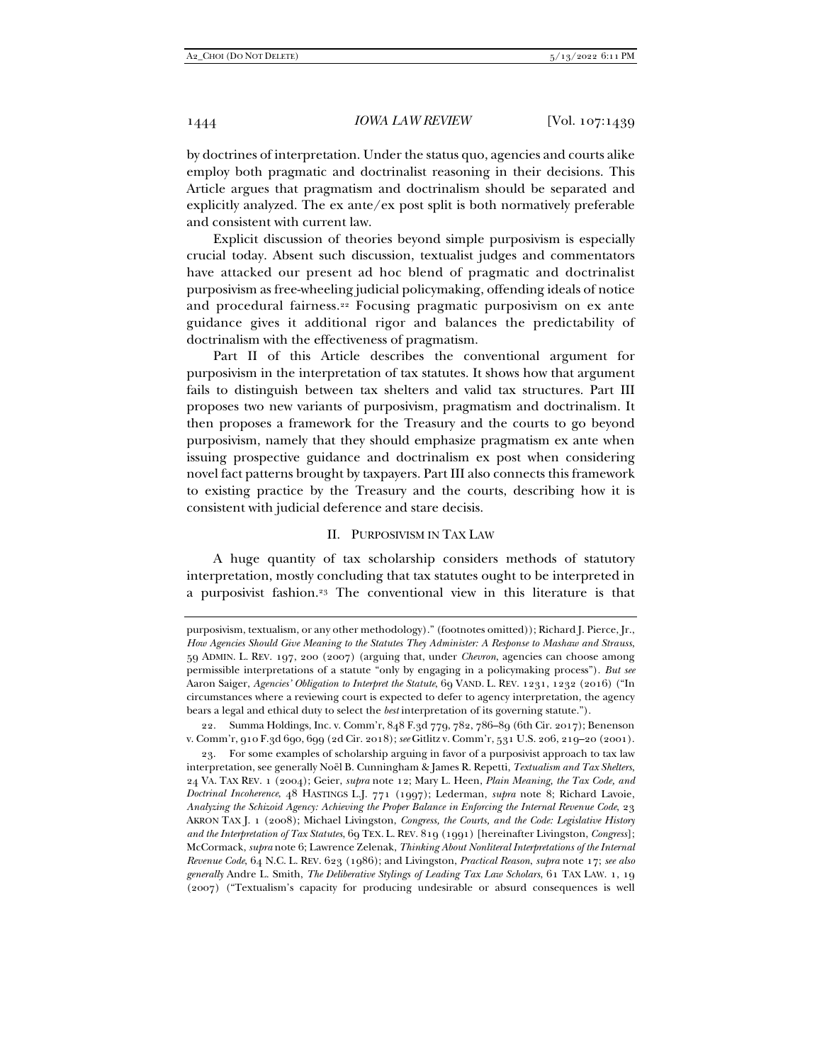by doctrines of interpretation. Under the status quo, agencies and courts alike employ both pragmatic and doctrinalist reasoning in their decisions. This Article argues that pragmatism and doctrinalism should be separated and explicitly analyzed. The ex ante/ex post split is both normatively preferable and consistent with current law.

Explicit discussion of theories beyond simple purposivism is especially crucial today. Absent such discussion, textualist judges and commentators have attacked our present ad hoc blend of pragmatic and doctrinalist purposivism as free-wheeling judicial policymaking, offending ideals of notice and procedural fairness.[22] Focusing pragmatic purposivism on ex ante guidance gives it additional rigor and balances the predictability of doctrinalism with the effectiveness of pragmatism.

Part II of this Article describes the conventional argument for purposivism in the interpretation of tax statutes. It shows how that argument fails to distinguish between tax shelters and valid tax structures. Part III proposes two new variants of purposivism, pragmatism and doctrinalism. It then proposes a framework for the Treasury and the courts to go beyond purposivism, namely that they should emphasize pragmatism ex ante when issuing prospective guidance and doctrinalism ex post when considering novel fact patterns brought by taxpayers. Part III also connects this framework to existing practice by the Treasury and the courts, describing how it is consistent with judicial deference and stare decisis.

## II. PURPOSIVISM IN TAX LAW

A huge quantity of tax scholarship considers methods of statutory interpretation, mostly concluding that tax statutes ought to be interpreted in a purposivist fashion.[23] The conventional view in this literature is that

---

purposivism, textualism, or any other methodology)." (footnotes omitted)); Richard J. Pierce, Jr., *How Agencies Should Give Meaning to the Statutes They Administer: A Response to Mashaw and Strauss*, 59 ADMIN. L. REV. 197, 200 (2007) (arguing that, under *Chevron*, agencies can choose among permissible interpretations of a statute "only by engaging in a policymaking process"). *But see* Aaron Saiger, *Agencies' Obligation to Interpret the Statute*, 69 VAND. L. REV. 1231, 1232 (2016) ("In circumstances where a reviewing court is expected to defer to agency interpretation, the agency bears a legal and ethical duty to select the *best* interpretation of its governing statute.").

22. Summa Holdings, Inc. v. Comm'r, 848 F.3d 779, 782, 786–89 (6th Cir. 2017); Benenson v. Comm'r, 910 F.3d 690, 699 (2d Cir. 2018); *see* Gitlitz v. Comm'r, 531 U.S. 206, 219–20 (2001).

23. For some examples of scholarship arguing in favor of a purposivist approach to tax law interpretation, see generally Noël B. Cunningham & James R. Repetti, *Textualism and Tax Shelters*, 24 VA. TAX REV. 1 (2004); Geier, *supra* note 12; Mary L. Heen, *Plain Meaning, the Tax Code, and Doctrinal Incoherence*, 48 HASTINGS L.J. 771 (1997); Lederman, *supra* note 8; Richard Lavoie, *Analyzing the Schizoid Agency: Achieving the Proper Balance in Enforcing the Internal Revenue Code*, 23 AKRON TAX J. 1 (2008); Michael Livingston, *Congress, the Courts, and the Code: Legislative History and the Interpretation of Tax Statutes*, 69 TEX. L. REV. 819 (1991) [hereinafter Livingston, *Congress*]; McCormack, *supra* note 6; Lawrence Zelenak, *Thinking About Nonliteral Interpretations of the Internal Revenue Code*, 64 N.C. L. REV. 623 (1986); and Livingston, *Practical Reason*, *supra* note 17; *see also generally* Andre L. Smith, *The Deliberative Stylings of Leading Tax Law Scholars*, 61 TAX LAW. 1, 19 (2007) ("Textualism's capacity for producing undesirable or absurd consequences is well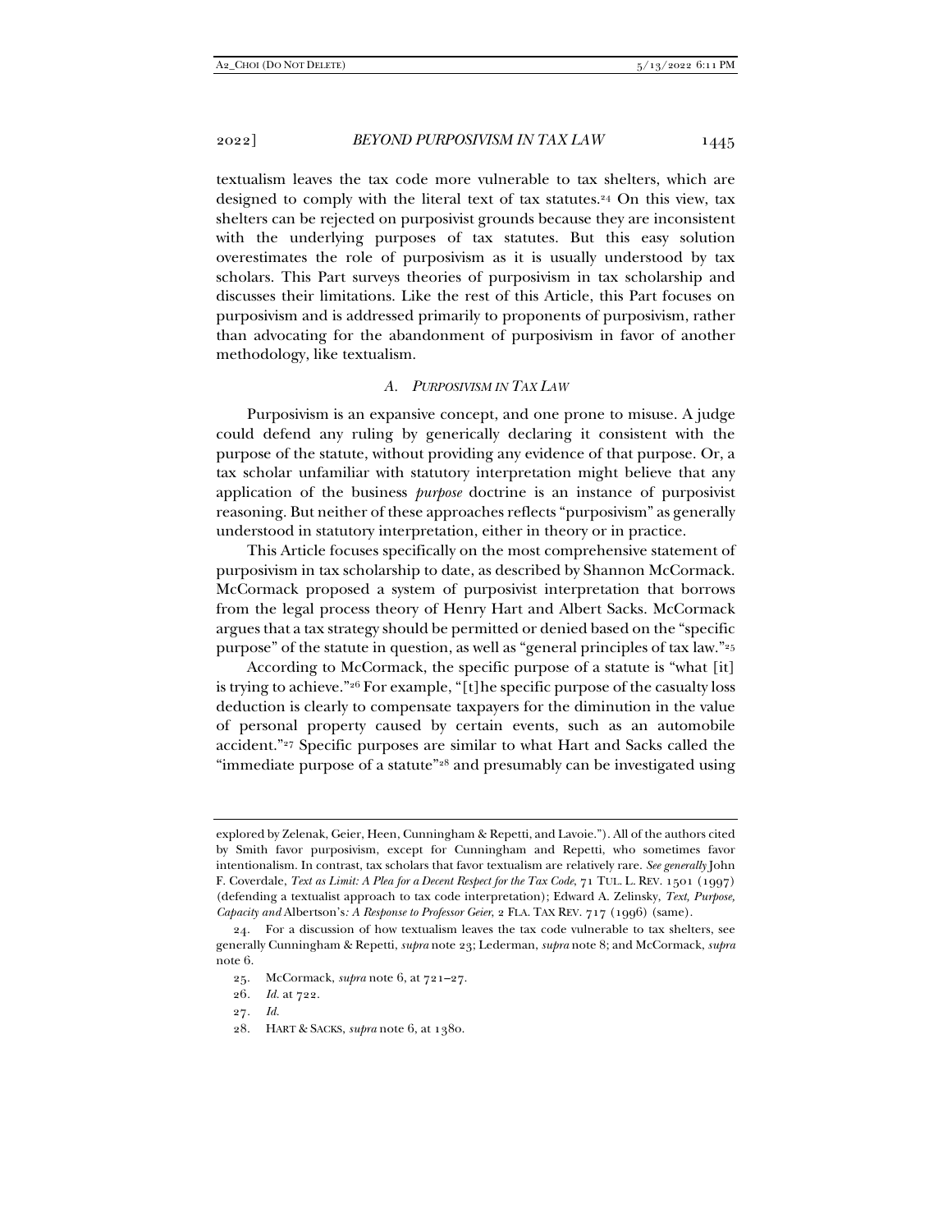textualism leaves the tax code more vulnerable to tax shelters, which are designed to comply with the literal text of tax statutes.[24] On this view, tax shelters can be rejected on purposivist grounds because they are inconsistent with the underlying purposes of tax statutes. But this easy solution overestimates the role of purposivism as it is usually understood by tax scholars. This Part surveys theories of purposivism in tax scholarship and discusses their limitations. Like the rest of this Article, this Part focuses on purposivism and is addressed primarily to proponents of purposivism, rather than advocating for the abandonment of purposivism in favor of another methodology, like textualism.

### *A. Purposivism in Tax Law*

Purposivism is an expansive concept, and one prone to misuse. A judge could defend any ruling by generically declaring it consistent with the purpose of the statute, without providing any evidence of that purpose. Or, a tax scholar unfamiliar with statutory interpretation might believe that any application of the business *purpose* doctrine is an instance of purposivist reasoning. But neither of these approaches reflects "purposivism" as generally understood in statutory interpretation, either in theory or in practice.

This Article focuses specifically on the most comprehensive statement of purposivism in tax scholarship to date, as described by Shannon McCormack. McCormack proposed a system of purposivist interpretation that borrows from the legal process theory of Henry Hart and Albert Sacks. McCormack argues that a tax strategy should be permitted or denied based on the "specific purpose" of the statute in question, as well as "general principles of tax law."[25]

According to McCormack, the specific purpose of a statute is "what [it] is trying to achieve."[26] For example, "[t]he specific purpose of the casualty loss deduction is clearly to compensate taxpayers for the diminution in the value of personal property caused by certain events, such as an automobile accident."[27] Specific purposes are similar to what Hart and Sacks called the "immediate purpose of a statute"[28] and presumably can be investigated using

---

explored by Zelenak, Geier, Heen, Cunningham & Repetti, and Lavoie."). All of the authors cited by Smith favor purposivism, except for Cunningham and Repetti, who sometimes favor intentionalism. In contrast, tax scholars that favor textualism are relatively rare. *See generally* John F. Coverdale, *Text as Limit: A Plea for a Decent Respect for the Tax Code*, 71 TUL. L. REV. 1501 (1997) (defending a textualist approach to tax code interpretation); Edward A. Zelinsky, *Text, Purpose, Capacity and* Albertson's*: A Response to Professor Geier*, 2 FLA. TAX REV. 717 (1996) (same).

24. For a discussion of how textualism leaves the tax code vulnerable to tax shelters, see generally Cunningham & Repetti, *supra* note 23; Lederman, *supra* note 8; and McCormack, *supra* note 6.

25. McCormack, *supra* note 6, at 721–27.

26. *Id.* at 722.

27. *Id.*

28. HART & SACKS, *supra* note 6, at 1380.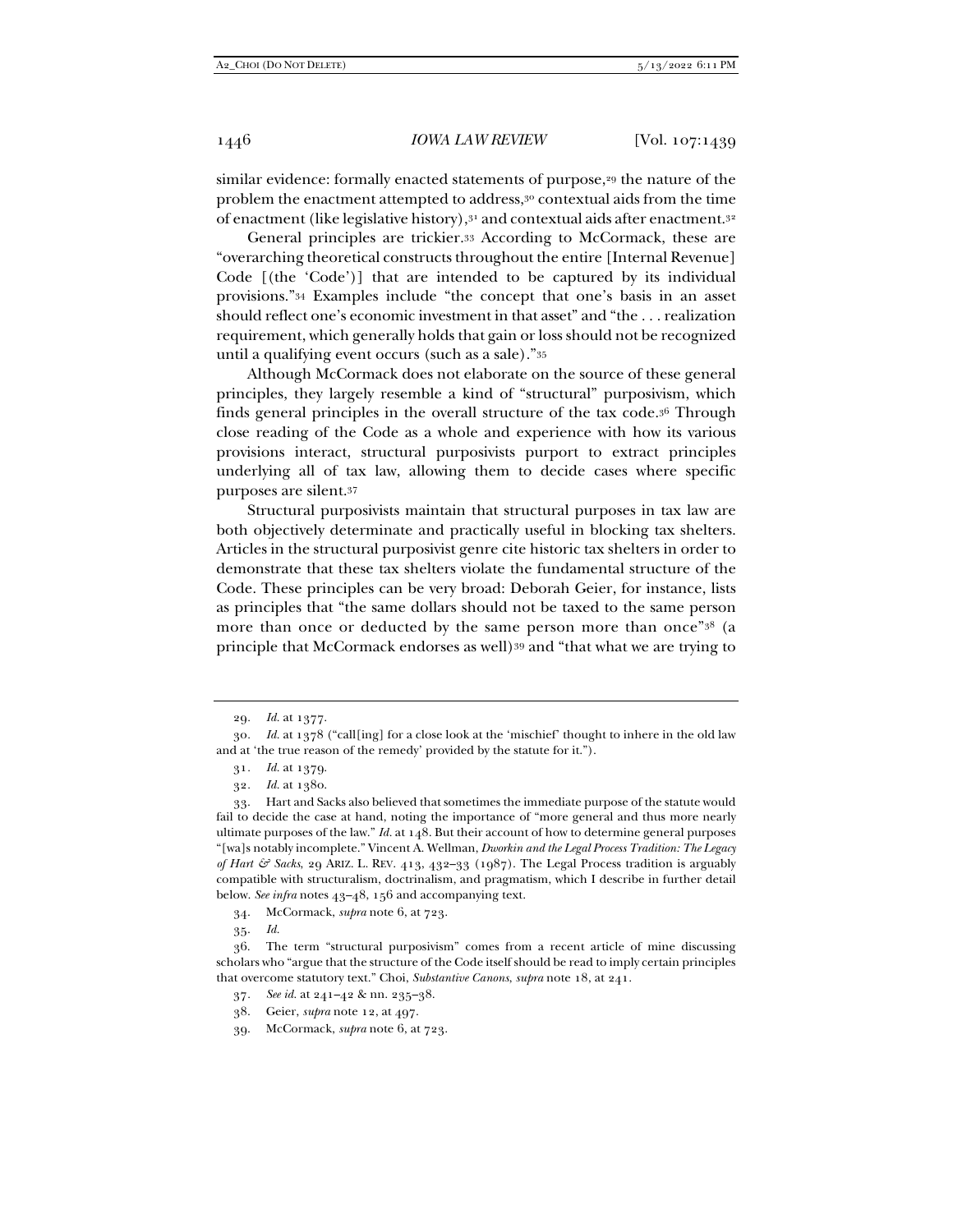similar evidence: formally enacted statements of purpose,[29] the nature of the problem the enactment attempted to address,[30] contextual aids from the time of enactment (like legislative history),[31] and contextual aids after enactment.[32]

General principles are trickier.[33] According to McCormack, these are "overarching theoretical constructs throughout the entire [Internal Revenue] Code [(the 'Code')] that are intended to be captured by its individual provisions."[34] Examples include "the concept that one's basis in an asset should reflect one's economic investment in that asset" and "the . . . realization requirement, which generally holds that gain or loss should not be recognized until a qualifying event occurs (such as a sale)."[35]

Although McCormack does not elaborate on the source of these general principles, they largely resemble a kind of "structural" purposivism, which finds general principles in the overall structure of the tax code.[36] Through close reading of the Code as a whole and experience with how its various provisions interact, structural purposivists purport to extract principles underlying all of tax law, allowing them to decide cases where specific purposes are silent.[37]

Structural purposivists maintain that structural purposes in tax law are both objectively determinate and practically useful in blocking tax shelters. Articles in the structural purposivist genre cite historic tax shelters in order to demonstrate that these tax shelters violate the fundamental structure of the Code. These principles can be very broad: Deborah Geier, for instance, lists as principles that "the same dollars should not be taxed to the same person more than once or deducted by the same person more than once"[38] (a principle that McCormack endorses as well)[39] and "that what we are trying to

---

29. *Id.* at 1377.

30. *Id.* at 1378 ("call[ing] for a close look at the 'mischief' thought to inhere in the old law and at 'the true reason of the remedy' provided by the statute for it.").

31. *Id.* at 1379.

32. *Id.* at 1380.

33. Hart and Sacks also believed that sometimes the immediate purpose of the statute would fail to decide the case at hand, noting the importance of "more general and thus more nearly ultimate purposes of the law." *Id.* at 148. But their account of how to determine general purposes "[wa]s notably incomplete." Vincent A. Wellman, *Dworkin and the Legal Process Tradition: The Legacy of Hart & Sacks*, 29 ARIZ. L. REV. 413, 432–33 (1987). The Legal Process tradition is arguably compatible with structuralism, doctrinalism, and pragmatism, which I describe in further detail below. *See infra* notes 43–48, 156 and accompanying text.

34. McCormack, *supra* note 6, at 723.

35. *Id.*

36. The term "structural purposivism" comes from a recent article of mine discussing scholars who "argue that the structure of the Code itself should be read to imply certain principles that overcome statutory text." Choi, *Substantive Canons*, *supra* note 18, at 241.

37. *See id.* at 241–42 & nn. 235–38.

38. Geier, *supra* note 12, at 497.

39. McCormack, *supra* note 6, at 723.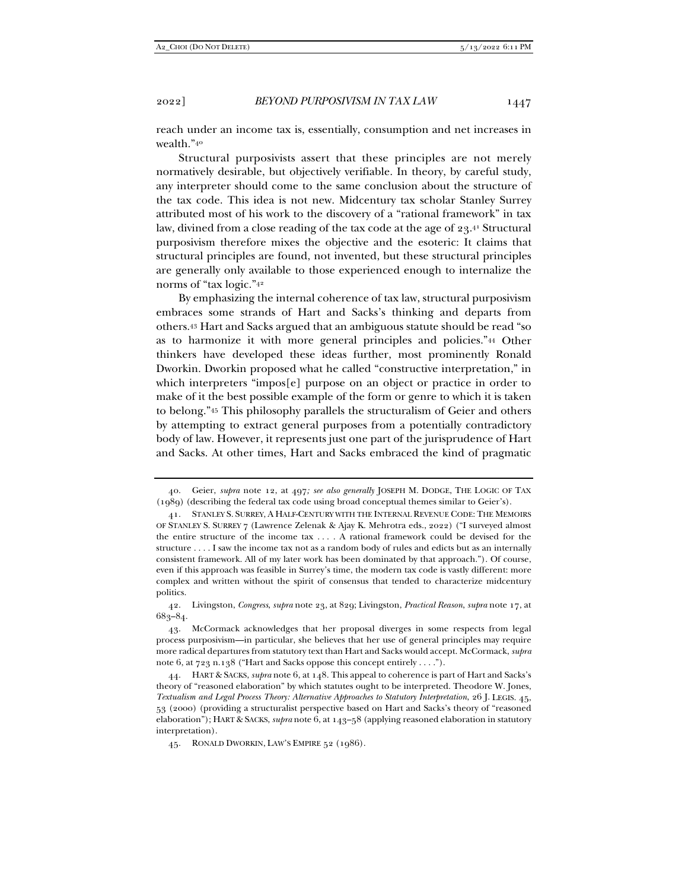reach under an income tax is, essentially, consumption and net increases in wealth."[40]

Structural purposivists assert that these principles are not merely normatively desirable, but objectively verifiable. In theory, by careful study, any interpreter should come to the same conclusion about the structure of the tax code. This idea is not new. Midcentury tax scholar Stanley Surrey attributed most of his work to the discovery of a "rational framework" in tax law, divined from a close reading of the tax code at the age of 23.[41] Structural purposivism therefore mixes the objective and the esoteric: It claims that structural principles are found, not invented, but these structural principles are generally only available to those experienced enough to internalize the norms of "tax logic."[42]

By emphasizing the internal coherence of tax law, structural purposivism embraces some strands of Hart and Sacks's thinking and departs from others.[43] Hart and Sacks argued that an ambiguous statute should be read "so as to harmonize it with more general principles and policies."[44] Other thinkers have developed these ideas further, most prominently Ronald Dworkin. Dworkin proposed what he called "constructive interpretation," in which interpreters "impos[e] purpose on an object or practice in order to make of it the best possible example of the form or genre to which it is taken to belong."[45] This philosophy parallels the structuralism of Geier and others by attempting to extract general purposes from a potentially contradictory body of law. However, it represents just one part of the jurisprudence of Hart and Sacks. At other times, Hart and Sacks embraced the kind of pragmatic

---

40. Geier, *supra* note 12, at 497*; see also generally* JOSEPH M. DODGE, THE LOGIC OF TAX (1989) (describing the federal tax code using broad conceptual themes similar to Geier's).

41. STANLEY S. SURREY, A HALF-CENTURY WITH THE INTERNAL REVENUE CODE: THE MEMOIRS OF STANLEY S. SURREY 7 (Lawrence Zelenak & Ajay K. Mehrotra eds., 2022) ("I surveyed almost the entire structure of the income tax . . . . A rational framework could be devised for the structure . . . . I saw the income tax not as a random body of rules and edicts but as an internally consistent framework. All of my later work has been dominated by that approach."). Of course, even if this approach was feasible in Surrey's time, the modern tax code is vastly different: more complex and written without the spirit of consensus that tended to characterize midcentury politics.

42. Livingston, *Congress*, *supra* note 23, at 829; Livingston, *Practical Reason*, *supra* note 17, at 683–84.

43. McCormack acknowledges that her proposal diverges in some respects from legal process purposivism—in particular, she believes that her use of general principles may require more radical departures from statutory text than Hart and Sacks would accept. McCormack, *supra* note 6, at 723 n.138 ("Hart and Sacks oppose this concept entirely . . . .").

44. HART & SACKS, *supra* note 6, at 148. This appeal to coherence is part of Hart and Sacks's theory of "reasoned elaboration" by which statutes ought to be interpreted. Theodore W. Jones, *Textualism and Legal Process Theory: Alternative Approaches to Statutory Interpretation*, 26 J. LEGIS. 45, 53 (2000) (providing a structuralist perspective based on Hart and Sacks's theory of "reasoned elaboration"); HART & SACKS, *supra* note 6, at 143–58 (applying reasoned elaboration in statutory interpretation).

45. RONALD DWORKIN, LAW'S EMPIRE 52 (1986).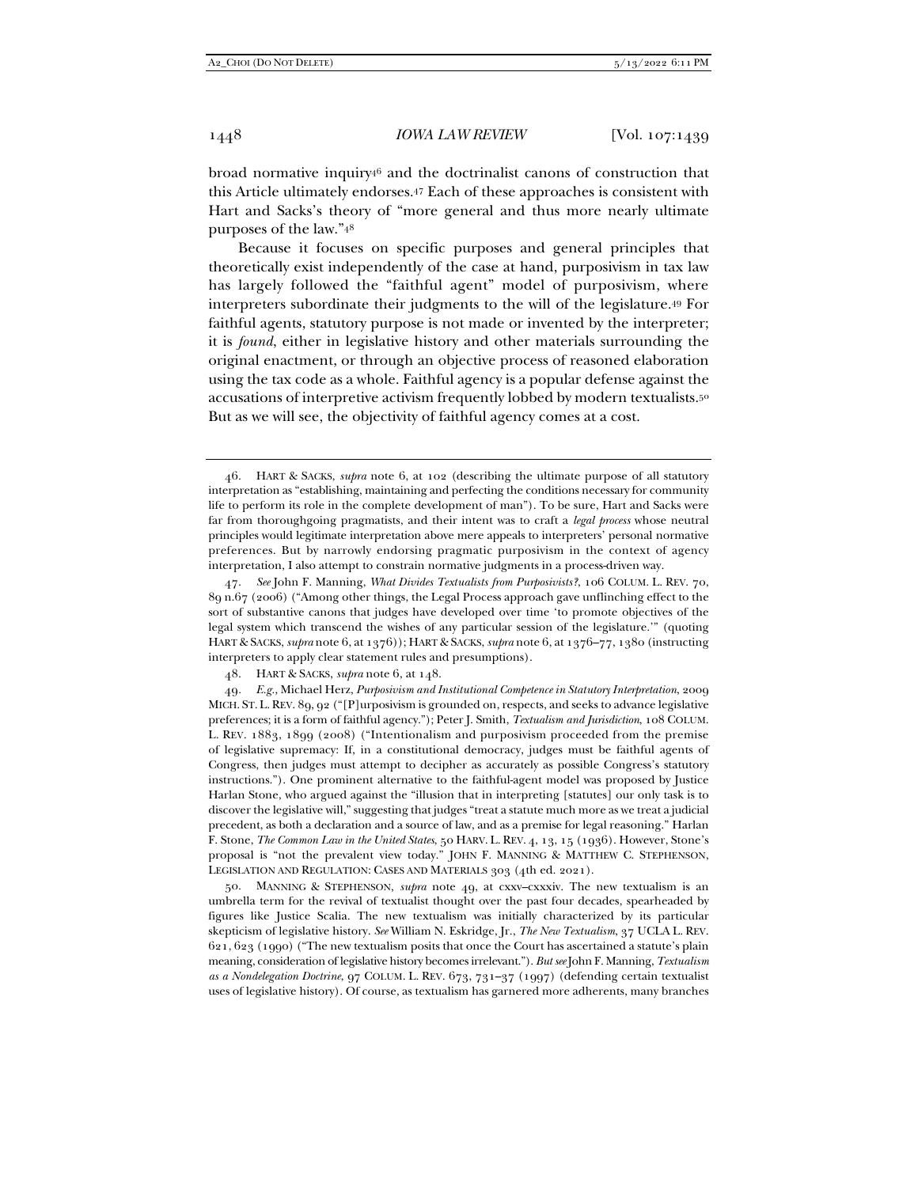broad normative inquiry[46] and the doctrinalist canons of construction that this Article ultimately endorses.[47] Each of these approaches is consistent with Hart and Sacks's theory of "more general and thus more nearly ultimate purposes of the law."[48]

Because it focuses on specific purposes and general principles that theoretically exist independently of the case at hand, purposivism in tax law has largely followed the "faithful agent" model of purposivism, where interpreters subordinate their judgments to the will of the legislature.[49] For faithful agents, statutory purpose is not made or invented by the interpreter; it is *found*, either in legislative history and other materials surrounding the original enactment, or through an objective process of reasoned elaboration using the tax code as a whole. Faithful agency is a popular defense against the accusations of interpretive activism frequently lobbed by modern textualists.[50] But as we will see, the objectivity of faithful agency comes at a cost.

---

46. HART & SACKS, *supra* note 6, at 102 (describing the ultimate purpose of all statutory interpretation as "establishing, maintaining and perfecting the conditions necessary for community life to perform its role in the complete development of man"). To be sure, Hart and Sacks were far from thoroughgoing pragmatists, and their intent was to craft a *legal process* whose neutral principles would legitimate interpretation above mere appeals to interpreters' personal normative preferences. But by narrowly endorsing pragmatic purposivism in the context of agency interpretation, I also attempt to constrain normative judgments in a process-driven way.

47. *See* John F. Manning, *What Divides Textualists from Purposivists?*, 106 COLUM. L. REV. 70, 89 n.67 (2006) ("Among other things, the Legal Process approach gave unflinching effect to the sort of substantive canons that judges have developed over time 'to promote objectives of the legal system which transcend the wishes of any particular session of the legislature.'" (quoting HART & SACKS, *supra* note 6, at 1376)); HART & SACKS, *supra* note 6, at 1376–77, 1380 (instructing interpreters to apply clear statement rules and presumptions).

48. HART & SACKS, *supra* note 6, at 148.

49. *E.g.*, Michael Herz, *Purposivism and Institutional Competence in Statutory Interpretation*, 2009 MICH. ST. L. REV. 89, 92 ("[P]urposivism is grounded on, respects, and seeks to advance legislative preferences; it is a form of faithful agency."); Peter J. Smith, *Textualism and Jurisdiction*, 108 COLUM. L. REV. 1883, 1899 (2008) ("Intentionalism and purposivism proceeded from the premise of legislative supremacy: If, in a constitutional democracy, judges must be faithful agents of Congress, then judges must attempt to decipher as accurately as possible Congress's statutory instructions."). One prominent alternative to the faithful-agent model was proposed by Justice Harlan Stone, who argued against the "illusion that in interpreting [statutes] our only task is to discover the legislative will," suggesting that judges "treat a statute much more as we treat a judicial precedent, as both a declaration and a source of law, and as a premise for legal reasoning." Harlan F. Stone, *The Common Law in the United States*, 50 HARV. L. REV. 4, 13, 15 (1936). However, Stone's proposal is "not the prevalent view today." JOHN F. MANNING & MATTHEW C. STEPHENSON, LEGISLATION AND REGULATION: CASES AND MATERIALS 303 (4th ed. 2021).

50. MANNING & STEPHENSON, *supra* note 49, at cxxv–cxxxiv. The new textualism is an umbrella term for the revival of textualist thought over the past four decades, spearheaded by figures like Justice Scalia. The new textualism was initially characterized by its particular skepticism of legislative history. *See* William N. Eskridge, Jr., *The New Textualism*, 37 UCLA L. REV. 621, 623 (1990) ("The new textualism posits that once the Court has ascertained a statute's plain meaning, consideration of legislative history becomes irrelevant."). *But see* John F. Manning, *Textualism as a Nondelegation Doctrine*, 97 COLUM. L. REV. 673, 731–37 (1997) (defending certain textualist uses of legislative history). Of course, as textualism has garnered more adherents, many branches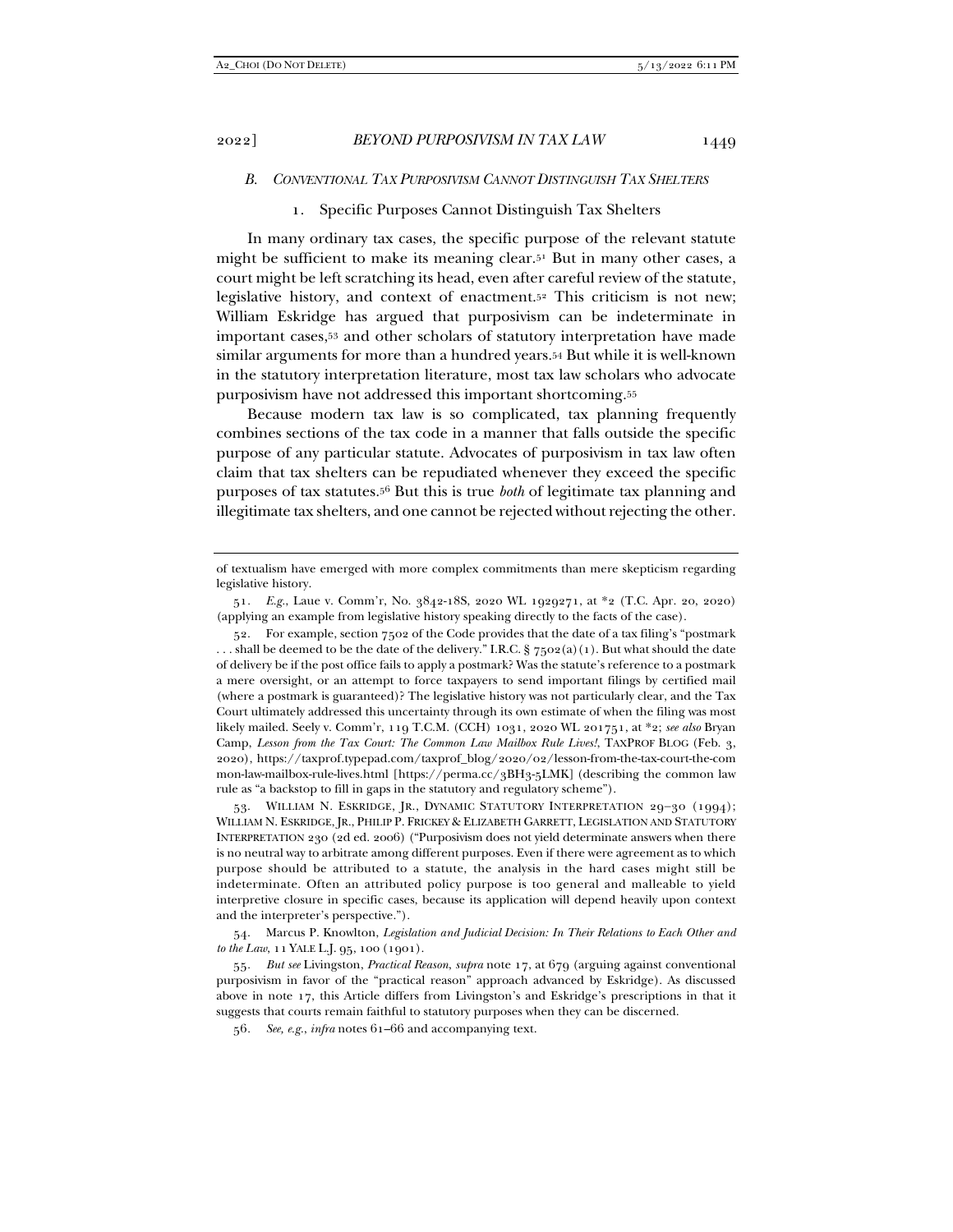### *B. Conventional Tax Purposivism Cannot Distinguish Tax Shelters*

#### 1. Specific Purposes Cannot Distinguish Tax Shelters

In many ordinary tax cases, the specific purpose of the relevant statute might be sufficient to make its meaning clear.[51] But in many other cases, a court might be left scratching its head, even after careful review of the statute, legislative history, and context of enactment.[52] This criticism is not new; William Eskridge has argued that purposivism can be indeterminate in important cases,[53] and other scholars of statutory interpretation have made similar arguments for more than a hundred years.[54] But while it is well-known in the statutory interpretation literature, most tax law scholars who advocate purposivism have not addressed this important shortcoming.[55]

Because modern tax law is so complicated, tax planning frequently combines sections of the tax code in a manner that falls outside the specific purpose of any particular statute. Advocates of purposivism in tax law often claim that tax shelters can be repudiated whenever they exceed the specific purposes of tax statutes.[56] But this is true *both* of legitimate tax planning and illegitimate tax shelters, and one cannot be rejected without rejecting the other.

---

of textualism have emerged with more complex commitments than mere skepticism regarding legislative history.

51. *E.g.*, Laue v. Comm'r, No. 3842-18S, 2020 WL 1929271, at *2 (T.C. Apr. 20, 2020) (applying an example from legislative history speaking directly to the facts of the case).

52. For example, section 7502 of the Code provides that the date of a tax filing's "postmark . . . shall be deemed to be the date of the delivery." I.R.C. § 7502(a)(1). But what should the date of delivery be if the post office fails to apply a postmark? Was the statute's reference to a postmark a mere oversight, or an attempt to force taxpayers to send important filings by certified mail (where a postmark is guaranteed)? The legislative history was not particularly clear, and the Tax Court ultimately addressed this uncertainty through its own estimate of when the filing was most likely mailed. Seely v. Comm'r, 119 T.C.M. (CCH) 1031, 2020 WL 201751, at *2; *see also* Bryan Camp, *Lesson from the Tax Court: The Common Law Mailbox Rule Lives!*, TAXPROF BLOG (Feb. 3, 2020), https://taxprof.typepad.com/taxprof_blog/2020/02/lesson-from-the-tax-court-the-common-law-mailbox-rule-lives.html [https://perma.cc/3BH3-5LMK] (describing the common law rule as "a backstop to fill in gaps in the statutory and regulatory scheme").

53. WILLIAM N. ESKRIDGE, JR., DYNAMIC STATUTORY INTERPRETATION 29–30 (1994); WILLIAM N. ESKRIDGE, JR., PHILIP P. FRICKEY & ELIZABETH GARRETT, LEGISLATION AND STATUTORY INTERPRETATION 230 (2d ed. 2006) ("Purposivism does not yield determinate answers when there is no neutral way to arbitrate among different purposes. Even if there were agreement as to which purpose should be attributed to a statute, the analysis in the hard cases might still be indeterminate. Often an attributed policy purpose is too general and malleable to yield interpretive closure in specific cases, because its application will depend heavily upon context and the interpreter's perspective.").

54. Marcus P. Knowlton, *Legislation and Judicial Decision: In Their Relations to Each Other and to the Law*, 11 YALE L.J. 95, 100 (1901).

55. *But see* Livingston, *Practical Reason*, *supra* note 17, at 679 (arguing against conventional purposivism in favor of the "practical reason" approach advanced by Eskridge). As discussed above in note 17, this Article differs from Livingston's and Eskridge's prescriptions in that it suggests that courts remain faithful to statutory purposes when they can be discerned.

56. *See, e.g.*, *infra* notes 61–66 and accompanying text.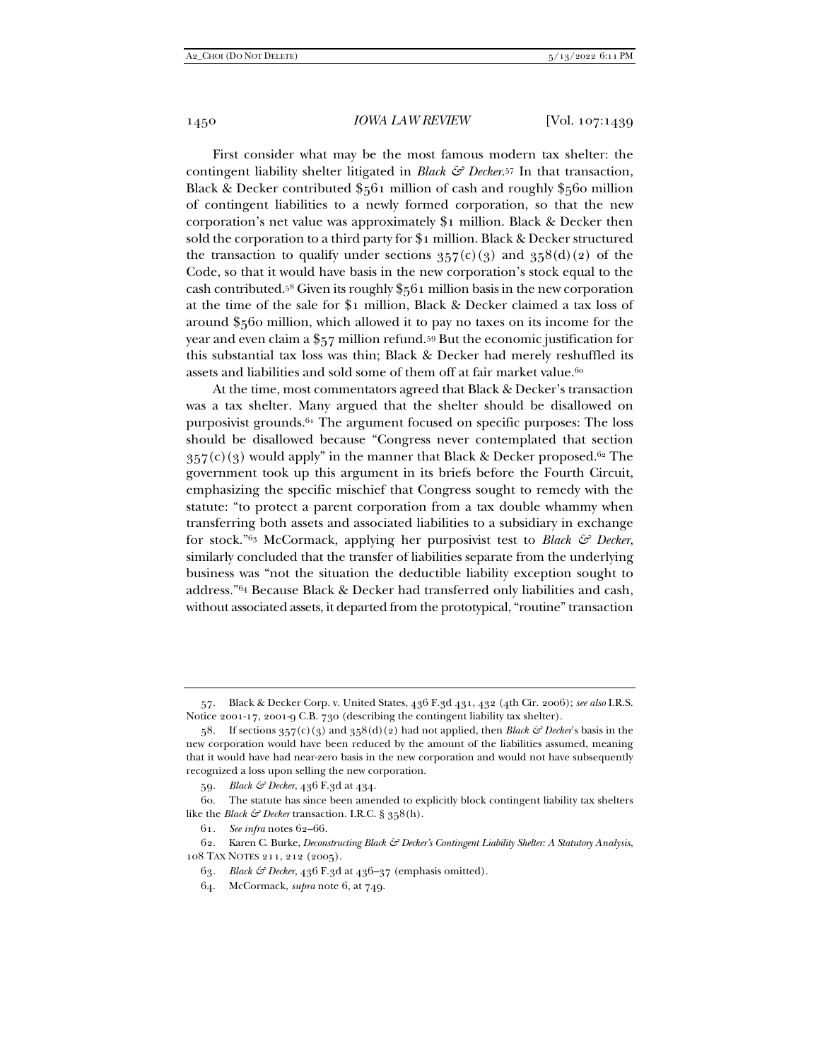First consider what may be the most famous modern tax shelter: the contingent liability shelter litigated in *Black & Decker*.[57] In that transaction, Black & Decker contributed $561 million of cash and roughly $560 million of contingent liabilities to a newly formed corporation, so that the new corporation's net value was approximately $1 million. Black & Decker then sold the corporation to a third party for $1 million. Black & Decker structured the transaction to qualify under sections 357(c)(3) and 358(d)(2) of the Code, so that it would have basis in the new corporation's stock equal to the cash contributed.[58] Given its roughly $561 million basis in the new corporation at the time of the sale for $1 million, Black & Decker claimed a tax loss of around $560 million, which allowed it to pay no taxes on its income for the year and even claim a $57 million refund.[59] But the economic justification for this substantial tax loss was thin; Black & Decker had merely reshuffled its assets and liabilities and sold some of them off at fair market value.[60]

At the time, most commentators agreed that Black & Decker's transaction was a tax shelter. Many argued that the shelter should be disallowed on purposivist grounds.[61] The argument focused on specific purposes: The loss should be disallowed because "Congress never contemplated that section 357(c)(3) would apply" in the manner that Black & Decker proposed.[62] The government took up this argument in its briefs before the Fourth Circuit, emphasizing the specific mischief that Congress sought to remedy with the statute: "to protect a parent corporation from a tax double whammy when transferring both assets and associated liabilities to a subsidiary in exchange for stock."[63] McCormack, applying her purposivist test to *Black & Decker*, similarly concluded that the transfer of liabilities separate from the underlying business was "not the situation the deductible liability exception sought to address."[64] Because Black & Decker had transferred only liabilities and cash, without associated assets, it departed from the prototypical, "routine" transaction

---

57. Black & Decker Corp. v. United States, 436 F.3d 431, 432 (4th Cir. 2006); *see also* I.R.S. Notice 2001-17, 2001-9 C.B. 730 (describing the contingent liability tax shelter).

58. If sections 357(c)(3) and 358(d)(2) had not applied, then *Black & Decker*'s basis in the new corporation would have been reduced by the amount of the liabilities assumed, meaning that it would have had near-zero basis in the new corporation and would not have subsequently recognized a loss upon selling the new corporation.

59. *Black & Decker*, 436 F.3d at 434.

60. The statute has since been amended to explicitly block contingent liability tax shelters like the *Black & Decker* transaction. I.R.C. § 358(h).

61. *See infra* notes 62–66.

62. Karen C. Burke, *Deconstructing Black & Decker's Contingent Liability Shelter: A Statutory Analysis*, 108 TAX NOTES 211, 212 (2005).

63. *Black & Decker*, 436 F.3d at 436–37 (emphasis omitted).

64. McCormack, *supra* note 6, at 749.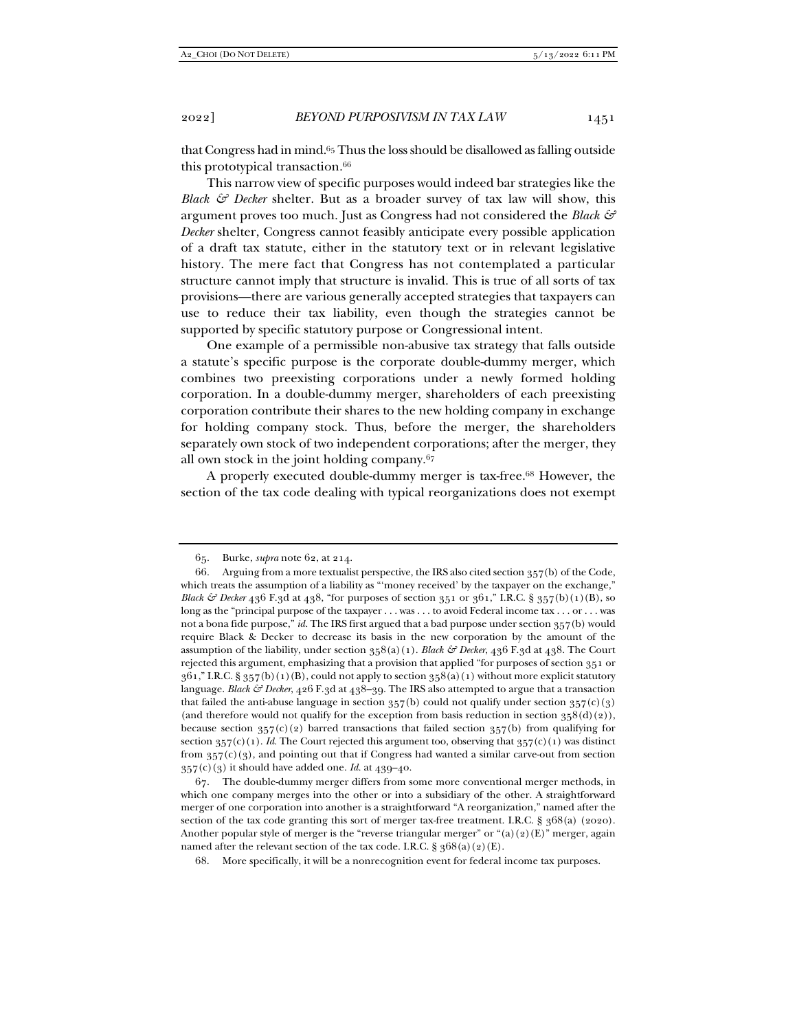that Congress had in mind.[65] Thus the loss should be disallowed as falling outside this prototypical transaction.[66]

This narrow view of specific purposes would indeed bar strategies like the *Black & Decker* shelter. But as a broader survey of tax law will show, this argument proves too much. Just as Congress had not considered the *Black & Decker* shelter, Congress cannot feasibly anticipate every possible application of a draft tax statute, either in the statutory text or in relevant legislative history. The mere fact that Congress has not contemplated a particular structure cannot imply that structure is invalid. This is true of all sorts of tax provisions—there are various generally accepted strategies that taxpayers can use to reduce their tax liability, even though the strategies cannot be supported by specific statutory purpose or Congressional intent.

One example of a permissible non-abusive tax strategy that falls outside a statute's specific purpose is the corporate double-dummy merger, which combines two preexisting corporations under a newly formed holding corporation. In a double-dummy merger, shareholders of each preexisting corporation contribute their shares to the new holding company in exchange for holding company stock. Thus, before the merger, the shareholders separately own stock of two independent corporations; after the merger, they all own stock in the joint holding company.[67]

A properly executed double-dummy merger is tax-free.[68] However, the section of the tax code dealing with typical reorganizations does not exempt

---

65. Burke, *supra* note 62, at 214.

66. Arguing from a more textualist perspective, the IRS also cited section 357(b) of the Code, which treats the assumption of a liability as "'money received' by the taxpayer on the exchange," *Black & Decker* 436 F.3d at 438, "for purposes of section 351 or 361," I.R.C. § 357(b)(1)(B), so long as the "principal purpose of the taxpayer . . . was . . . to avoid Federal income tax . . . or . . . was not a bona fide purpose," *id*. The IRS first argued that a bad purpose under section 357(b) would require Black & Decker to decrease its basis in the new corporation by the amount of the assumption of the liability, under section 358(a)(1). *Black & Decker*, 436 F.3d at 438. The Court rejected this argument, emphasizing that a provision that applied "for purposes of section 351 or 361," I.R.C. § 357(b)(1)(B), could not apply to section 358(a)(1) without more explicit statutory language. *Black & Decker*, 426 F.3d at 438–39. The IRS also attempted to argue that a transaction that failed the anti-abuse language in section 357(b) could not qualify under section 357(c)(3) (and therefore would not qualify for the exception from basis reduction in section 358(d)(2)), because section 357(c)(2) barred transactions that failed section 357(b) from qualifying for section 357(c)(1). *Id.* The Court rejected this argument too, observing that 357(c)(1) was distinct from 357(c)(3), and pointing out that if Congress had wanted a similar carve-out from section 357(c)(3) it should have added one. *Id.* at 439–40.

67. The double-dummy merger differs from some more conventional merger methods, in which one company merges into the other or into a subsidiary of the other. A straightforward merger of one corporation into another is a straightforward "A reorganization," named after the section of the tax code granting this sort of merger tax-free treatment. I.R.C. § 368(a) (2020). Another popular style of merger is the "reverse triangular merger" or "(a)(2)(E)" merger, again named after the relevant section of the tax code. I.R.C. § 368(a)(2)(E).

68. More specifically, it will be a nonrecognition event for federal income tax purposes.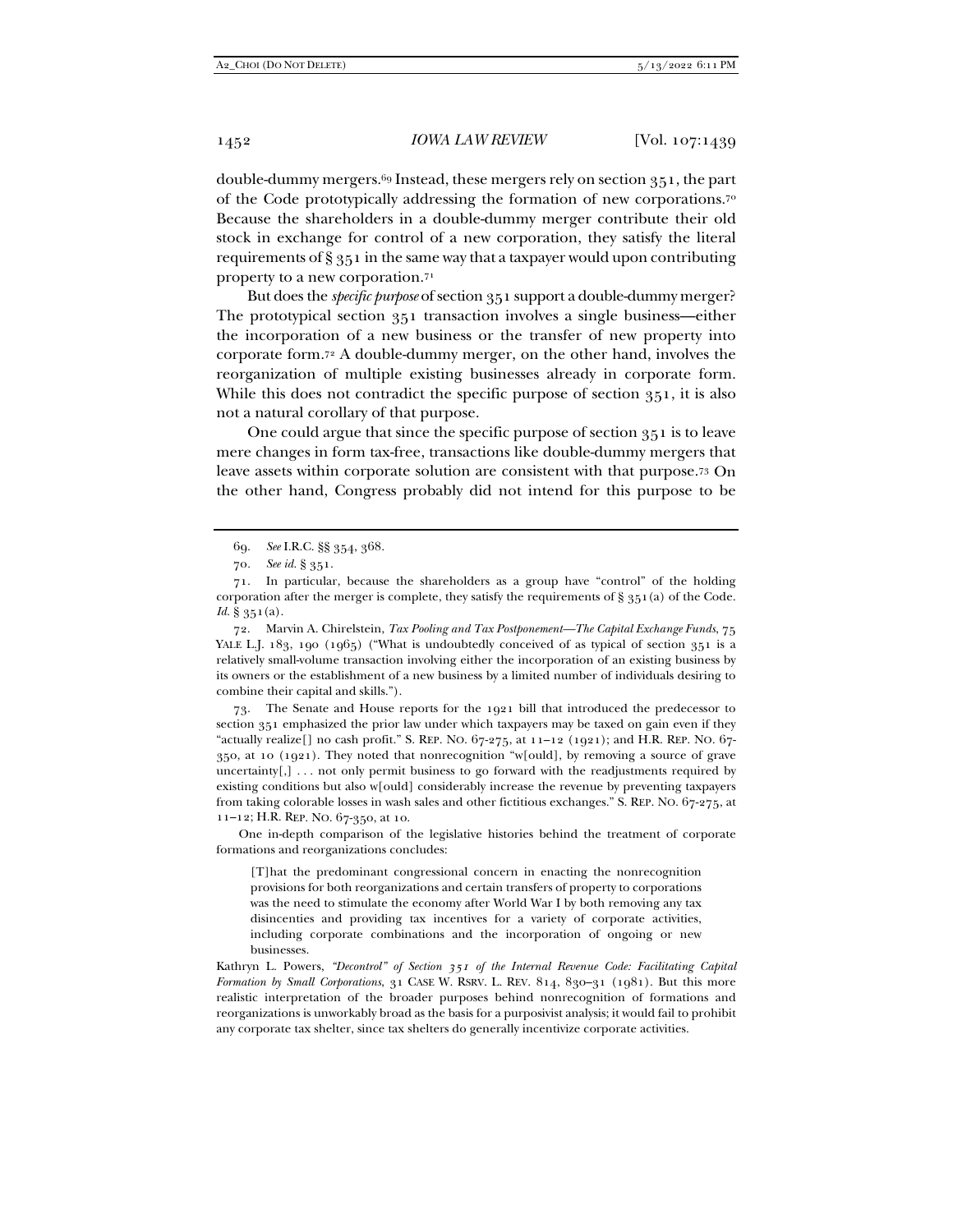double-dummy mergers.[69] Instead, these mergers rely on section 351, the part of the Code prototypically addressing the formation of new corporations.[70] Because the shareholders in a double-dummy merger contribute their old stock in exchange for control of a new corporation, they satisfy the literal requirements of § 351 in the same way that a taxpayer would upon contributing property to a new corporation.[71]

But does the *specific purpose* of section 351 support a double-dummy merger? The prototypical section 351 transaction involves a single business—either the incorporation of a new business or the transfer of new property into corporate form.[72] A double-dummy merger, on the other hand, involves the reorganization of multiple existing businesses already in corporate form. While this does not contradict the specific purpose of section 351, it is also not a natural corollary of that purpose.

One could argue that since the specific purpose of section 351 is to leave mere changes in form tax-free, transactions like double-dummy mergers that leave assets within corporate solution are consistent with that purpose.[73] On the other hand, Congress probably did not intend for this purpose to be

---

69. *See* I.R.C. §§ 354, 368.

70. *See id.* § 351.

71. In particular, because the shareholders as a group have "control" of the holding corporation after the merger is complete, they satisfy the requirements of § 351(a) of the Code. *Id.* § 351(a).

72. Marvin A. Chirelstein, *Tax Pooling and Tax Postponement—The Capital Exchange Funds*, 75 YALE L.J. 183, 190 (1965) ("What is undoubtedly conceived of as typical of section 351 is a relatively small-volume transaction involving either the incorporation of an existing business by its owners or the establishment of a new business by a limited number of individuals desiring to combine their capital and skills.").

73. The Senate and House reports for the 1921 bill that introduced the predecessor to section 351 emphasized the prior law under which taxpayers may be taxed on gain even if they "actually realize[] no cash profit." S. REP. NO. 67-275, at 11–12 (1921); and H.R. REP. NO. 67-350, at 10 (1921). They noted that nonrecognition "w[ould], by removing a source of grave uncertainty[,] . . . not only permit business to go forward with the readjustments required by existing conditions but also w[ould] considerably increase the revenue by preventing taxpayers from taking colorable losses in wash sales and other fictitious exchanges." S. REP. NO. 67-275, at 11–12; H.R. REP. NO. 67-350, at 10.

One in-depth comparison of the legislative histories behind the treatment of corporate formations and reorganizations concludes:

> [T]hat the predominant congressional concern in enacting the nonrecognition provisions for both reorganizations and certain transfers of property to corporations was the need to stimulate the economy after World War I by both removing any tax disincenties and providing tax incentives for a variety of corporate activities, including corporate combinations and the incorporation of ongoing or new businesses.

Kathryn L. Powers, *"Decontrol" of Section 351 of the Internal Revenue Code: Facilitating Capital Formation by Small Corporations*, 31 CASE W. RSRV. L. REV. 814, 830–31 (1981). But this more realistic interpretation of the broader purposes behind nonrecognition of formations and reorganizations is unworkably broad as the basis for a purposivist analysis; it would fail to prohibit any corporate tax shelter, since tax shelters do generally incentivize corporate activities.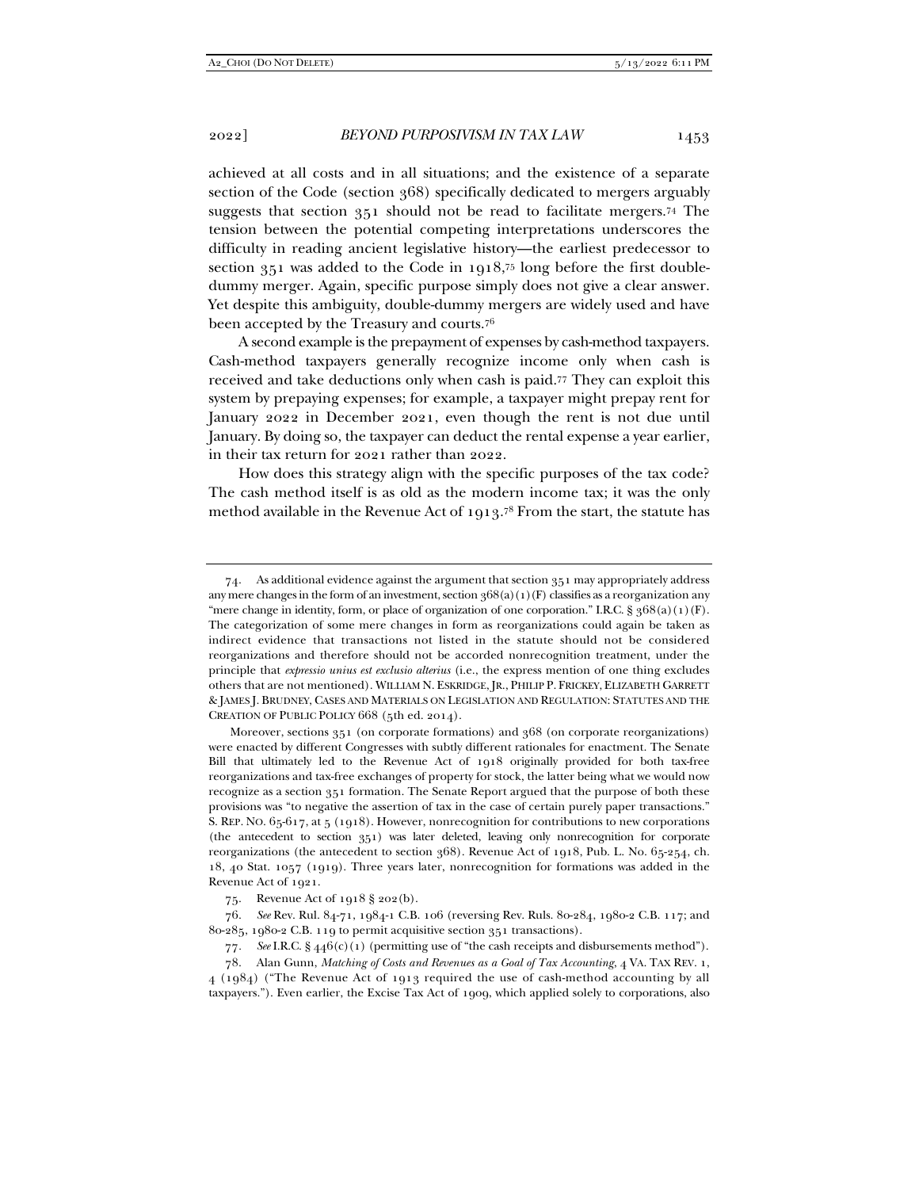achieved at all costs and in all situations; and the existence of a separate section of the Code (section 368) specifically dedicated to mergers arguably suggests that section 351 should not be read to facilitate mergers.[74] The tension between the potential competing interpretations underscores the difficulty in reading ancient legislative history—the earliest predecessor to section 351 was added to the Code in 1918,[75] long before the first double-dummy merger. Again, specific purpose simply does not give a clear answer. Yet despite this ambiguity, double-dummy mergers are widely used and have been accepted by the Treasury and courts.[76]

A second example is the prepayment of expenses by cash-method taxpayers. Cash-method taxpayers generally recognize income only when cash is received and take deductions only when cash is paid.[77] They can exploit this system by prepaying expenses; for example, a taxpayer might prepay rent for January 2022 in December 2021, even though the rent is not due until January. By doing so, the taxpayer can deduct the rental expense a year earlier, in their tax return for 2021 rather than 2022.

How does this strategy align with the specific purposes of the tax code? The cash method itself is as old as the modern income tax; it was the only method available in the Revenue Act of 1913.[78] From the start, the statute has

---

74. As additional evidence against the argument that section 351 may appropriately address any mere changes in the form of an investment, section 368(a)(1)(F) classifies as a reorganization any "mere change in identity, form, or place of organization of one corporation." I.R.C. § 368(a)(1)(F). The categorization of some mere changes in form as reorganizations could again be taken as indirect evidence that transactions not listed in the statute should not be considered reorganizations and therefore should not be accorded nonrecognition treatment, under the principle that *expressio unius est exclusio alterius* (i.e., the express mention of one thing excludes others that are not mentioned). WILLIAM N. ESKRIDGE, JR., PHILIP P. FRICKEY, ELIZABETH GARRETT & JAMES J. BRUDNEY, CASES AND MATERIALS ON LEGISLATION AND REGULATION: STATUTES AND THE CREATION OF PUBLIC POLICY 668 (5th ed. 2014).

Moreover, sections 351 (on corporate formations) and 368 (on corporate reorganizations) were enacted by different Congresses with subtly different rationales for enactment. The Senate Bill that ultimately led to the Revenue Act of 1918 originally provided for both tax-free reorganizations and tax-free exchanges of property for stock, the latter being what we would now recognize as a section 351 formation. The Senate Report argued that the purpose of both these provisions was "to negative the assertion of tax in the case of certain purely paper transactions." S. REP. NO. 65-617, at 5 (1918). However, nonrecognition for contributions to new corporations (the antecedent to section 351) was later deleted, leaving only nonrecognition for corporate reorganizations (the antecedent to section 368). Revenue Act of 1918, Pub. L. No. 65-254, ch. 18, 40 Stat. 1057 (1919). Three years later, nonrecognition for formations was added in the Revenue Act of 1921.

75. Revenue Act of 1918 § 202(b).

76. *See* Rev. Rul. 84-71, 1984-1 C.B. 106 (reversing Rev. Ruls. 80-284, 1980-2 C.B. 117; and 80-285, 1980-2 C.B. 119 to permit acquisitive section 351 transactions).

77. *See* I.R.C. § 446(c)(1) (permitting use of "the cash receipts and disbursements method").

78. Alan Gunn, *Matching of Costs and Revenues as a Goal of Tax Accounting*, 4 VA. TAX REV. 1, 4 (1984) ("The Revenue Act of 1913 required the use of cash-method accounting by all taxpayers."). Even earlier, the Excise Tax Act of 1909, which applied solely to corporations, also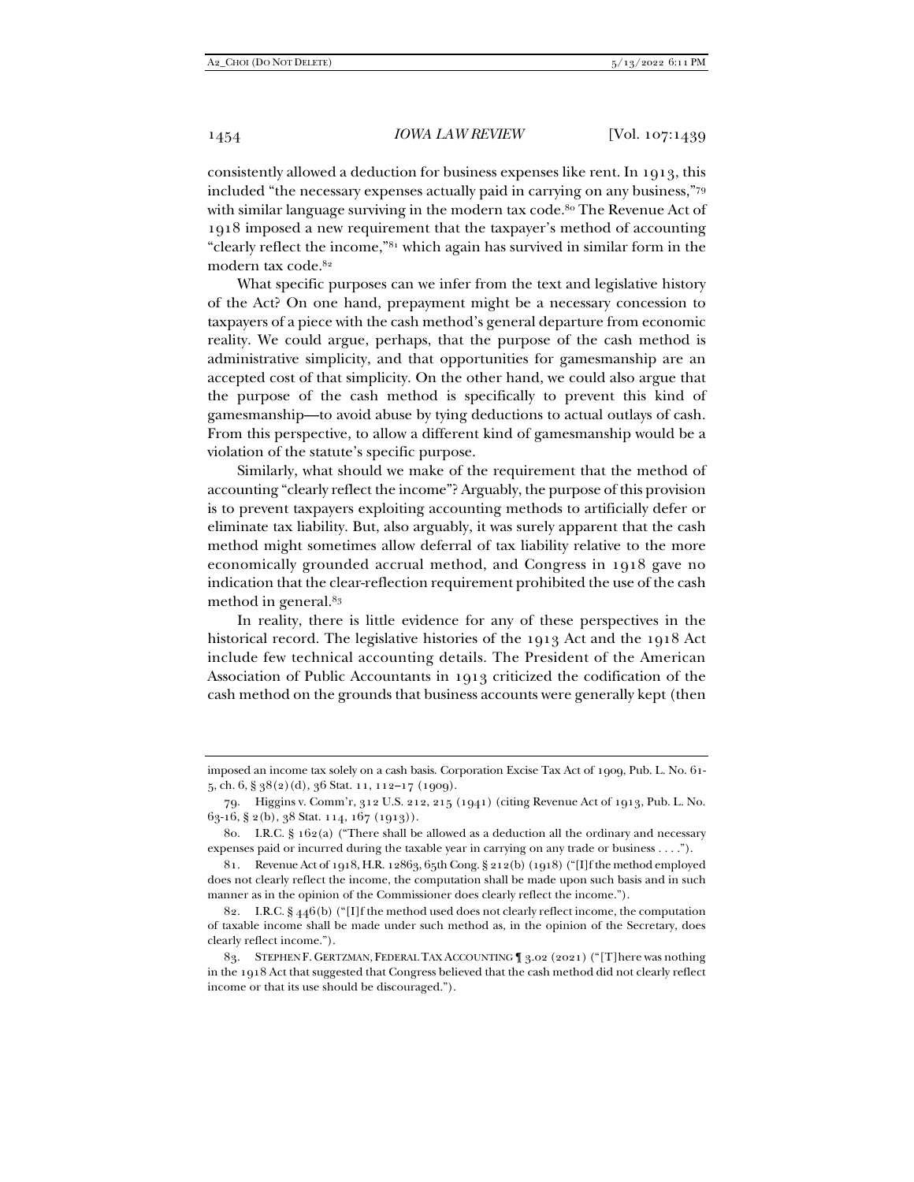consistently allowed a deduction for business expenses like rent. In 1913, this included "the necessary expenses actually paid in carrying on any business,"[79] with similar language surviving in the modern tax code.[80] The Revenue Act of 1918 imposed a new requirement that the taxpayer's method of accounting "clearly reflect the income,"[81] which again has survived in similar form in the modern tax code.[82]

What specific purposes can we infer from the text and legislative history of the Act? On one hand, prepayment might be a necessary concession to taxpayers of a piece with the cash method's general departure from economic reality. We could argue, perhaps, that the purpose of the cash method is administrative simplicity, and that opportunities for gamesmanship are an accepted cost of that simplicity. On the other hand, we could also argue that the purpose of the cash method is specifically to prevent this kind of gamesmanship—to avoid abuse by tying deductions to actual outlays of cash. From this perspective, to allow a different kind of gamesmanship would be a violation of the statute's specific purpose.

Similarly, what should we make of the requirement that the method of accounting "clearly reflect the income"? Arguably, the purpose of this provision is to prevent taxpayers exploiting accounting methods to artificially defer or eliminate tax liability. But, also arguably, it was surely apparent that the cash method might sometimes allow deferral of tax liability relative to the more economically grounded accrual method, and Congress in 1918 gave no indication that the clear-reflection requirement prohibited the use of the cash method in general.[83]

In reality, there is little evidence for any of these perspectives in the historical record. The legislative histories of the 1913 Act and the 1918 Act include few technical accounting details. The President of the American Association of Public Accountants in 1913 criticized the codification of the cash method on the grounds that business accounts were generally kept (then

---

imposed an income tax solely on a cash basis. Corporation Excise Tax Act of 1909, Pub. L. No. 61-5, ch. 6, § 38(2)(d), 36 Stat. 11, 112–17 (1909).

79. Higgins v. Comm'r, 312 U.S. 212, 215 (1941) (citing Revenue Act of 1913, Pub. L. No. 63-16, § 2(b), 38 Stat. 114, 167 (1913)).

80. I.R.C. § 162(a) ("There shall be allowed as a deduction all the ordinary and necessary expenses paid or incurred during the taxable year in carrying on any trade or business . . . .").

81. Revenue Act of 1918, H.R. 12863, 65th Cong. § 212(b) (1918) ("[I]f the method employed does not clearly reflect the income, the computation shall be made upon such basis and in such manner as in the opinion of the Commissioner does clearly reflect the income.").

82. I.R.C. § 446(b) ("[I]f the method used does not clearly reflect income, the computation of taxable income shall be made under such method as, in the opinion of the Secretary, does clearly reflect income.").

83. STEPHEN F. GERTZMAN, FEDERAL TAX ACCOUNTING ¶ 3.02 (2021) ("[T]here was nothing in the 1918 Act that suggested that Congress believed that the cash method did not clearly reflect income or that its use should be discouraged.").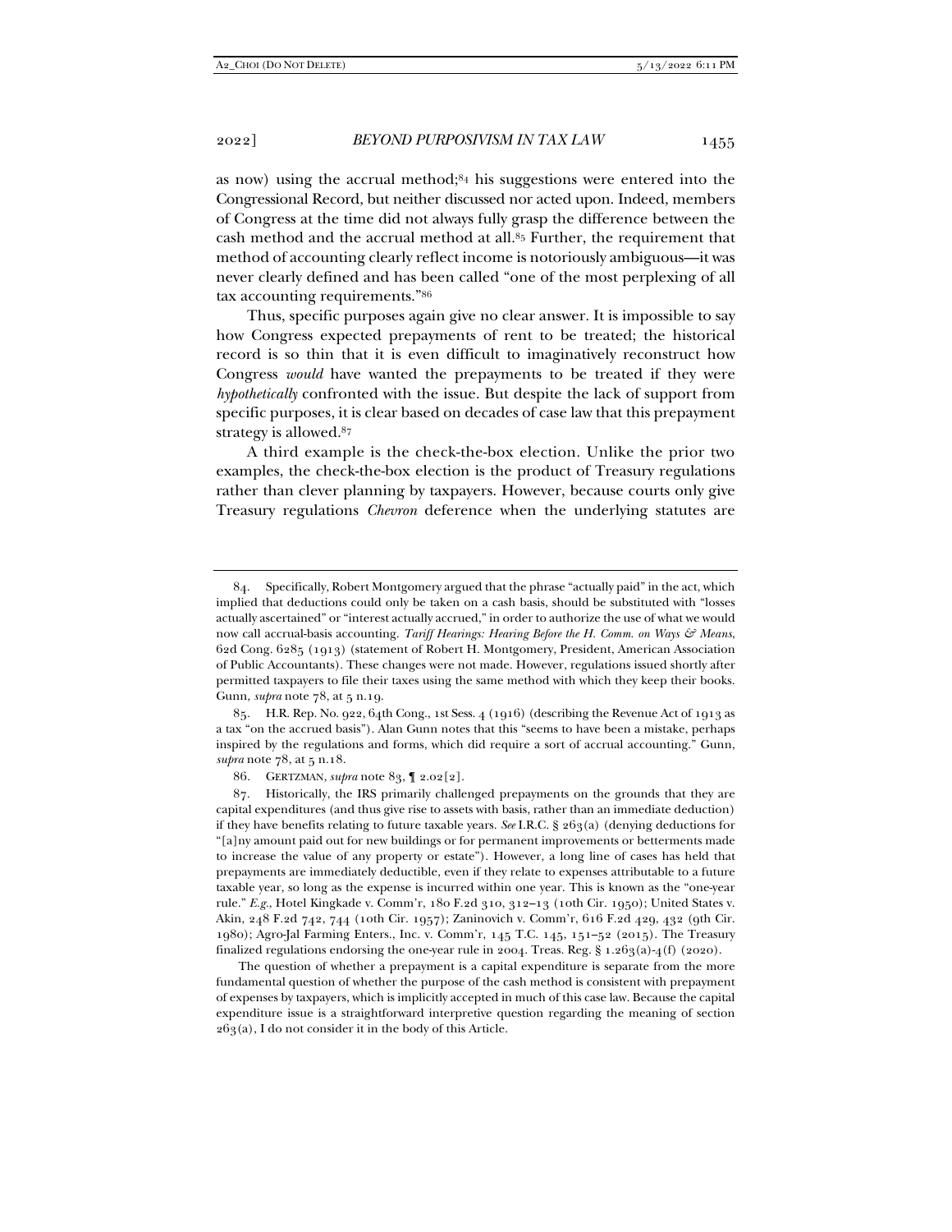as now) using the accrual method;[84] his suggestions were entered into the Congressional Record, but neither discussed nor acted upon. Indeed, members of Congress at the time did not always fully grasp the difference between the cash method and the accrual method at all.[85] Further, the requirement that method of accounting clearly reflect income is notoriously ambiguous—it was never clearly defined and has been called "one of the most perplexing of all tax accounting requirements."[86]

Thus, specific purposes again give no clear answer. It is impossible to say how Congress expected prepayments of rent to be treated; the historical record is so thin that it is even difficult to imaginatively reconstruct how Congress *would* have wanted the prepayments to be treated if they were *hypothetically* confronted with the issue. But despite the lack of support from specific purposes, it is clear based on decades of case law that this prepayment strategy is allowed.[87]

A third example is the check-the-box election. Unlike the prior two examples, the check-the-box election is the product of Treasury regulations rather than clever planning by taxpayers. However, because courts only give Treasury regulations *Chevron* deference when the underlying statutes are

---

84. Specifically, Robert Montgomery argued that the phrase "actually paid" in the act, which implied that deductions could only be taken on a cash basis, should be substituted with "losses actually ascertained" or "interest actually accrued," in order to authorize the use of what we would now call accrual-basis accounting. *Tariff Hearings: Hearing Before the H. Comm. on Ways & Means*, 62d Cong. 6285 (1913) (statement of Robert H. Montgomery, President, American Association of Public Accountants). These changes were not made. However, regulations issued shortly after permitted taxpayers to file their taxes using the same method with which they keep their books. Gunn, *supra* note 78, at 5 n.19.

85. H.R. Rep. No. 922, 64th Cong., 1st Sess. 4 (1916) (describing the Revenue Act of 1913 as a tax "on the accrued basis"). Alan Gunn notes that this "seems to have been a mistake, perhaps inspired by the regulations and forms, which did require a sort of accrual accounting." Gunn, *supra* note 78, at 5 n.18.

86. GERTZMAN, *supra* note 83, ¶ 2.02[2].

87. Historically, the IRS primarily challenged prepayments on the grounds that they are capital expenditures (and thus give rise to assets with basis, rather than an immediate deduction) if they have benefits relating to future taxable years. *See* I.R.C. § 263(a) (denying deductions for "[a]ny amount paid out for new buildings or for permanent improvements or betterments made to increase the value of any property or estate"). However, a long line of cases has held that prepayments are immediately deductible, even if they relate to expenses attributable to a future taxable year, so long as the expense is incurred within one year. This is known as the "one-year rule." *E.g.*, Hotel Kingkade v. Comm'r, 180 F.2d 310, 312–13 (10th Cir. 1950); United States v. Akin, 248 F.2d 742, 744 (10th Cir. 1957); Zaninovich v. Comm'r, 616 F.2d 429, 432 (9th Cir. 1980); Agro-Jal Farming Enters., Inc. v. Comm'r, 145 T.C. 145, 151–52 (2015). The Treasury finalized regulations endorsing the one-year rule in 2004. Treas. Reg. § 1.263(a)-4(f) (2020).

The question of whether a prepayment is a capital expenditure is separate from the more fundamental question of whether the purpose of the cash method is consistent with prepayment of expenses by taxpayers, which is implicitly accepted in much of this case law. Because the capital expenditure issue is a straightforward interpretive question regarding the meaning of section 263(a), I do not consider it in the body of this Article.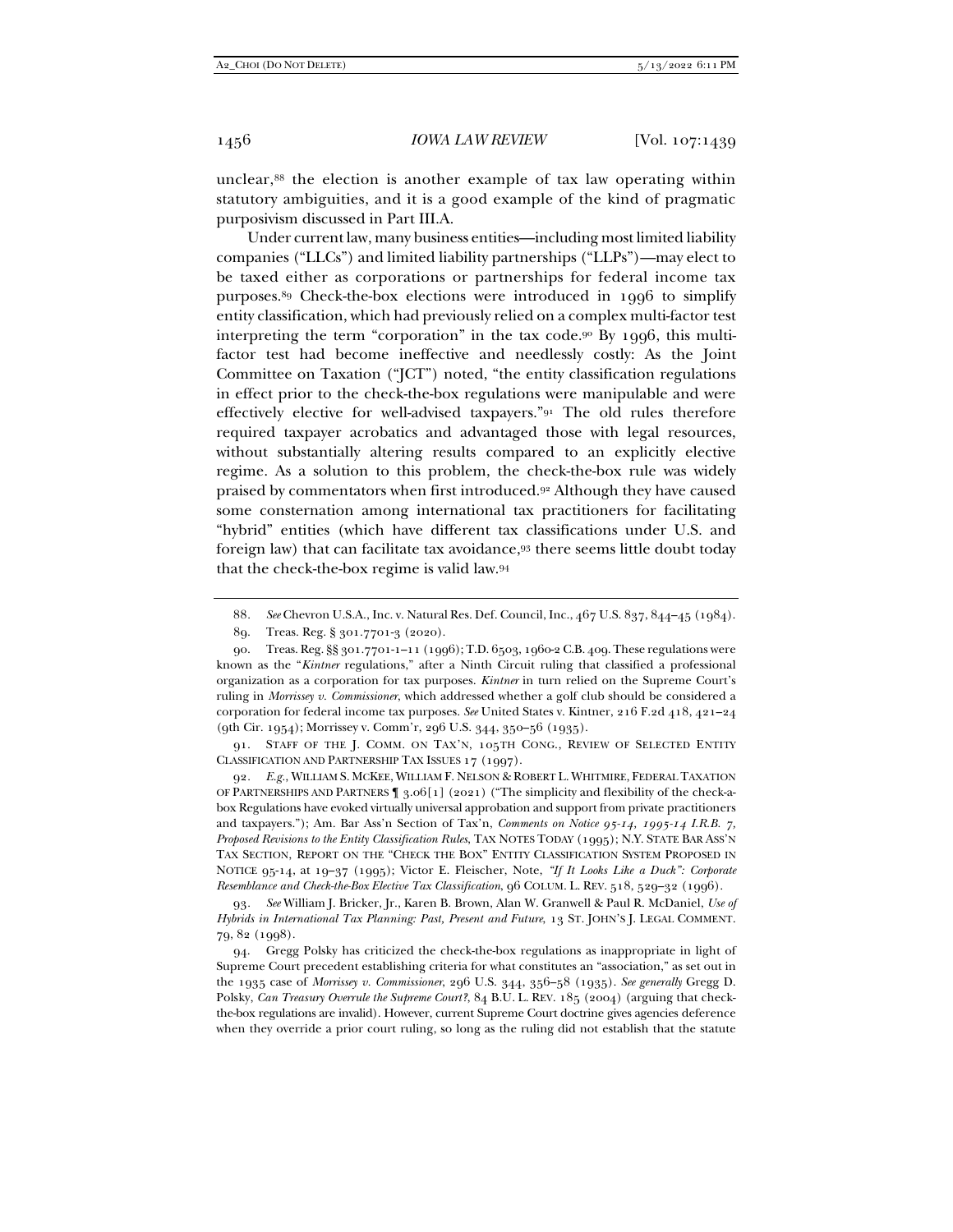unclear,[88] the election is another example of tax law operating within statutory ambiguities, and it is a good example of the kind of pragmatic purposivism discussed in Part III.A.

Under current law, many business entities—including most limited liability companies ("LLCs") and limited liability partnerships ("LLPs")—may elect to be taxed either as corporations or partnerships for federal income tax purposes.[89] Check-the-box elections were introduced in 1996 to simplify entity classification, which had previously relied on a complex multi-factor test interpreting the term "corporation" in the tax code.[90] By 1996, this multi-factor test had become ineffective and needlessly costly: As the Joint Committee on Taxation ("JCT") noted, "the entity classification regulations in effect prior to the check-the-box regulations were manipulable and were effectively elective for well-advised taxpayers."[91] The old rules therefore required taxpayer acrobatics and advantaged those with legal resources, without substantially altering results compared to an explicitly elective regime. As a solution to this problem, the check-the-box rule was widely praised by commentators when first introduced.[92] Although they have caused some consternation among international tax practitioners for facilitating "hybrid" entities (which have different tax classifications under U.S. and foreign law) that can facilitate tax avoidance,[93] there seems little doubt today that the check-the-box regime is valid law.[94]

---

88. *See* Chevron U.S.A., Inc. v. Natural Res. Def. Council, Inc., 467 U.S. 837, 844–45 (1984).

89. Treas. Reg. § 301.7701-3 (2020).

90. Treas. Reg. §§ 301.7701-1–11 (1996); T.D. 6503, 1960-2 C.B. 409. These regulations were known as the "*Kintner* regulations," after a Ninth Circuit ruling that classified a professional organization as a corporation for tax purposes. *Kintner* in turn relied on the Supreme Court's ruling in *Morrissey v. Commissioner*, which addressed whether a golf club should be considered a corporation for federal income tax purposes. *See* United States v. Kintner, 216 F.2d 418, 421–24 (9th Cir. 1954); Morrissey v. Comm'r, 296 U.S. 344, 350–56 (1935).

91. STAFF OF THE J. COMM. ON TAX'N, 105TH CONG., REVIEW OF SELECTED ENTITY CLASSIFICATION AND PARTNERSHIP TAX ISSUES 17 (1997).

92. *E.g.*, WILLIAM S. MCKEE, WILLIAM F. NELSON & ROBERT L. WHITMIRE, FEDERAL TAXATION OF PARTNERSHIPS AND PARTNERS ¶ 3.06[1] (2021) ("The simplicity and flexibility of the check-a-box Regulations have evoked virtually universal approbation and support from private practitioners and taxpayers."); Am. Bar Ass'n Section of Tax'n, *Comments on Notice 95-14, 1995-14 I.R.B. 7, Proposed Revisions to the Entity Classification Rules*, TAX NOTES TODAY (1995); N.Y. STATE BAR ASS'N TAX SECTION, REPORT ON THE "CHECK THE BOX" ENTITY CLASSIFICATION SYSTEM PROPOSED IN NOTICE 95-14, at 19–37 (1995); Victor E. Fleischer, Note, *"If It Looks Like a Duck": Corporate Resemblance and Check-the-Box Elective Tax Classification*, 96 COLUM. L. REV. 518, 529–32 (1996).

93. *See* William J. Bricker, Jr., Karen B. Brown, Alan W. Granwell & Paul R. McDaniel, *Use of Hybrids in International Tax Planning: Past, Present and Future*, 13 ST. JOHN'S J. LEGAL COMMENT. 79, 82 (1998).

94. Gregg Polsky has criticized the check-the-box regulations as inappropriate in light of Supreme Court precedent establishing criteria for what constitutes an "association," as set out in the 1935 case of *Morrissey v. Commissioner*, 296 U.S. 344, 356–58 (1935). *See generally* Gregg D. Polsky, *Can Treasury Overrule the Supreme Court?*, 84 B.U. L. REV. 185 (2004) (arguing that check-the-box regulations are invalid). However, current Supreme Court doctrine gives agencies deference when they override a prior court ruling, so long as the ruling did not establish that the statute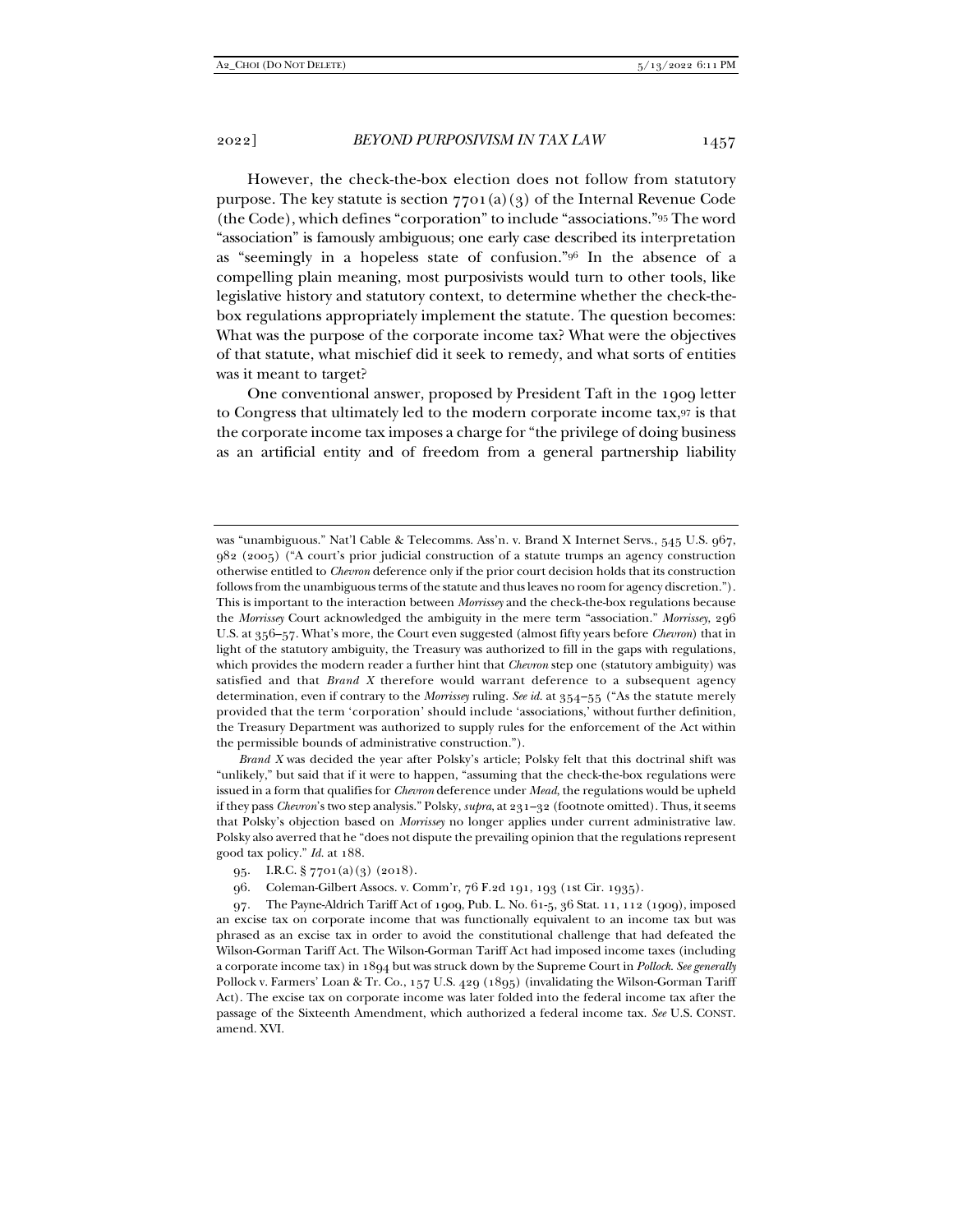However, the check-the-box election does not follow from statutory purpose. The key statute is section 7701(a)(3) of the Internal Revenue Code (the Code), which defines "corporation" to include "associations."[95] The word "association" is famously ambiguous; one early case described its interpretation as "seemingly in a hopeless state of confusion."[96] In the absence of a compelling plain meaning, most purposivists would turn to other tools, like legislative history and statutory context, to determine whether the check-the-box regulations appropriately implement the statute. The question becomes: What was the purpose of the corporate income tax? What were the objectives of that statute, what mischief did it seek to remedy, and what sorts of entities was it meant to target?

One conventional answer, proposed by President Taft in the 1909 letter to Congress that ultimately led to the modern corporate income tax,[97] is that the corporate income tax imposes a charge for "the privilege of doing business as an artificial entity and of freedom from a general partnership liability

---

was "unambiguous." Nat'l Cable & Telecomms. Ass'n. v. Brand X Internet Servs., 545 U.S. 967, 982 (2005) ("A court's prior judicial construction of a statute trumps an agency construction otherwise entitled to *Chevron* deference only if the prior court decision holds that its construction follows from the unambiguous terms of the statute and thus leaves no room for agency discretion."). This is important to the interaction between *Morrissey* and the check-the-box regulations because the *Morrissey* Court acknowledged the ambiguity in the mere term "association." *Morrissey*, 296 U.S. at 356–57. What's more, the Court even suggested (almost fifty years before *Chevron*) that in light of the statutory ambiguity, the Treasury was authorized to fill in the gaps with regulations, which provides the modern reader a further hint that *Chevron* step one (statutory ambiguity) was satisfied and that *Brand X* therefore would warrant deference to a subsequent agency determination, even if contrary to the *Morrissey* ruling. *See id.* at 354–55 ("As the statute merely provided that the term 'corporation' should include 'associations,' without further definition, the Treasury Department was authorized to supply rules for the enforcement of the Act within the permissible bounds of administrative construction.").

*Brand X* was decided the year after Polsky's article; Polsky felt that this doctrinal shift was "unlikely," but said that if it were to happen, "assuming that the check-the-box regulations were issued in a form that qualifies for *Chevron* deference under *Mead*, the regulations would be upheld if they pass *Chevron*'s two step analysis." Polsky, *supra*, at 231–32 (footnote omitted). Thus, it seems that Polsky's objection based on *Morrissey* no longer applies under current administrative law. Polsky also averred that he "does not dispute the prevailing opinion that the regulations represent good tax policy." *Id.* at 188.

95. I.R.C. § 7701(a)(3) (2018).

96. Coleman-Gilbert Assocs. v. Comm'r, 76 F.2d 191, 193 (1st Cir. 1935).

97. The Payne-Aldrich Tariff Act of 1909, Pub. L. No. 61-5, 36 Stat. 11, 112 (1909), imposed an excise tax on corporate income that was functionally equivalent to an income tax but was phrased as an excise tax in order to avoid the constitutional challenge that had defeated the Wilson-Gorman Tariff Act. The Wilson-Gorman Tariff Act had imposed income taxes (including a corporate income tax) in 1894 but was struck down by the Supreme Court in *Pollock*. *See generally* Pollock v. Farmers' Loan & Tr. Co., 157 U.S. 429 (1895) (invalidating the Wilson-Gorman Tariff Act). The excise tax on corporate income was later folded into the federal income tax after the passage of the Sixteenth Amendment, which authorized a federal income tax. *See* U.S. CONST. amend. XVI.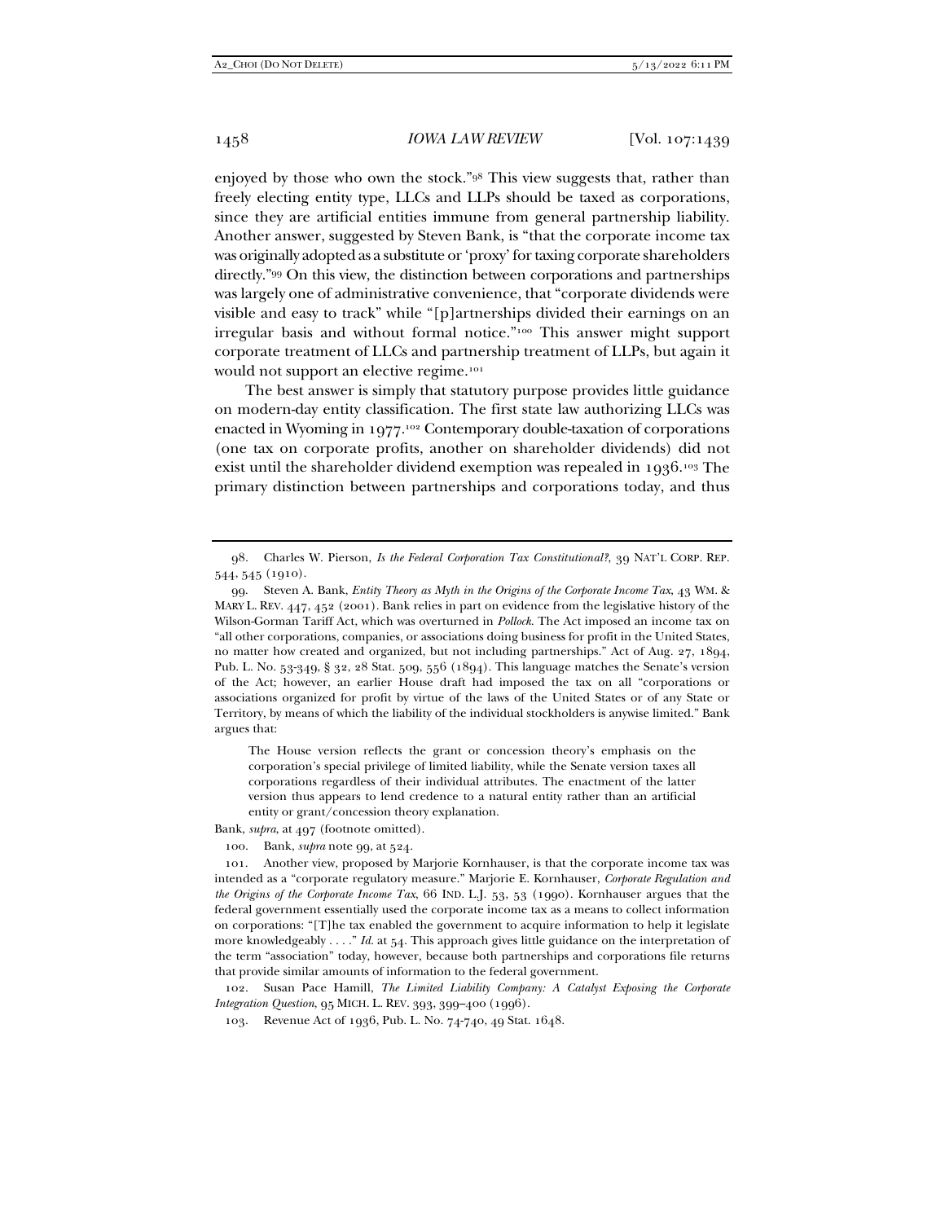enjoyed by those who own the stock."[98] This view suggests that, rather than freely electing entity type, LLCs and LLPs should be taxed as corporations, since they are artificial entities immune from general partnership liability. Another answer, suggested by Steven Bank, is "that the corporate income tax was originally adopted as a substitute or 'proxy' for taxing corporate shareholders directly."[99] On this view, the distinction between corporations and partnerships was largely one of administrative convenience, that "corporate dividends were visible and easy to track" while "[p]artnerships divided their earnings on an irregular basis and without formal notice."[100] This answer might support corporate treatment of LLCs and partnership treatment of LLPs, but again it would not support an elective regime.[101]

The best answer is simply that statutory purpose provides little guidance on modern-day entity classification. The first state law authorizing LLCs was enacted in Wyoming in 1977.[102] Contemporary double-taxation of corporations (one tax on corporate profits, another on shareholder dividends) did not exist until the shareholder dividend exemption was repealed in 1936.[103] The primary distinction between partnerships and corporations today, and thus

---

98. Charles W. Pierson, *Is the Federal Corporation Tax Constitutional?*, 39 NAT'L CORP. REP. 544, 545 (1910).

99. Steven A. Bank, *Entity Theory as Myth in the Origins of the Corporate Income Tax*, 43 WM. & MARY L. REV. 447, 452 (2001). Bank relies in part on evidence from the legislative history of the Wilson-Gorman Tariff Act, which was overturned in *Pollock*. The Act imposed an income tax on "all other corporations, companies, or associations doing business for profit in the United States, no matter how created and organized, but not including partnerships." Act of Aug. 27, 1894, Pub. L. No. 53-349, § 32, 28 Stat. 509, 556 (1894). This language matches the Senate's version of the Act; however, an earlier House draft had imposed the tax on all "corporations or associations organized for profit by virtue of the laws of the United States or of any State or Territory, by means of which the liability of the individual stockholders is anywise limited." Bank argues that:

> The House version reflects the grant or concession theory's emphasis on the corporation's special privilege of limited liability, while the Senate version taxes all corporations regardless of their individual attributes. The enactment of the latter version thus appears to lend credence to a natural entity rather than an artificial entity or grant/concession theory explanation.

Bank, *supra*, at 497 (footnote omitted).

100. Bank, *supra* note 99, at 524.

101. Another view, proposed by Marjorie Kornhauser, is that the corporate income tax was intended as a "corporate regulatory measure." Marjorie E. Kornhauser, *Corporate Regulation and the Origins of the Corporate Income Tax*, 66 IND. L.J. 53, 53 (1990). Kornhauser argues that the federal government essentially used the corporate income tax as a means to collect information on corporations: "[T]he tax enabled the government to acquire information to help it legislate more knowledgeably . . . ." *Id.* at 54. This approach gives little guidance on the interpretation of the term "association" today, however, because both partnerships and corporations file returns that provide similar amounts of information to the federal government.

102. Susan Pace Hamill, *The Limited Liability Company: A Catalyst Exposing the Corporate Integration Question*, 95 MICH. L. REV. 393, 399–400 (1996).

103. Revenue Act of 1936, Pub. L. No. 74-740, 49 Stat. 1648.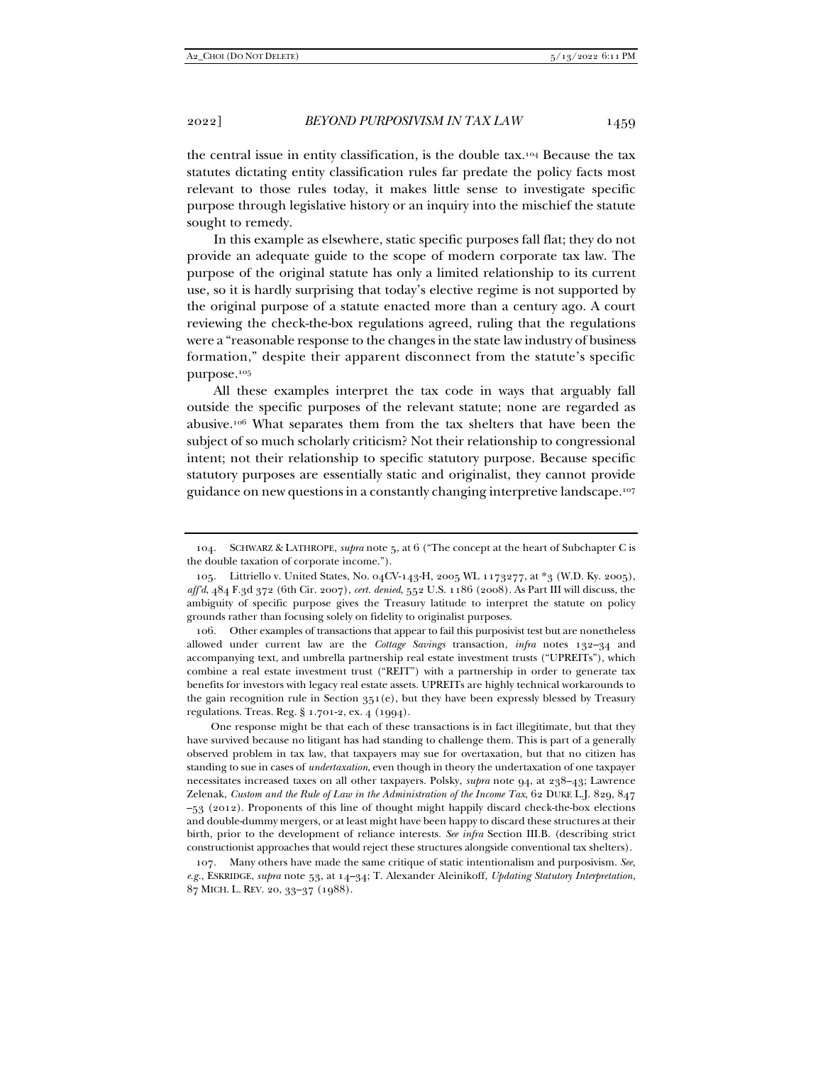the central issue in entity classification, is the double tax.[104] Because the tax statutes dictating entity classification rules far predate the policy facts most relevant to those rules today, it makes little sense to investigate specific purpose through legislative history or an inquiry into the mischief the statute sought to remedy.

In this example as elsewhere, static specific purposes fall flat; they do not provide an adequate guide to the scope of modern corporate tax law. The purpose of the original statute has only a limited relationship to its current use, so it is hardly surprising that today's elective regime is not supported by the original purpose of a statute enacted more than a century ago. A court reviewing the check-the-box regulations agreed, ruling that the regulations were a "reasonable response to the changes in the state law industry of business formation," despite their apparent disconnect from the statute's specific purpose.[105]

All these examples interpret the tax code in ways that arguably fall outside the specific purposes of the relevant statute; none are regarded as abusive.[106] What separates them from the tax shelters that have been the subject of so much scholarly criticism? Not their relationship to congressional intent; not their relationship to specific statutory purpose. Because specific statutory purposes are essentially static and originalist, they cannot provide guidance on new questions in a constantly changing interpretive landscape.[107]

---

104. SCHWARZ & LATHROPE, *supra* note 5, at 6 ("The concept at the heart of Subchapter C is the double taxation of corporate income.").

105. Littriello v. United States, No. 04CV-143-H, 2005 WL 1173277, at *3 (W.D. Ky. 2005), *aff'd*, 484 F.3d 372 (6th Cir. 2007), *cert. denied*, 552 U.S. 1186 (2008). As Part III will discuss, the ambiguity of specific purpose gives the Treasury latitude to interpret the statute on policy grounds rather than focusing solely on fidelity to originalist purposes.

106. Other examples of transactions that appear to fail this purposivist test but are nonetheless allowed under current law are the *Cottage Savings* transaction, *infra* notes 132–34 and accompanying text, and umbrella partnership real estate investment trusts ("UPREITs"), which combine a real estate investment trust ("REIT") with a partnership in order to generate tax benefits for investors with legacy real estate assets. UPREITs are highly technical workarounds to the gain recognition rule in Section 351(e), but they have been expressly blessed by Treasury regulations. Treas. Reg. § 1.701-2, ex. 4 (1994).

One response might be that each of these transactions is in fact illegitimate, but that they have survived because no litigant has had standing to challenge them. This is part of a generally observed problem in tax law, that taxpayers may sue for overtaxation, but that no citizen has standing to sue in cases of *undertaxation*, even though in theory the undertaxation of one taxpayer necessitates increased taxes on all other taxpayers. Polsky, *supra* note 94, at 238–43; Lawrence Zelenak, *Custom and the Rule of Law in the Administration of the Income Tax*, 62 DUKE L.J. 829, 847–53 (2012). Proponents of this line of thought might happily discard check-the-box elections and double-dummy mergers, or at least might have been happy to discard these structures at their birth, prior to the development of reliance interests. *See infra* Section III.B. (describing strict constructionist approaches that would reject these structures alongside conventional tax shelters).

107. Many others have made the same critique of static intentionalism and purposivism. *See, e.g.*, ESKRIDGE, *supra* note 53, at 14–34; T. Alexander Aleinikoff, *Updating Statutory Interpretation*, 87 MICH. L. REV. 20, 33–37 (1988).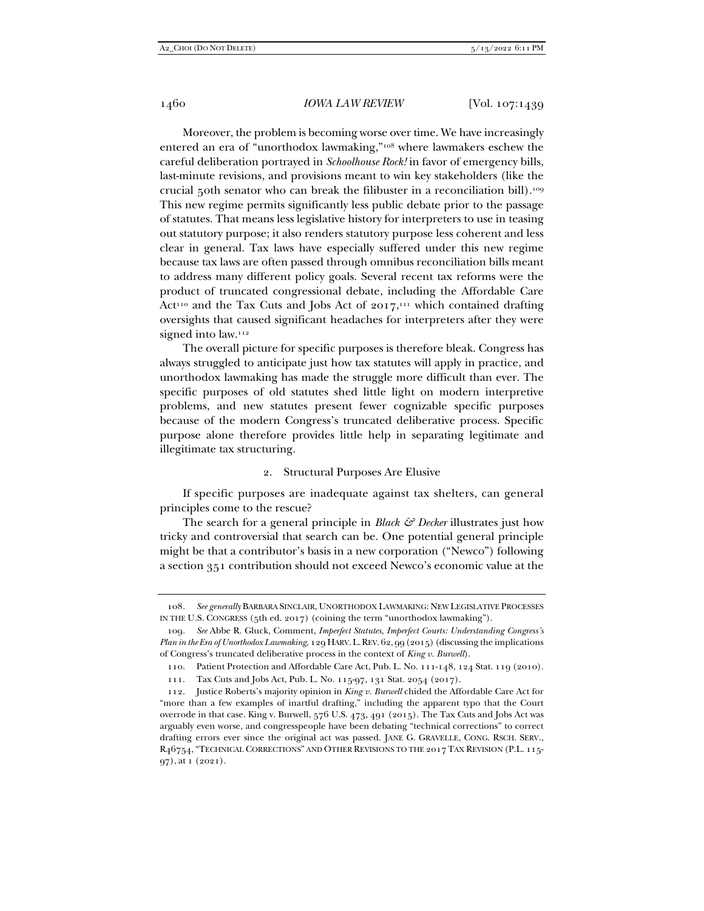Moreover, the problem is becoming worse over time. We have increasingly entered an era of "unorthodox lawmaking,"[108] where lawmakers eschew the careful deliberation portrayed in *Schoolhouse Rock!* in favor of emergency bills, last-minute revisions, and provisions meant to win key stakeholders (like the crucial 50th senator who can break the filibuster in a reconciliation bill).[109] This new regime permits significantly less public debate prior to the passage of statutes. That means less legislative history for interpreters to use in teasing out statutory purpose; it also renders statutory purpose less coherent and less clear in general. Tax laws have especially suffered under this new regime because tax laws are often passed through omnibus reconciliation bills meant to address many different policy goals. Several recent tax reforms were the product of truncated congressional debate, including the Affordable Care Act[110] and the Tax Cuts and Jobs Act of 2017,[111] which contained drafting oversights that caused significant headaches for interpreters after they were signed into law.[112]

The overall picture for specific purposes is therefore bleak. Congress has always struggled to anticipate just how tax statutes will apply in practice, and unorthodox lawmaking has made the struggle more difficult than ever. The specific purposes of old statutes shed little light on modern interpretive problems, and new statutes present fewer cognizable specific purposes because of the modern Congress's truncated deliberative process. Specific purpose alone therefore provides little help in separating legitimate and illegitimate tax structuring.

### 2. Structural Purposes Are Elusive

If specific purposes are inadequate against tax shelters, can general principles come to the rescue?

The search for a general principle in *Black & Decker* illustrates just how tricky and controversial that search can be. One potential general principle might be that a contributor's basis in a new corporation ("Newco") following a section 351 contribution should not exceed Newco's economic value at the

---

108. *See generally* BARBARA SINCLAIR, UNORTHODOX LAWMAKING: NEW LEGISLATIVE PROCESSES IN THE U.S. CONGRESS (5th ed. 2017) (coining the term "unorthodox lawmaking").

109. *See* Abbe R. Gluck, Comment, *Imperfect Statutes, Imperfect Courts: Understanding Congress's Plan in the Era of Unorthodox Lawmaking*, 129 HARV. L. REV. 62, 99 (2015) (discussing the implications of Congress's truncated deliberative process in the context of *King v. Burwell*).

110. Patient Protection and Affordable Care Act, Pub. L. No. 111-148, 124 Stat. 119 (2010).

111. Tax Cuts and Jobs Act, Pub. L. No. 115-97, 131 Stat. 2054 (2017).

112. Justice Roberts's majority opinion in *King v. Burwell* chided the Affordable Care Act for "more than a few examples of inartful drafting," including the apparent typo that the Court overrode in that case. King v. Burwell, 576 U.S. 473, 491 (2015). The Tax Cuts and Jobs Act was arguably even worse, and congresspeople have been debating "technical corrections" to correct drafting errors ever since the original act was passed. JANE G. GRAVELLE, CONG. RSCH. SERV., R46754, "TECHNICAL CORRECTIONS" AND OTHER REVISIONS TO THE 2017 TAX REVISION (P.L. 115-97), at 1 (2021).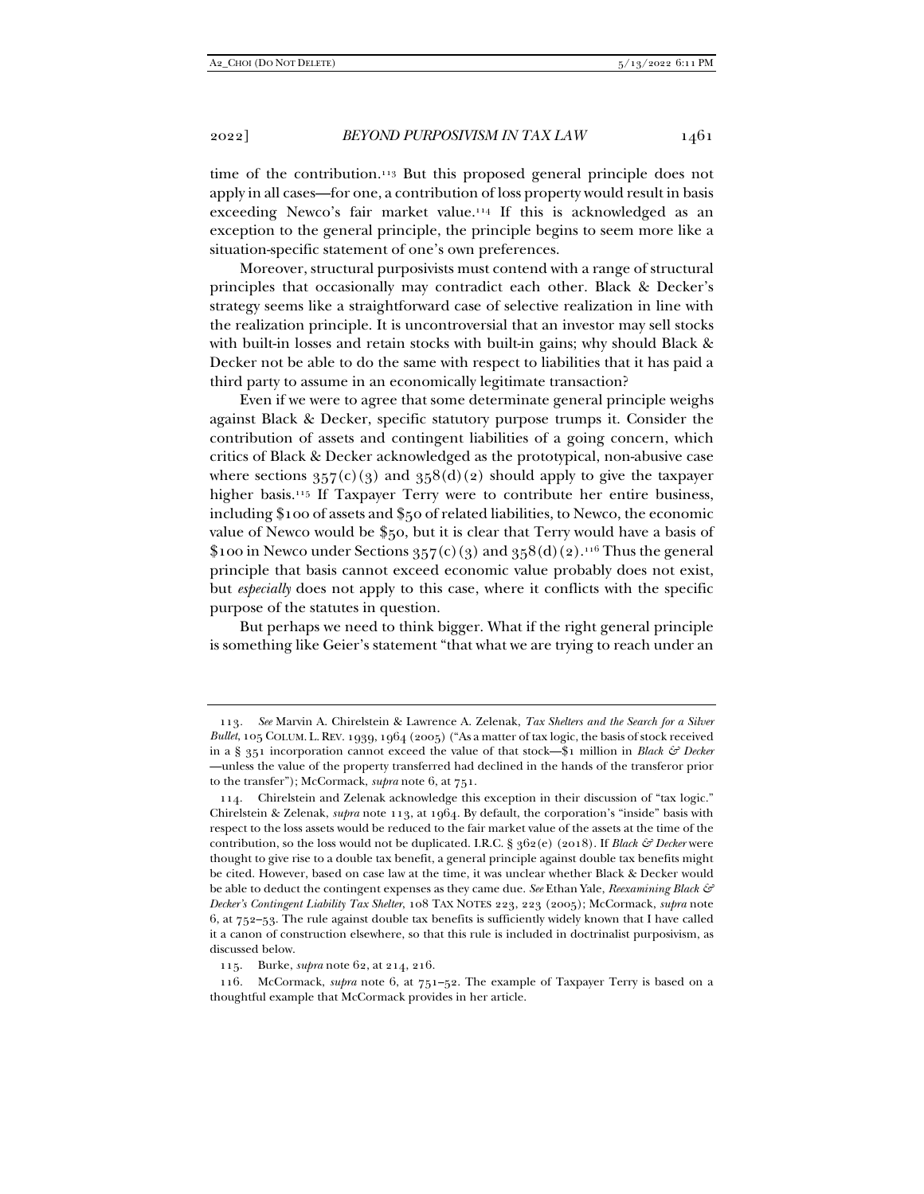time of the contribution.[113] But this proposed general principle does not apply in all cases—for one, a contribution of loss property would result in basis exceeding Newco's fair market value.[114] If this is acknowledged as an exception to the general principle, the principle begins to seem more like a situation-specific statement of one's own preferences.

Moreover, structural purposivists must contend with a range of structural principles that occasionally may contradict each other. Black & Decker's strategy seems like a straightforward case of selective realization in line with the realization principle. It is uncontroversial that an investor may sell stocks with built-in losses and retain stocks with built-in gains; why should Black & Decker not be able to do the same with respect to liabilities that it has paid a third party to assume in an economically legitimate transaction?

Even if we were to agree that some determinate general principle weighs against Black & Decker, specific statutory purpose trumps it. Consider the contribution of assets and contingent liabilities of a going concern, which critics of Black & Decker acknowledged as the prototypical, non-abusive case where sections 357(c)(3) and 358(d)(2) should apply to give the taxpayer higher basis.[115] If Taxpayer Terry were to contribute her entire business, including $100 of assets and $50 of related liabilities, to Newco, the economic value of Newco would be $50, but it is clear that Terry would have a basis of $100 in Newco under Sections 357(c)(3) and 358(d)(2).[116] Thus the general principle that basis cannot exceed economic value probably does not exist, but *especially* does not apply to this case, where it conflicts with the specific purpose of the statutes in question.

But perhaps we need to think bigger. What if the right general principle is something like Geier's statement "that what we are trying to reach under an

---

113. *See* Marvin A. Chirelstein & Lawrence A. Zelenak, *Tax Shelters and the Search for a Silver Bullet*, 105 COLUM. L. REV. 1939, 1964 (2005) ("As a matter of tax logic, the basis of stock received in a § 351 incorporation cannot exceed the value of that stock—$1 million in *Black & Decker*—unless the value of the property transferred had declined in the hands of the transferor prior to the transfer"); McCormack, *supra* note 6, at 751.

114. Chirelstein and Zelenak acknowledge this exception in their discussion of "tax logic." Chirelstein & Zelenak, *supra* note 113, at 1964. By default, the corporation's "inside" basis with respect to the loss assets would be reduced to the fair market value of the assets at the time of the contribution, so the loss would not be duplicated. I.R.C. § 362(e) (2018). If *Black & Decker* were thought to give rise to a double tax benefit, a general principle against double tax benefits might be cited. However, based on case law at the time, it was unclear whether Black & Decker would be able to deduct the contingent expenses as they came due. *See* Ethan Yale, *Reexamining Black & Decker's Contingent Liability Tax Shelter*, 108 TAX NOTES 223, 223 (2005); McCormack, *supra* note 6, at 752–53. The rule against double tax benefits is sufficiently widely known that I have called it a canon of construction elsewhere, so that this rule is included in doctrinalist purposivism, as discussed below.

115. Burke, *supra* note 62, at 214, 216.

116. McCormack, *supra* note 6, at 751–52. The example of Taxpayer Terry is based on a thoughtful example that McCormack provides in her article.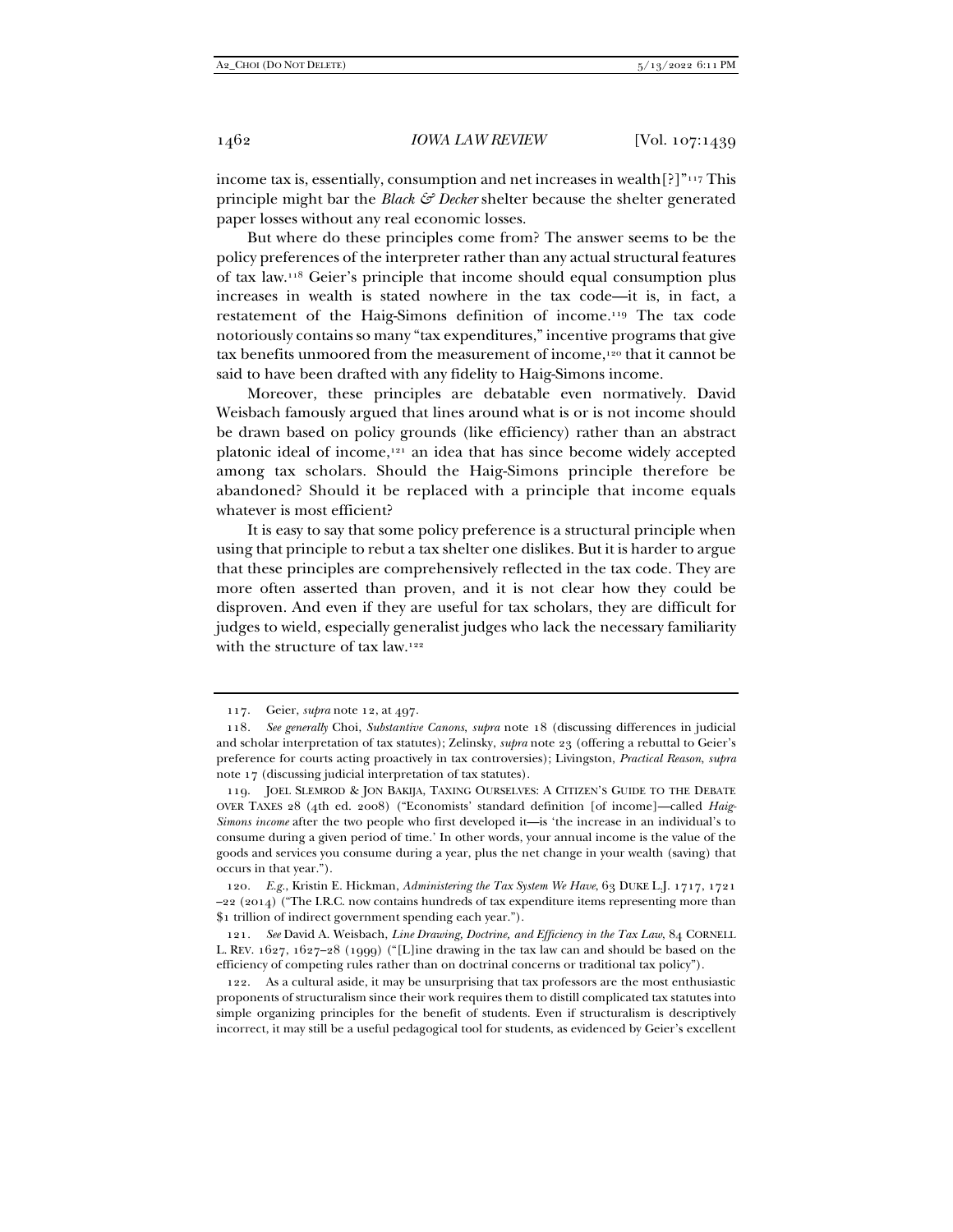income tax is, essentially, consumption and net increases in wealth[?]"[117] This principle might bar the *Black & Decker* shelter because the shelter generated paper losses without any real economic losses.

But where do these principles come from? The answer seems to be the policy preferences of the interpreter rather than any actual structural features of tax law.[118] Geier's principle that income should equal consumption plus increases in wealth is stated nowhere in the tax code—it is, in fact, a restatement of the Haig-Simons definition of income.[119] The tax code notoriously contains so many "tax expenditures," incentive programs that give tax benefits unmoored from the measurement of income,[120] that it cannot be said to have been drafted with any fidelity to Haig-Simons income.

Moreover, these principles are debatable even normatively. David Weisbach famously argued that lines around what is or is not income should be drawn based on policy grounds (like efficiency) rather than an abstract platonic ideal of income,[121] an idea that has since become widely accepted among tax scholars. Should the Haig-Simons principle therefore be abandoned? Should it be replaced with a principle that income equals whatever is most efficient?

It is easy to say that some policy preference is a structural principle when using that principle to rebut a tax shelter one dislikes. But it is harder to argue that these principles are comprehensively reflected in the tax code. They are more often asserted than proven, and it is not clear how they could be disproven. And even if they are useful for tax scholars, they are difficult for judges to wield, especially generalist judges who lack the necessary familiarity with the structure of tax law.[122]

---

117. Geier, *supra* note 12, at 497.

118. *See generally* Choi, *Substantive Canons*, *supra* note 18 (discussing differences in judicial and scholar interpretation of tax statutes); Zelinsky, *supra* note 23 (offering a rebuttal to Geier's preference for courts acting proactively in tax controversies); Livingston, *Practical Reason*, *supra* note 17 (discussing judicial interpretation of tax statutes).

119. JOEL SLEMROD & JON BAKIJA, TAXING OURSELVES: A CITIZEN'S GUIDE TO THE DEBATE OVER TAXES 28 (4th ed. 2008) ("Economists' standard definition [of income]—called *Haig-Simons income* after the two people who first developed it—is 'the increase in an individual's to consume during a given period of time.' In other words, your annual income is the value of the goods and services you consume during a year, plus the net change in your wealth (saving) that occurs in that year.").

120. *E.g.*, Kristin E. Hickman, *Administering the Tax System We Have*, 63 DUKE L.J. 1717, 1721–22 (2014) ("The I.R.C. now contains hundreds of tax expenditure items representing more than $1 trillion of indirect government spending each year.").

121. *See* David A. Weisbach, *Line Drawing, Doctrine, and Efficiency in the Tax Law*, 84 CORNELL L. REV. 1627, 1627–28 (1999) ("[L]ine drawing in the tax law can and should be based on the efficiency of competing rules rather than on doctrinal concerns or traditional tax policy").

122. As a cultural aside, it may be unsurprising that tax professors are the most enthusiastic proponents of structuralism since their work requires them to distill complicated tax statutes into simple organizing principles for the benefit of students. Even if structuralism is descriptively incorrect, it may still be a useful pedagogical tool for students, as evidenced by Geier's excellent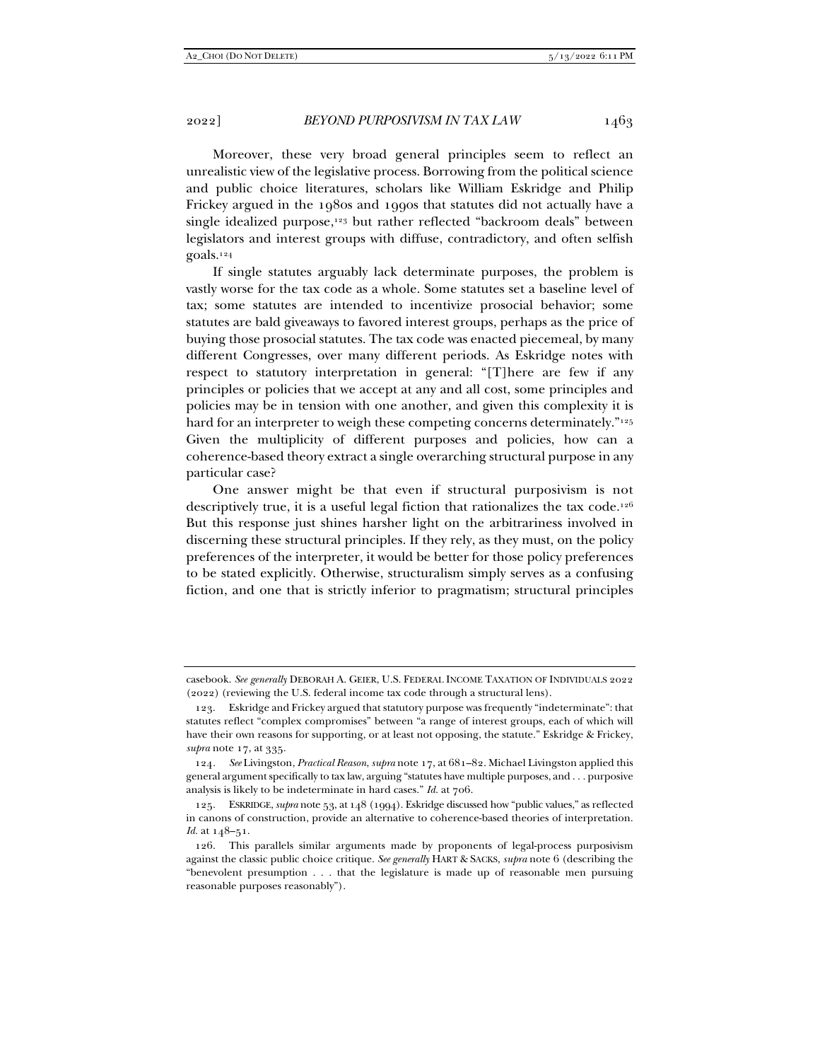Moreover, these very broad general principles seem to reflect an unrealistic view of the legislative process. Borrowing from the political science and public choice literatures, scholars like William Eskridge and Philip Frickey argued in the 1980s and 1990s that statutes did not actually have a single idealized purpose,[123] but rather reflected "backroom deals" between legislators and interest groups with diffuse, contradictory, and often selfish goals.[124]

If single statutes arguably lack determinate purposes, the problem is vastly worse for the tax code as a whole. Some statutes set a baseline level of tax; some statutes are intended to incentivize prosocial behavior; some statutes are bald giveaways to favored interest groups, perhaps as the price of buying those prosocial statutes. The tax code was enacted piecemeal, by many different Congresses, over many different periods. As Eskridge notes with respect to statutory interpretation in general: "[T]here are few if any principles or policies that we accept at any and all cost, some principles and policies may be in tension with one another, and given this complexity it is hard for an interpreter to weigh these competing concerns determinately."[125] Given the multiplicity of different purposes and policies, how can a coherence-based theory extract a single overarching structural purpose in any particular case?

One answer might be that even if structural purposivism is not descriptively true, it is a useful legal fiction that rationalizes the tax code.[126] But this response just shines harsher light on the arbitrariness involved in discerning these structural principles. If they rely, as they must, on the policy preferences of the interpreter, it would be better for those policy preferences to be stated explicitly. Otherwise, structuralism simply serves as a confusing fiction, and one that is strictly inferior to pragmatism; structural principles

---

casebook. *See generally* DEBORAH A. GEIER, U.S. FEDERAL INCOME TAXATION OF INDIVIDUALS 2022 (2022) (reviewing the U.S. federal income tax code through a structural lens).

123. Eskridge and Frickey argued that statutory purpose was frequently "indeterminate": that statutes reflect "complex compromises" between "a range of interest groups, each of which will have their own reasons for supporting, or at least not opposing, the statute." Eskridge & Frickey, *supra* note 17, at 335.

124. *See* Livingston, *Practical Reason*, *supra* note 17, at 681–82. Michael Livingston applied this general argument specifically to tax law, arguing "statutes have multiple purposes, and . . . purposive analysis is likely to be indeterminate in hard cases." *Id.* at 706.

125. ESKRIDGE, *supra* note 53, at 148 (1994). Eskridge discussed how "public values," as reflected in canons of construction, provide an alternative to coherence-based theories of interpretation. *Id.* at 148–51.

126. This parallels similar arguments made by proponents of legal-process purposivism against the classic public choice critique. *See generally* HART & SACKS, *supra* note 6 (describing the "benevolent presumption . . . that the legislature is made up of reasonable men pursuing reasonable purposes reasonably").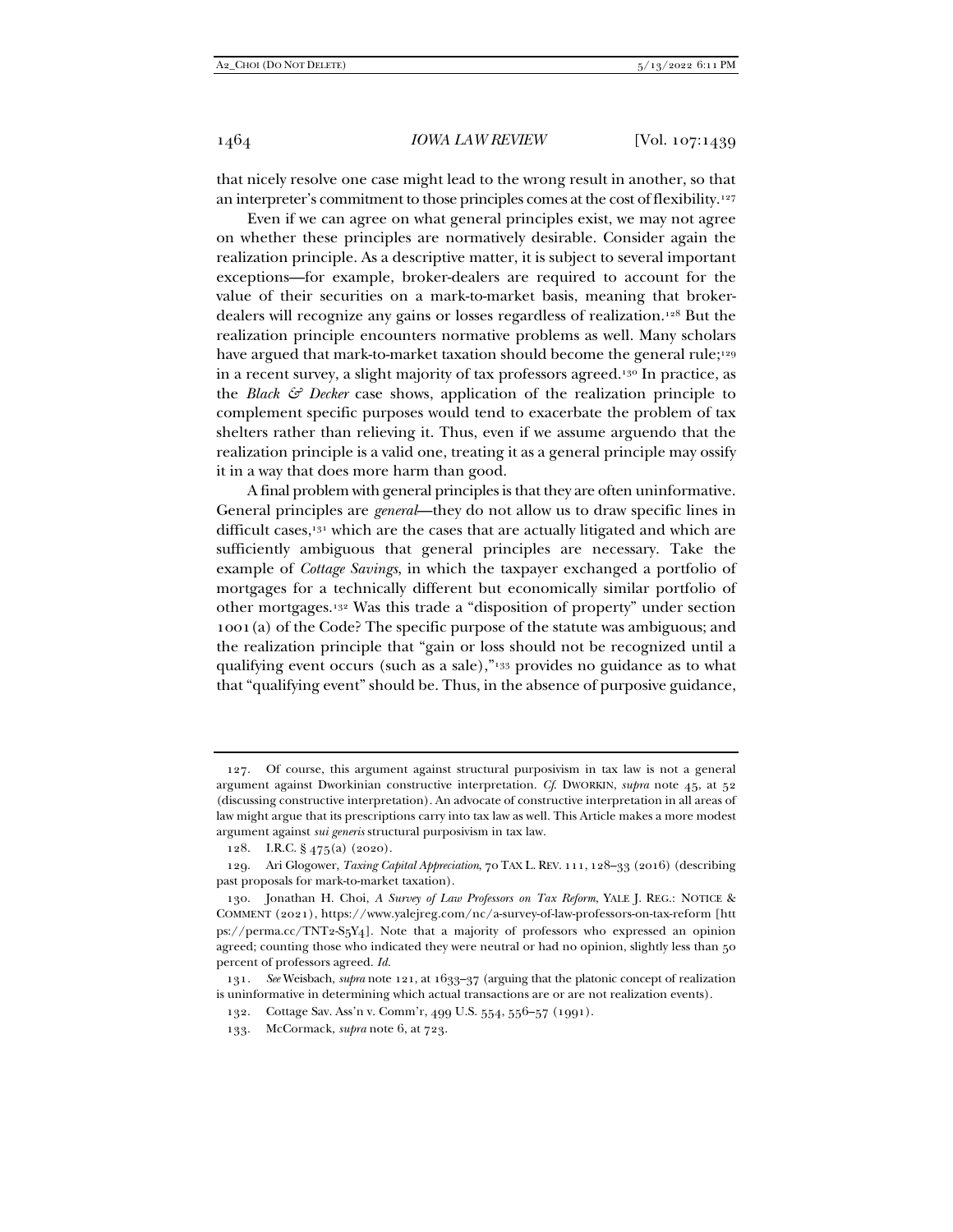that nicely resolve one case might lead to the wrong result in another, so that an interpreter's commitment to those principles comes at the cost of flexibility.[127]

Even if we can agree on what general principles exist, we may not agree on whether these principles are normatively desirable. Consider again the realization principle. As a descriptive matter, it is subject to several important exceptions—for example, broker-dealers are required to account for the value of their securities on a mark-to-market basis, meaning that broker-dealers will recognize any gains or losses regardless of realization.[128] But the realization principle encounters normative problems as well. Many scholars have argued that mark-to-market taxation should become the general rule;[129] in a recent survey, a slight majority of tax professors agreed.[130] In practice, as the *Black & Decker* case shows, application of the realization principle to complement specific purposes would tend to exacerbate the problem of tax shelters rather than relieving it. Thus, even if we assume arguendo that the realization principle is a valid one, treating it as a general principle may ossify it in a way that does more harm than good.

A final problem with general principles is that they are often uninformative. General principles are *general*—they do not allow us to draw specific lines in difficult cases,[131] which are the cases that are actually litigated and which are sufficiently ambiguous that general principles are necessary. Take the example of *Cottage Savings*, in which the taxpayer exchanged a portfolio of mortgages for a technically different but economically similar portfolio of other mortgages.[132] Was this trade a "disposition of property" under section 1001(a) of the Code? The specific purpose of the statute was ambiguous; and the realization principle that "gain or loss should not be recognized until a qualifying event occurs (such as a sale),"[133] provides no guidance as to what that "qualifying event" should be. Thus, in the absence of purposive guidance,

---

127. Of course, this argument against structural purposivism in tax law is not a general argument against Dworkinian constructive interpretation. *Cf.* DWORKIN, *supra* note 45, at 52 (discussing constructive interpretation). An advocate of constructive interpretation in all areas of law might argue that its prescriptions carry into tax law as well. This Article makes a more modest argument against *sui generis* structural purposivism in tax law.

128. I.R.C. § 475(a) (2020).

129. Ari Glogower, *Taxing Capital Appreciation*, 70 TAX L. REV. 111, 128–33 (2016) (describing past proposals for mark-to-market taxation).

130. Jonathan H. Choi, *A Survey of Law Professors on Tax Reform*, YALE J. REG.: NOTICE & COMMENT (2021), https://www.yalejreg.com/nc/a-survey-of-law-professors-on-tax-reform [https://perma.cc/TNT2-S5Y4]. Note that a majority of professors who expressed an opinion agreed; counting those who indicated they were neutral or had no opinion, slightly less than 50 percent of professors agreed. *Id.*

131. *See* Weisbach, *supra* note 121, at 1633–37 (arguing that the platonic concept of realization is uninformative in determining which actual transactions are or are not realization events).

132. Cottage Sav. Ass'n v. Comm'r, 499 U.S. 554, 556–57 (1991).

133. McCormack, *supra* note 6, at 723.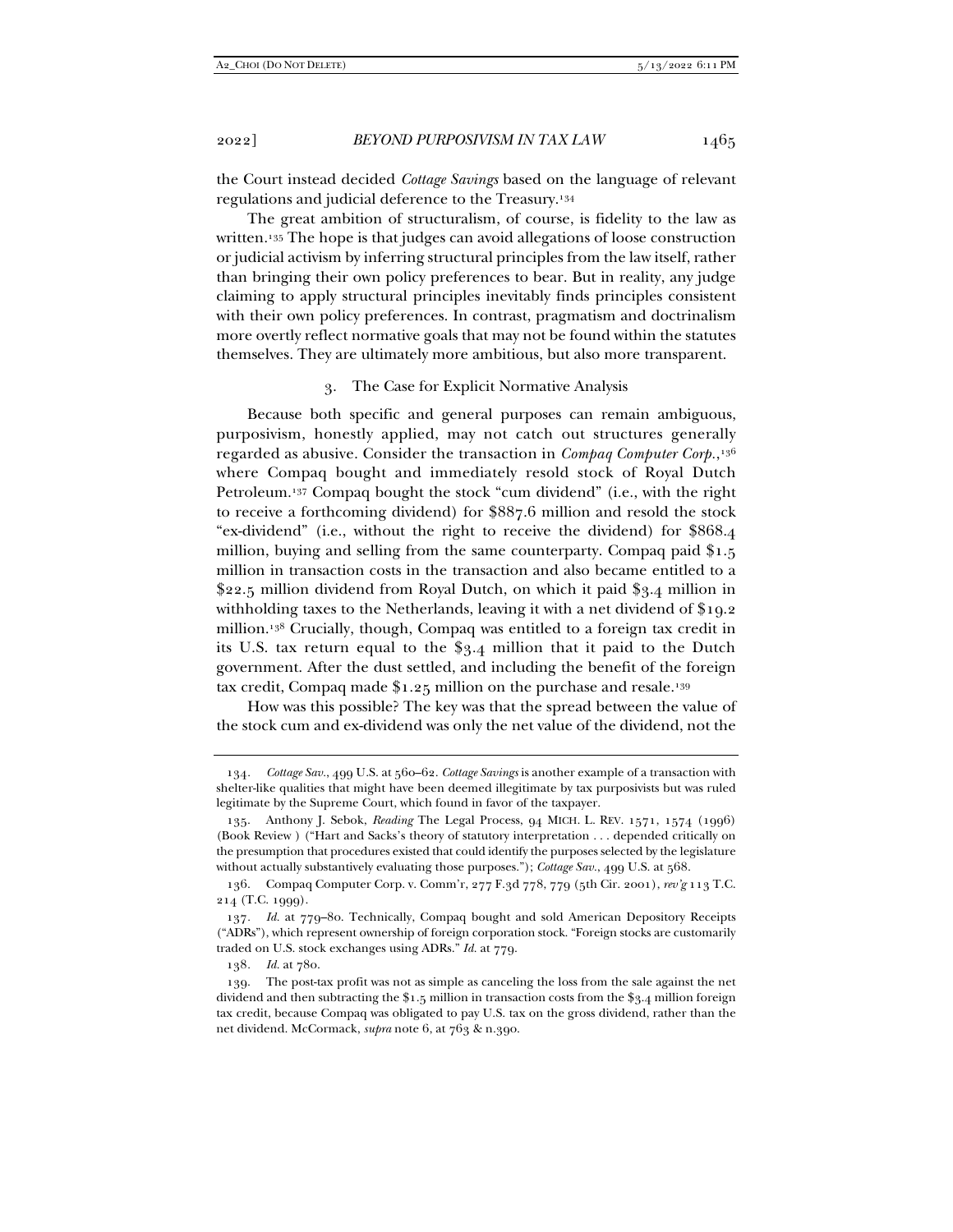the Court instead decided *Cottage Savings* based on the language of relevant regulations and judicial deference to the Treasury.[134]

The great ambition of structuralism, of course, is fidelity to the law as written.[135] The hope is that judges can avoid allegations of loose construction or judicial activism by inferring structural principles from the law itself, rather than bringing their own policy preferences to bear. But in reality, any judge claiming to apply structural principles inevitably finds principles consistent with their own policy preferences. In contrast, pragmatism and doctrinalism more overtly reflect normative goals that may not be found within the statutes themselves. They are ultimately more ambitious, but also more transparent.

### 3. The Case for Explicit Normative Analysis

Because both specific and general purposes can remain ambiguous, purposivism, honestly applied, may not catch out structures generally regarded as abusive. Consider the transaction in *Compaq Computer Corp.*,[136] where Compaq bought and immediately resold stock of Royal Dutch Petroleum.[137] Compaq bought the stock "cum dividend" (i.e., with the right to receive a forthcoming dividend) for $887.6 million and resold the stock "ex-dividend" (i.e., without the right to receive the dividend) for $868.4 million, buying and selling from the same counterparty. Compaq paid $1.5 million in transaction costs in the transaction and also became entitled to a $22.5 million dividend from Royal Dutch, on which it paid $3.4 million in withholding taxes to the Netherlands, leaving it with a net dividend of $19.2 million.[138] Crucially, though, Compaq was entitled to a foreign tax credit in its U.S. tax return equal to the $3.4 million that it paid to the Dutch government. After the dust settled, and including the benefit of the foreign tax credit, Compaq made $1.25 million on the purchase and resale.[139]

How was this possible? The key was that the spread between the value of the stock cum and ex-dividend was only the net value of the dividend, not the

---

134. *Cottage Sav.*, 499 U.S. at 560–62. *Cottage Savings* is another example of a transaction with shelter-like qualities that might have been deemed illegitimate by tax purposivists but was ruled legitimate by the Supreme Court, which found in favor of the taxpayer.

135. Anthony J. Sebok, *Reading* The Legal Process, 94 MICH. L. REV. 1571, 1574 (1996) (Book Review ) ("Hart and Sacks's theory of statutory interpretation . . . depended critically on the presumption that procedures existed that could identify the purposes selected by the legislature without actually substantively evaluating those purposes."); *Cottage Sav.*, 499 U.S. at 568.

136. Compaq Computer Corp. v. Comm'r, 277 F.3d 778, 779 (5th Cir. 2001), *rev'g* 113 T.C. 214 (T.C. 1999).

137. *Id.* at 779–80. Technically, Compaq bought and sold American Depository Receipts ("ADRs"), which represent ownership of foreign corporation stock. "Foreign stocks are customarily traded on U.S. stock exchanges using ADRs." *Id.* at 779.

138. *Id.* at 780.

139. The post-tax profit was not as simple as canceling the loss from the sale against the net dividend and then subtracting the $1.5 million in transaction costs from the $3.4 million foreign tax credit, because Compaq was obligated to pay U.S. tax on the gross dividend, rather than the net dividend. McCormack, *supra* note 6, at 763 & n.390.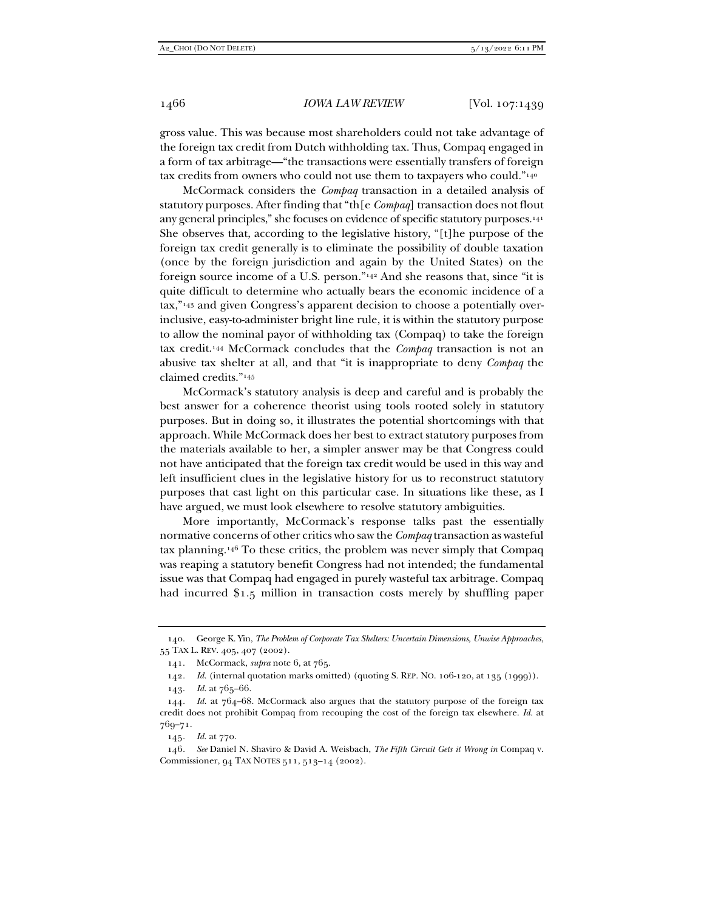gross value. This was because most shareholders could not take advantage of the foreign tax credit from Dutch withholding tax. Thus, Compaq engaged in a form of tax arbitrage—"the transactions were essentially transfers of foreign tax credits from owners who could not use them to taxpayers who could."[140]

McCormack considers the *Compaq* transaction in a detailed analysis of statutory purposes. After finding that "th[e *Compaq*] transaction does not flout any general principles," she focuses on evidence of specific statutory purposes.[141] She observes that, according to the legislative history, "[t]he purpose of the foreign tax credit generally is to eliminate the possibility of double taxation (once by the foreign jurisdiction and again by the United States) on the foreign source income of a U.S. person."[142] And she reasons that, since "it is quite difficult to determine who actually bears the economic incidence of a tax,"[143] and given Congress's apparent decision to choose a potentially over-inclusive, easy-to-administer bright line rule, it is within the statutory purpose to allow the nominal payor of withholding tax (Compaq) to take the foreign tax credit.[144] McCormack concludes that the *Compaq* transaction is not an abusive tax shelter at all, and that "it is inappropriate to deny *Compaq* the claimed credits."[145]

McCormack's statutory analysis is deep and careful and is probably the best answer for a coherence theorist using tools rooted solely in statutory purposes. But in doing so, it illustrates the potential shortcomings with that approach. While McCormack does her best to extract statutory purposes from the materials available to her, a simpler answer may be that Congress could not have anticipated that the foreign tax credit would be used in this way and left insufficient clues in the legislative history for us to reconstruct statutory purposes that cast light on this particular case. In situations like these, as I have argued, we must look elsewhere to resolve statutory ambiguities.

More importantly, McCormack's response talks past the essentially normative concerns of other critics who saw the *Compaq* transaction as wasteful tax planning.[146] To these critics, the problem was never simply that Compaq was reaping a statutory benefit Congress had not intended; the fundamental issue was that Compaq had engaged in purely wasteful tax arbitrage. Compaq had incurred $1.5 million in transaction costs merely by shuffling paper

---

140. George K. Yin, *The Problem of Corporate Tax Shelters: Uncertain Dimensions, Unwise Approaches*, 55 TAX L. REV. 405, 407 (2002).

141. McCormack, *supra* note 6, at 765.

142. *Id.* (internal quotation marks omitted) (quoting S. REP. NO. 106-120, at 135 (1999)).

143. *Id.* at 765–66.

144. *Id.* at 764–68. McCormack also argues that the statutory purpose of the foreign tax credit does not prohibit Compaq from recouping the cost of the foreign tax elsewhere. *Id.* at 769–71.

145. *Id.* at 770.

146. *See* Daniel N. Shaviro & David A. Weisbach, *The Fifth Circuit Gets it Wrong in* Compaq v. Commissioner, 94 TAX NOTES 511, 513–14 (2002).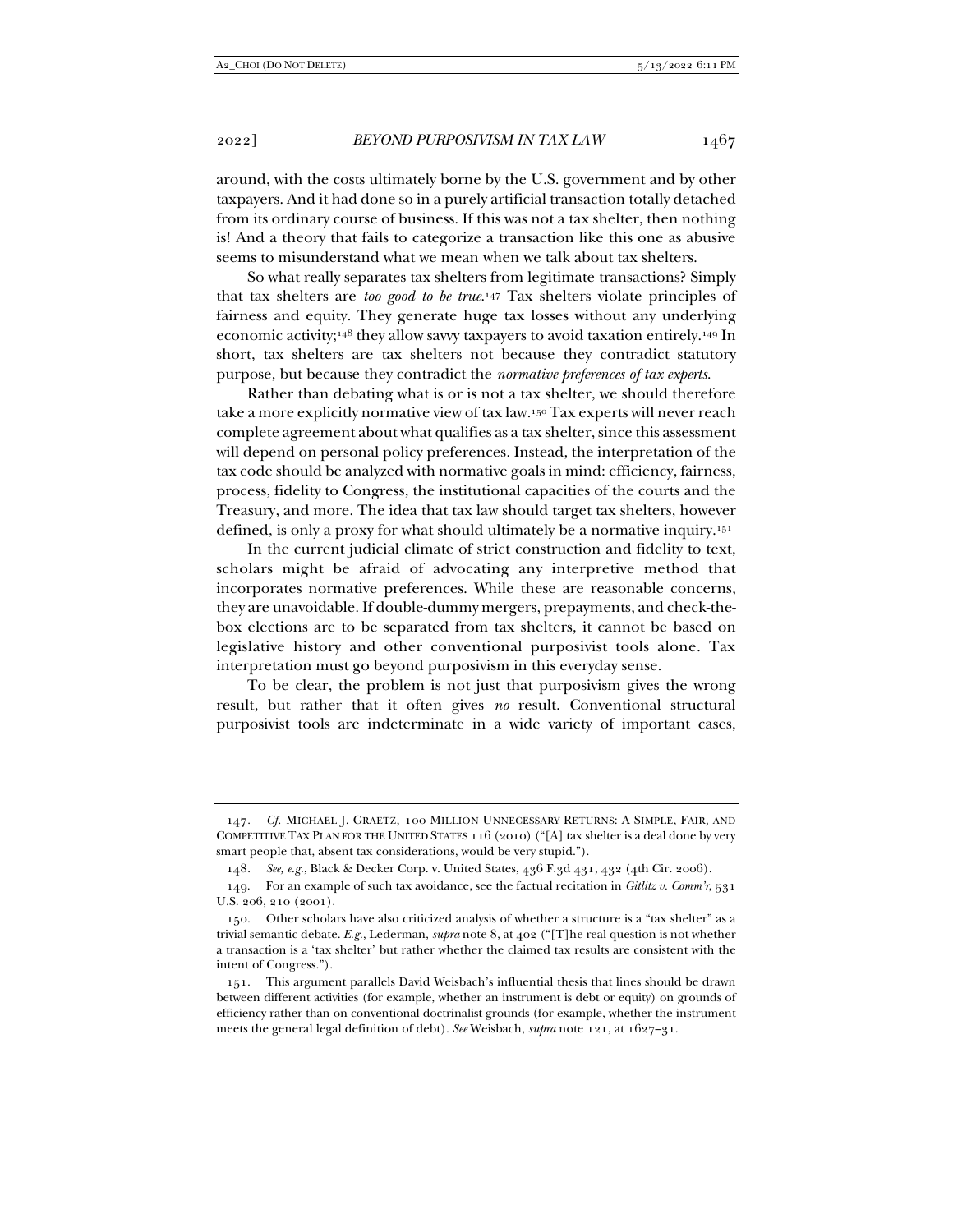around, with the costs ultimately borne by the U.S. government and by other taxpayers. And it had done so in a purely artificial transaction totally detached from its ordinary course of business. If this was not a tax shelter, then nothing is! And a theory that fails to categorize a transaction like this one as abusive seems to misunderstand what we mean when we talk about tax shelters.

So what really separates tax shelters from legitimate transactions? Simply that tax shelters are *too good to be true*.[147] Tax shelters violate principles of fairness and equity. They generate huge tax losses without any underlying economic activity;[148] they allow savvy taxpayers to avoid taxation entirely.[149] In short, tax shelters are tax shelters not because they contradict statutory purpose, but because they contradict the *normative preferences of tax experts*.

Rather than debating what is or is not a tax shelter, we should therefore take a more explicitly normative view of tax law.[150] Tax experts will never reach complete agreement about what qualifies as a tax shelter, since this assessment will depend on personal policy preferences. Instead, the interpretation of the tax code should be analyzed with normative goals in mind: efficiency, fairness, process, fidelity to Congress, the institutional capacities of the courts and the Treasury, and more. The idea that tax law should target tax shelters, however defined, is only a proxy for what should ultimately be a normative inquiry.[151]

In the current judicial climate of strict construction and fidelity to text, scholars might be afraid of advocating any interpretive method that incorporates normative preferences. While these are reasonable concerns, they are unavoidable. If double-dummy mergers, prepayments, and check-the-box elections are to be separated from tax shelters, it cannot be based on legislative history and other conventional purposivist tools alone. Tax interpretation must go beyond purposivism in this everyday sense.

To be clear, the problem is not just that purposivism gives the wrong result, but rather that it often gives *no* result. Conventional structural purposivist tools are indeterminate in a wide variety of important cases,

---

147. *Cf.* MICHAEL J. GRAETZ, 100 MILLION UNNECESSARY RETURNS: A SIMPLE, FAIR, AND COMPETITIVE TAX PLAN FOR THE UNITED STATES 116 (2010) ("[A] tax shelter is a deal done by very smart people that, absent tax considerations, would be very stupid.").

148. *See, e.g.*, Black & Decker Corp. v. United States, 436 F.3d 431, 432 (4th Cir. 2006).

149. For an example of such tax avoidance, see the factual recitation in *Gitlitz v. Comm'r*, 531 U.S. 206, 210 (2001).

150. Other scholars have also criticized analysis of whether a structure is a "tax shelter" as a trivial semantic debate. *E.g.*, Lederman, *supra* note 8, at 402 ("[T]he real question is not whether a transaction is a 'tax shelter' but rather whether the claimed tax results are consistent with the intent of Congress.").

151. This argument parallels David Weisbach's influential thesis that lines should be drawn between different activities (for example, whether an instrument is debt or equity) on grounds of efficiency rather than on conventional doctrinalist grounds (for example, whether the instrument meets the general legal definition of debt). *See* Weisbach, *supra* note 121, at 1627–31.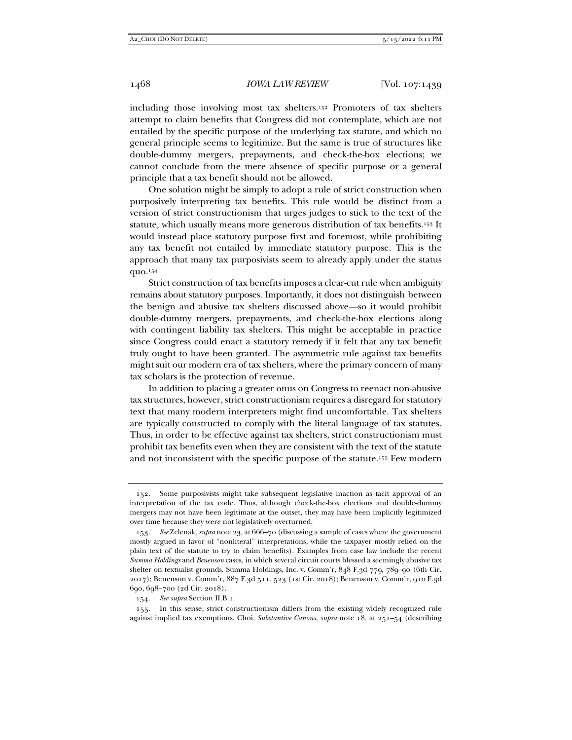including those involving most tax shelters.[152] Promoters of tax shelters attempt to claim benefits that Congress did not contemplate, which are not entailed by the specific purpose of the underlying tax statute, and which no general principle seems to legitimize. But the same is true of structures like double-dummy mergers, prepayments, and check-the-box elections; we cannot conclude from the mere absence of specific purpose or a general principle that a tax benefit should not be allowed.

One solution might be simply to adopt a rule of strict construction when purposively interpreting tax benefits. This rule would be distinct from a version of strict constructionism that urges judges to stick to the text of the statute, which usually means more generous distribution of tax benefits.[153] It would instead place statutory purpose first and foremost, while prohibiting any tax benefit not entailed by immediate statutory purpose. This is the approach that many tax purposivists seem to already apply under the status quo.[154]

Strict construction of tax benefits imposes a clear-cut rule when ambiguity remains about statutory purposes. Importantly, it does not distinguish between the benign and abusive tax shelters discussed above—so it would prohibit double-dummy mergers, prepayments, and check-the-box elections along with contingent liability tax shelters. This might be acceptable in practice since Congress could enact a statutory remedy if it felt that any tax benefit truly ought to have been granted. The asymmetric rule against tax benefits might suit our modern era of tax shelters, where the primary concern of many tax scholars is the protection of revenue.

In addition to placing a greater onus on Congress to reenact non-abusive tax structures, however, strict constructionism requires a disregard for statutory text that many modern interpreters might find uncomfortable. Tax shelters are typically constructed to comply with the literal language of tax statutes. Thus, in order to be effective against tax shelters, strict constructionism must prohibit tax benefits even when they are consistent with the text of the statute and not inconsistent with the specific purpose of the statute.[155] Few modern

---

152. Some purposivists might take subsequent legislative inaction as tacit approval of an interpretation of the tax code. Thus, although check-the-box elections and double-dummy mergers may not have been legitimate at the outset, they may have been implicitly legitimized over time because they were not legislatively overturned.

153. *See* Zelenak, *supra* note 23, at 666–70 (discussing a sample of cases where the government mostly argued in favor of "nonliteral" interpretations, while the taxpayer mostly relied on the plain text of the statute to try to claim benefits). Examples from case law include the recent *Summa Holdings* and *Benenson* cases, in which several circuit courts blessed a seemingly abusive tax shelter on textualist grounds. Summa Holdings, Inc. v. Comm'r, 848 F.3d 779, 789–90 (6th Cir. 2017); Benenson v. Comm'r, 887 F.3d 511, 523 (1st Cir. 2018); Benenson v. Comm'r, 910 F.3d 690, 698–700 (2d Cir. 2018).

154. *See supra* Section II.B.1.

155. In this sense, strict constructionism differs from the existing widely recognized rule against implied tax exemptions. Choi, *Substantive Canons*, *supra* note 18, at 251–54 (describing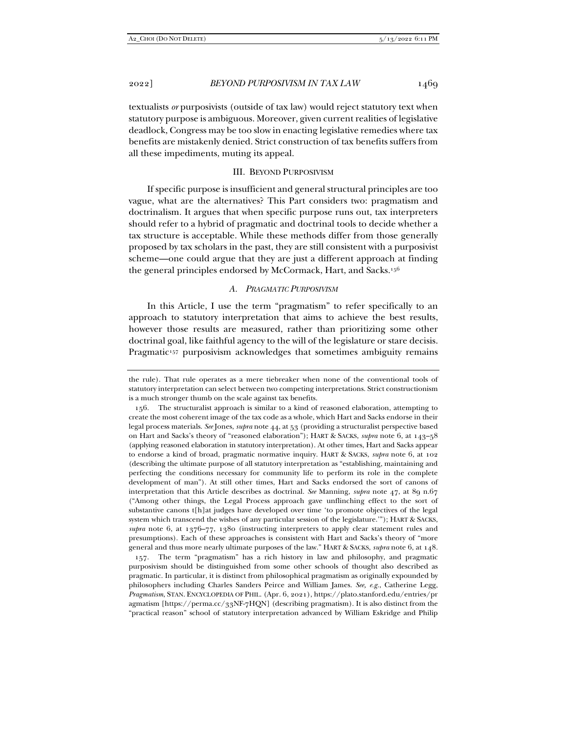textualists *or* purposivists (outside of tax law) would reject statutory text when statutory purpose is ambiguous. Moreover, given current realities of legislative deadlock, Congress may be too slow in enacting legislative remedies where tax benefits are mistakenly denied. Strict construction of tax benefits suffers from all these impediments, muting its appeal.

## III. BEYOND PURPOSIVISM

If specific purpose is insufficient and general structural principles are too vague, what are the alternatives? This Part considers two: pragmatism and doctrinalism. It argues that when specific purpose runs out, tax interpreters should refer to a hybrid of pragmatic and doctrinal tools to decide whether a tax structure is acceptable. While these methods differ from those generally proposed by tax scholars in the past, they are still consistent with a purposivist scheme—one could argue that they are just a different approach at finding the general principles endorsed by McCormack, Hart, and Sacks.[156]

### *A. PRAGMATIC PURPOSIVISM*

In this Article, I use the term "pragmatism" to refer specifically to an approach to statutory interpretation that aims to achieve the best results, however those results are measured, rather than prioritizing some other doctrinal goal, like faithful agency to the will of the legislature or stare decisis. Pragmatic[157] purposivism acknowledges that sometimes ambiguity remains

---

the rule). That rule operates as a mere tiebreaker when none of the conventional tools of statutory interpretation can select between two competing interpretations. Strict constructionism is a much stronger thumb on the scale against tax benefits.

156. The structuralist approach is similar to a kind of reasoned elaboration, attempting to create the most coherent image of the tax code as a whole, which Hart and Sacks endorse in their legal process materials. *See* Jones, *supra* note 44, at 53 (providing a structuralist perspective based on Hart and Sacks's theory of "reasoned elaboration"); HART & SACKS, *supra* note 6, at 143–58 (applying reasoned elaboration in statutory interpretation). At other times, Hart and Sacks appear to endorse a kind of broad, pragmatic normative inquiry. HART & SACKS, *supra* note 6, at 102 (describing the ultimate purpose of all statutory interpretation as "establishing, maintaining and perfecting the conditions necessary for community life to perform its role in the complete development of man"). At still other times, Hart and Sacks endorsed the sort of canons of interpretation that this Article describes as doctrinal. *See* Manning, *supra* note 47, at 89 n.67 ("Among other things, the Legal Process approach gave unflinching effect to the sort of substantive canons t[h]at judges have developed over time 'to promote objectives of the legal system which transcend the wishes of any particular session of the legislature.'"); HART & SACKS, *supra* note 6, at 1376–77, 1380 (instructing interpreters to apply clear statement rules and presumptions). Each of these approaches is consistent with Hart and Sacks's theory of "more general and thus more nearly ultimate purposes of the law." HART & SACKS, *supra* note 6, at 148.

157. The term "pragmatism" has a rich history in law and philosophy, and pragmatic purposivism should be distinguished from some other schools of thought also described as pragmatic. In particular, it is distinct from philosophical pragmatism as originally expounded by philosophers including Charles Sanders Peirce and William James. *See, e.g.*, Catherine Legg, *Pragmatism*, STAN. ENCYCLOPEDIA OF PHIL. (Apr. 6, 2021), https://plato.stanford.edu/entries/pragmatism [https://perma.cc/33NF-7HQN] (describing pragmatism). It is also distinct from the "practical reason" school of statutory interpretation advanced by William Eskridge and Philip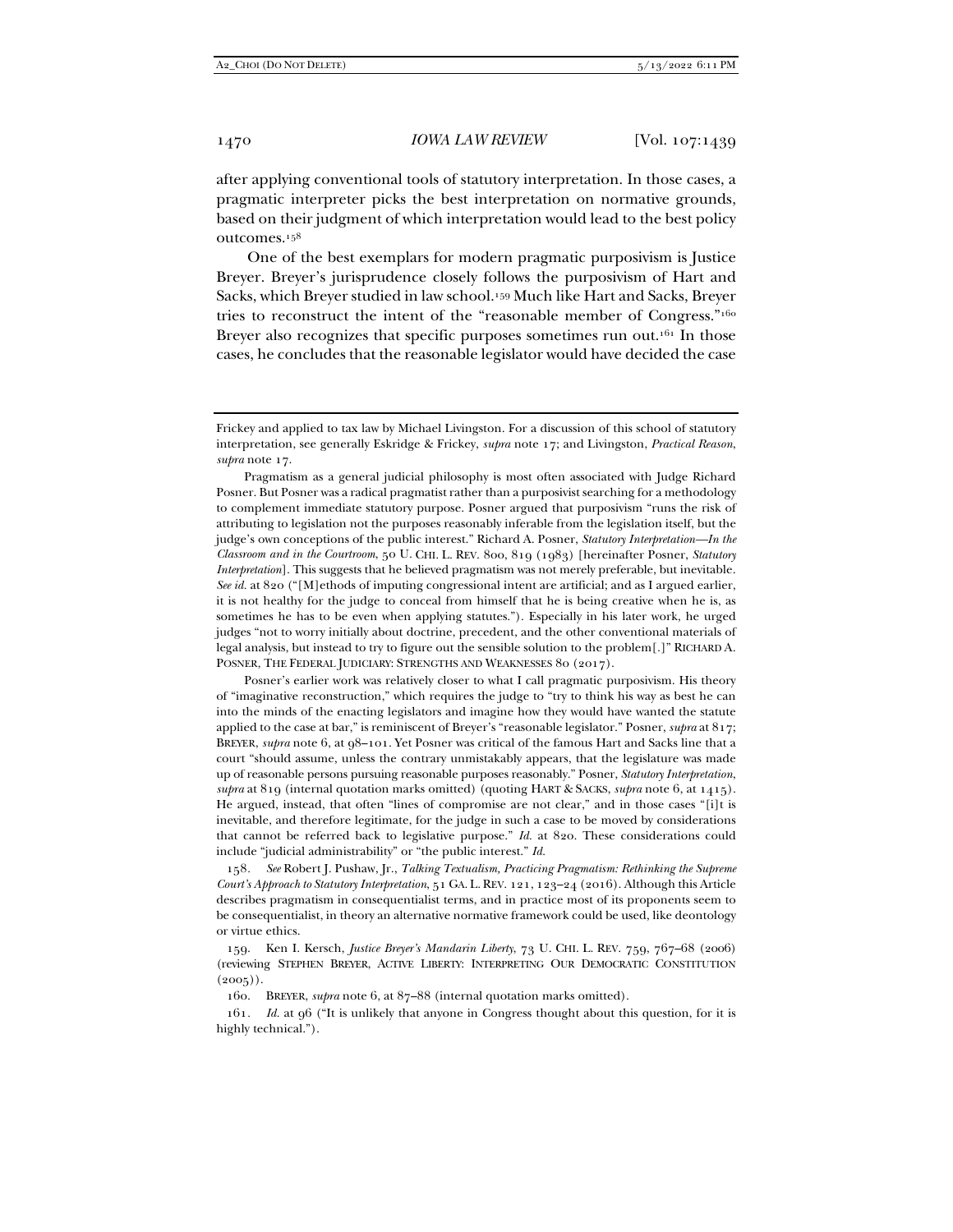after applying conventional tools of statutory interpretation. In those cases, a pragmatic interpreter picks the best interpretation on normative grounds, based on their judgment of which interpretation would lead to the best policy outcomes.[158]

One of the best exemplars for modern pragmatic purposivism is Justice Breyer. Breyer's jurisprudence closely follows the purposivism of Hart and Sacks, which Breyer studied in law school.[159] Much like Hart and Sacks, Breyer tries to reconstruct the intent of the "reasonable member of Congress."[160] Breyer also recognizes that specific purposes sometimes run out.[161] In those cases, he concludes that the reasonable legislator would have decided the case

---

Frickey and applied to tax law by Michael Livingston. For a discussion of this school of statutory interpretation, see generally Eskridge & Frickey, *supra* note 17; and Livingston, *Practical Reason*, *supra* note 17.

Pragmatism as a general judicial philosophy is most often associated with Judge Richard Posner. But Posner was a radical pragmatist rather than a purposivist searching for a methodology to complement immediate statutory purpose. Posner argued that purposivism "runs the risk of attributing to legislation not the purposes reasonably inferable from the legislation itself, but the judge's own conceptions of the public interest." Richard A. Posner, *Statutory Interpretation—In the Classroom and in the Courtroom*, 50 U. CHI. L. REV. 800, 819 (1983) [hereinafter Posner, *Statutory Interpretation*]. This suggests that he believed pragmatism was not merely preferable, but inevitable. *See id.* at 820 ("[M]ethods of imputing congressional intent are artificial; and as I argued earlier, it is not healthy for the judge to conceal from himself that he is being creative when he is, as sometimes he has to be even when applying statutes."). Especially in his later work, he urged judges "not to worry initially about doctrine, precedent, and the other conventional materials of legal analysis, but instead to try to figure out the sensible solution to the problem[.]" RICHARD A. POSNER, THE FEDERAL JUDICIARY: STRENGTHS AND WEAKNESSES 80 (2017).

Posner's earlier work was relatively closer to what I call pragmatic purposivism. His theory of "imaginative reconstruction," which requires the judge to "try to think his way as best he can into the minds of the enacting legislators and imagine how they would have wanted the statute applied to the case at bar," is reminiscent of Breyer's "reasonable legislator." Posner, *supra* at 817; BREYER, *supra* note 6, at 98–101. Yet Posner was critical of the famous Hart and Sacks line that a court "should assume, unless the contrary unmistakably appears, that the legislature was made up of reasonable persons pursuing reasonable purposes reasonably." Posner, *Statutory Interpretation*, *supra* at 819 (internal quotation marks omitted) (quoting HART & SACKS, *supra* note 6, at 1415). He argued, instead, that often "lines of compromise are not clear," and in those cases "[i]t is inevitable, and therefore legitimate, for the judge in such a case to be moved by considerations that cannot be referred back to legislative purpose." *Id.* at 820. These considerations could include "judicial administrability" or "the public interest." *Id.*

158. *See* Robert J. Pushaw, Jr., *Talking Textualism, Practicing Pragmatism: Rethinking the Supreme Court's Approach to Statutory Interpretation*, 51 GA. L. REV. 121, 123–24 (2016). Although this Article describes pragmatism in consequentialist terms, and in practice most of its proponents seem to be consequentialist, in theory an alternative normative framework could be used, like deontology or virtue ethics.

159. Ken I. Kersch, *Justice Breyer's Mandarin Liberty*, 73 U. CHI. L. REV. 759, 767–68 (2006) (reviewing STEPHEN BREYER, ACTIVE LIBERTY: INTERPRETING OUR DEMOCRATIC CONSTITUTION (2005)).

160. BREYER, *supra* note 6, at 87–88 (internal quotation marks omitted).

161. *Id.* at 96 ("It is unlikely that anyone in Congress thought about this question, for it is highly technical.").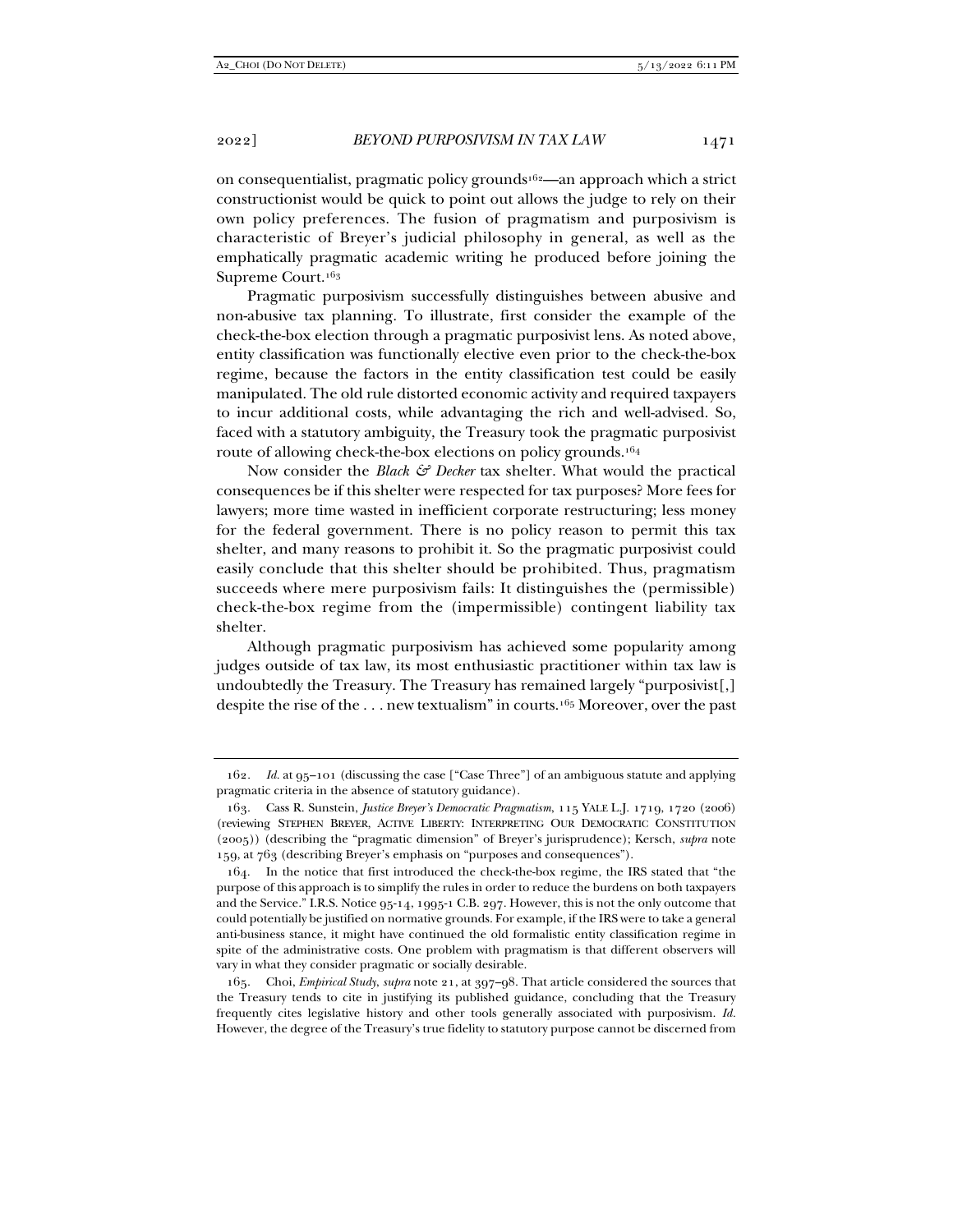on consequentialist, pragmatic policy grounds[162]—an approach which a strict constructionist would be quick to point out allows the judge to rely on their own policy preferences. The fusion of pragmatism and purposivism is characteristic of Breyer's judicial philosophy in general, as well as the emphatically pragmatic academic writing he produced before joining the Supreme Court.[163]

Pragmatic purposivism successfully distinguishes between abusive and non-abusive tax planning. To illustrate, first consider the example of the check-the-box election through a pragmatic purposivist lens. As noted above, entity classification was functionally elective even prior to the check-the-box regime, because the factors in the entity classification test could be easily manipulated. The old rule distorted economic activity and required taxpayers to incur additional costs, while advantaging the rich and well-advised. So, faced with a statutory ambiguity, the Treasury took the pragmatic purposivist route of allowing check-the-box elections on policy grounds.[164]

Now consider the *Black & Decker* tax shelter. What would the practical consequences be if this shelter were respected for tax purposes? More fees for lawyers; more time wasted in inefficient corporate restructuring; less money for the federal government. There is no policy reason to permit this tax shelter, and many reasons to prohibit it. So the pragmatic purposivist could easily conclude that this shelter should be prohibited. Thus, pragmatism succeeds where mere purposivism fails: It distinguishes the (permissible) check-the-box regime from the (impermissible) contingent liability tax shelter.

Although pragmatic purposivism has achieved some popularity among judges outside of tax law, its most enthusiastic practitioner within tax law is undoubtedly the Treasury. The Treasury has remained largely "purposivist[,] despite the rise of the . . . new textualism" in courts.[165] Moreover, over the past

---

162. *Id.* at 95–101 (discussing the case ["Case Three"] of an ambiguous statute and applying pragmatic criteria in the absence of statutory guidance).

163. Cass R. Sunstein, *Justice Breyer's Democratic Pragmatism*, 115 YALE L.J. 1719, 1720 (2006) (reviewing STEPHEN BREYER, ACTIVE LIBERTY: INTERPRETING OUR DEMOCRATIC CONSTITUTION (2005)) (describing the "pragmatic dimension" of Breyer's jurisprudence); Kersch, *supra* note 159, at 763 (describing Breyer's emphasis on "purposes and consequences").

164. In the notice that first introduced the check-the-box regime, the IRS stated that "the purpose of this approach is to simplify the rules in order to reduce the burdens on both taxpayers and the Service." I.R.S. Notice 95-14, 1995-1 C.B. 297. However, this is not the only outcome that could potentially be justified on normative grounds. For example, if the IRS were to take a general anti-business stance, it might have continued the old formalistic entity classification regime in spite of the administrative costs. One problem with pragmatism is that different observers will vary in what they consider pragmatic or socially desirable.

165. Choi, *Empirical Study*, *supra* note 21, at 397–98. That article considered the sources that the Treasury tends to cite in justifying its published guidance, concluding that the Treasury frequently cites legislative history and other tools generally associated with purposivism. *Id.* However, the degree of the Treasury's true fidelity to statutory purpose cannot be discerned from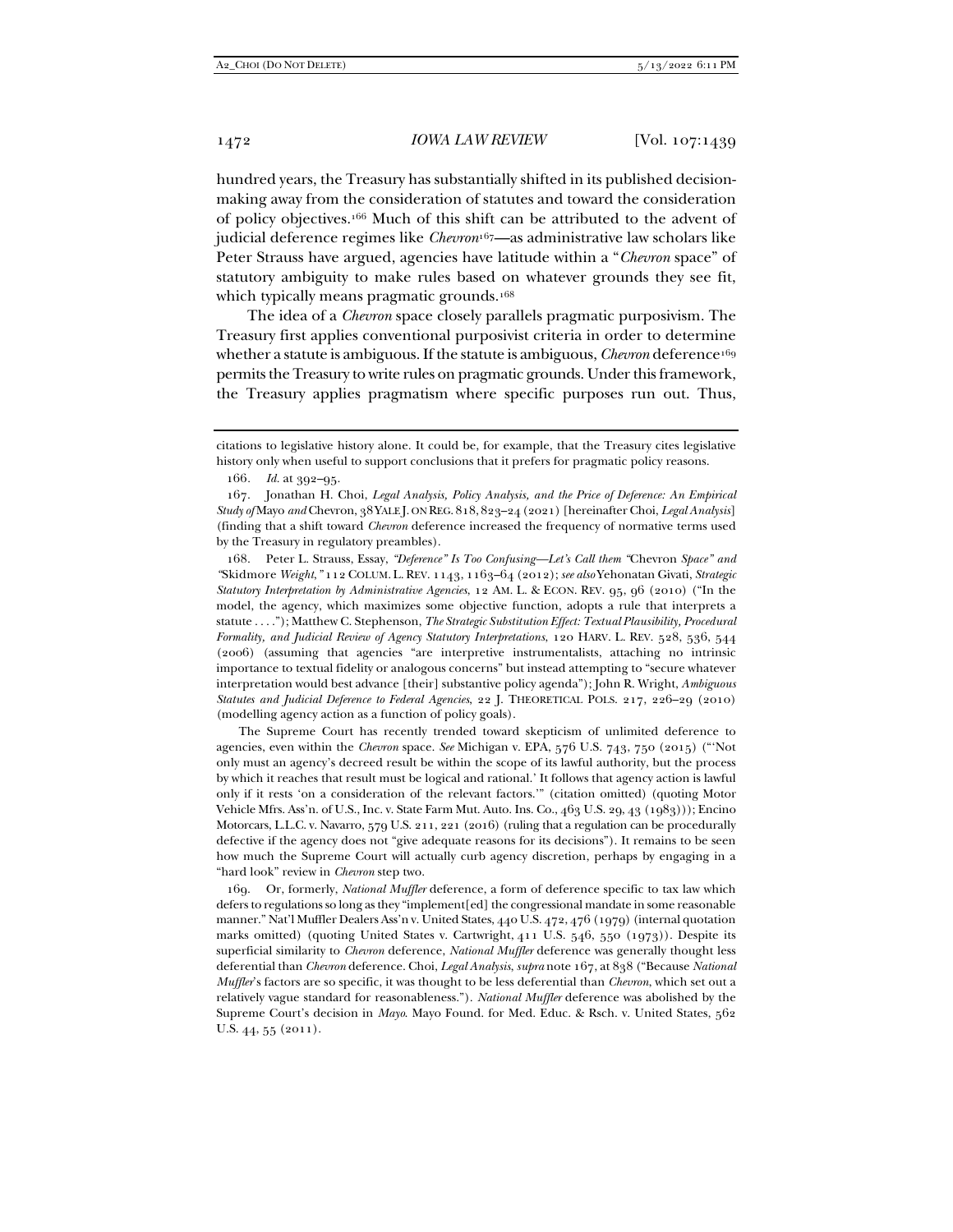hundred years, the Treasury has substantially shifted in its published decision-making away from the consideration of statutes and toward the consideration of policy objectives.[166] Much of this shift can be attributed to the advent of judicial deference regimes like *Chevron*[167]—as administrative law scholars like Peter Strauss have argued, agencies have latitude within a "*Chevron* space" of statutory ambiguity to make rules based on whatever grounds they see fit, which typically means pragmatic grounds.[168]

The idea of a *Chevron* space closely parallels pragmatic purposivism. The Treasury first applies conventional purposivist criteria in order to determine whether a statute is ambiguous. If the statute is ambiguous, *Chevron* deference[169] permits the Treasury to write rules on pragmatic grounds. Under this framework, the Treasury applies pragmatism where specific purposes run out. Thus,

---

citations to legislative history alone. It could be, for example, that the Treasury cites legislative history only when useful to support conclusions that it prefers for pragmatic policy reasons.

166. *Id.* at 392–95.

167. Jonathan H. Choi, *Legal Analysis, Policy Analysis, and the Price of Deference: An Empirical Study of* Mayo *and* Chevron, 38 YALE J. ON REG. 818, 823–24 (2021) [hereinafter Choi, *Legal Analysis*] (finding that a shift toward *Chevron* deference increased the frequency of normative terms used by the Treasury in regulatory preambles).

168. Peter L. Strauss, Essay, *"Deference" Is Too Confusing—Let's Call them "*Chevron *Space" and "*Skidmore *Weight*,*"* 112 COLUM. L. REV. 1143, 1163–64 (2012); *see also* Yehonatan Givati, *Strategic Statutory Interpretation by Administrative Agencies*, 12 AM. L. & ECON. REV. 95, 96 (2010) ("In the model, the agency, which maximizes some objective function, adopts a rule that interprets a statute . . . ."); Matthew C. Stephenson, *The Strategic Substitution Effect: Textual Plausibility, Procedural Formality, and Judicial Review of Agency Statutory Interpretations*, 120 HARV. L. REV. 528, 536, 544 (2006) (assuming that agencies "are interpretive instrumentalists, attaching no intrinsic importance to textual fidelity or analogous concerns" but instead attempting to "secure whatever interpretation would best advance [their] substantive policy agenda"); John R. Wright, *Ambiguous Statutes and Judicial Deference to Federal Agencies*, 22 J. THEORETICAL POLS. 217, 226–29 (2010) (modelling agency action as a function of policy goals).

The Supreme Court has recently trended toward skepticism of unlimited deference to agencies, even within the *Chevron* space. *See* Michigan v. EPA, 576 U.S. 743, 750 (2015) ("'Not only must an agency's decreed result be within the scope of its lawful authority, but the process by which it reaches that result must be logical and rational.' It follows that agency action is lawful only if it rests 'on a consideration of the relevant factors.'" (citation omitted) (quoting Motor Vehicle Mfrs. Ass'n. of U.S., Inc. v. State Farm Mut. Auto. Ins. Co., 463 U.S. 29, 43 (1983))); Encino Motorcars, L.L.C. v. Navarro, 579 U.S. 211, 221 (2016) (ruling that a regulation can be procedurally defective if the agency does not "give adequate reasons for its decisions"). It remains to be seen how much the Supreme Court will actually curb agency discretion, perhaps by engaging in a "hard look" review in *Chevron* step two.

169. Or, formerly, *National Muffler* deference, a form of deference specific to tax law which defers to regulations so long as they "implement[ed] the congressional mandate in some reasonable manner." Nat'l Muffler Dealers Ass'n v. United States, 440 U.S. 472, 476 (1979) (internal quotation marks omitted) (quoting United States v. Cartwright, 411 U.S. 546, 550 (1973)). Despite its superficial similarity to *Chevron* deference, *National Muffler* deference was generally thought less deferential than *Chevron* deference. Choi, *Legal Analysis*, *supra* note 167, at 838 ("Because *National Muffler*'s factors are so specific, it was thought to be less deferential than *Chevron*, which set out a relatively vague standard for reasonableness."). *National Muffler* deference was abolished by the Supreme Court's decision in *Mayo*. Mayo Found. for Med. Educ. & Rsch. v. United States, 562 U.S. 44, 55 (2011).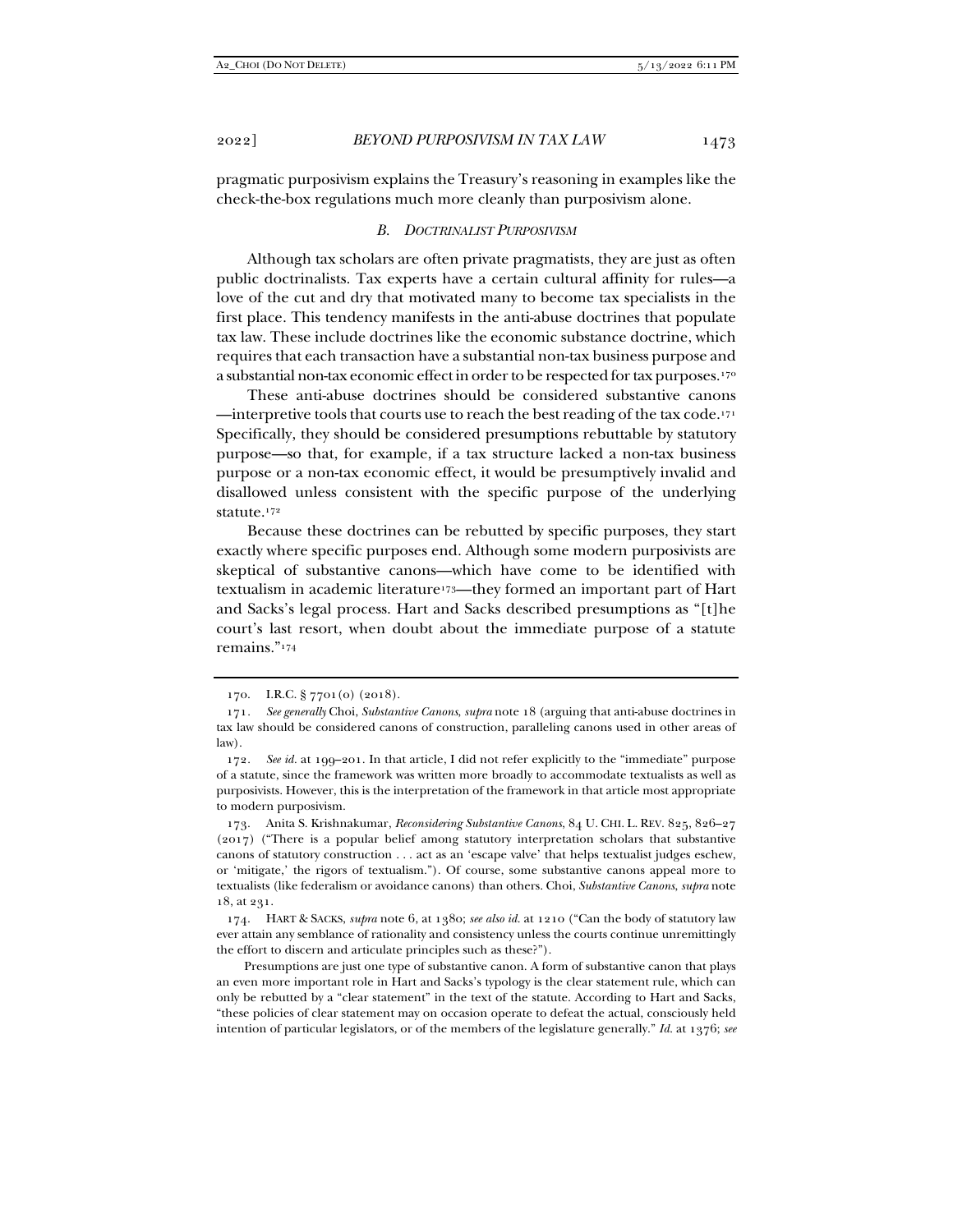pragmatic purposivism explains the Treasury's reasoning in examples like the check-the-box regulations much more cleanly than purposivism alone.

### B. *Doctrinalist Purposivism*

Although tax scholars are often private pragmatists, they are just as often public doctrinalists. Tax experts have a certain cultural affinity for rules—a love of the cut and dry that motivated many to become tax specialists in the first place. This tendency manifests in the anti-abuse doctrines that populate tax law. These include doctrines like the economic substance doctrine, which requires that each transaction have a substantial non-tax business purpose and a substantial non-tax economic effect in order to be respected for tax purposes.[170]

These anti-abuse doctrines should be considered substantive canons—interpretive tools that courts use to reach the best reading of the tax code.[171] Specifically, they should be considered presumptions rebuttable by statutory purpose—so that, for example, if a tax structure lacked a non-tax business purpose or a non-tax economic effect, it would be presumptively invalid and disallowed unless consistent with the specific purpose of the underlying statute.[172]

Because these doctrines can be rebutted by specific purposes, they start exactly where specific purposes end. Although some modern purposivists are skeptical of substantive canons—which have come to be identified with textualism in academic literature[173]—they formed an important part of Hart and Sacks's legal process. Hart and Sacks described presumptions as "[t]he court's last resort, when doubt about the immediate purpose of a statute remains."[174]

---

170. I.R.C. § 7701(o) (2018).

171. *See generally* Choi, *Substantive Canons*, *supra* note 18 (arguing that anti-abuse doctrines in tax law should be considered canons of construction, paralleling canons used in other areas of law).

172. *See id.* at 199–201. In that article, I did not refer explicitly to the "immediate" purpose of a statute, since the framework was written more broadly to accommodate textualists as well as purposivists. However, this is the interpretation of the framework in that article most appropriate to modern purposivism.

173. Anita S. Krishnakumar, *Reconsidering Substantive Canons*, 84 U. CHI. L. REV. 825, 826–27 (2017) ("There is a popular belief among statutory interpretation scholars that substantive canons of statutory construction . . . act as an 'escape valve' that helps textualist judges eschew, or 'mitigate,' the rigors of textualism."). Of course, some substantive canons appeal more to textualists (like federalism or avoidance canons) than others. Choi, *Substantive Canons*, *supra* note 18, at 231.

174. HART & SACKS, *supra* note 6, at 1380; *see also id.* at 1210 ("Can the body of statutory law ever attain any semblance of rationality and consistency unless the courts continue unremittingly the effort to discern and articulate principles such as these?").

Presumptions are just one type of substantive canon. A form of substantive canon that plays an even more important role in Hart and Sacks's typology is the clear statement rule, which can only be rebutted by a "clear statement" in the text of the statute. According to Hart and Sacks, "these policies of clear statement may on occasion operate to defeat the actual, consciously held intention of particular legislators, or of the members of the legislature generally." *Id.* at 1376; *see*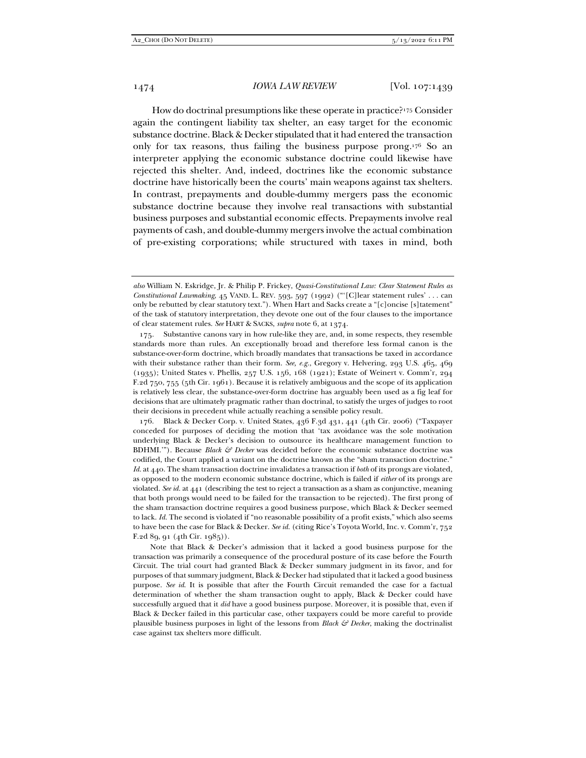How do doctrinal presumptions like these operate in practice?[175] Consider again the contingent liability tax shelter, an easy target for the economic substance doctrine. Black & Decker stipulated that it had entered the transaction only for tax reasons, thus failing the business purpose prong.[176] So an interpreter applying the economic substance doctrine could likewise have rejected this shelter. And, indeed, doctrines like the economic substance doctrine have historically been the courts' main weapons against tax shelters. In contrast, prepayments and double-dummy mergers pass the economic substance doctrine because they involve real transactions with substantial business purposes and substantial economic effects. Prepayments involve real payments of cash, and double-dummy mergers involve the actual combination of pre-existing corporations; while structured with taxes in mind, both

---

*also* William N. Eskridge, Jr. & Philip P. Frickey, *Quasi-Constitutional Law: Clear Statement Rules as Constitutional Lawmaking*, 45 VAND. L. REV. 593, 597 (1992) ("'[C]lear statement rules' . . . can only be rebutted by clear statutory text."). When Hart and Sacks create a "[c]oncise [s]tatement" of the task of statutory interpretation, they devote one out of the four clauses to the importance of clear statement rules. *See* HART & SACKS, *supra* note 6, at 1374.

175. Substantive canons vary in how rule-like they are, and, in some respects, they resemble standards more than rules. An exceptionally broad and therefore less formal canon is the substance-over-form doctrine, which broadly mandates that transactions be taxed in accordance with their substance rather than their form. *See, e.g.*, Gregory v. Helvering, 293 U.S. 465, 469 (1935); United States v. Phellis, 257 U.S. 156, 168 (1921); Estate of Weinert v. Comm'r, 294 F.2d 750, 755 (5th Cir. 1961). Because it is relatively ambiguous and the scope of its application is relatively less clear, the substance-over-form doctrine has arguably been used as a fig leaf for decisions that are ultimately pragmatic rather than doctrinal, to satisfy the urges of judges to root their decisions in precedent while actually reaching a sensible policy result.

176. Black & Decker Corp. v. United States, 436 F.3d 431, 441 (4th Cir. 2006) ("Taxpayer conceded for purposes of deciding the motion that 'tax avoidance was the sole motivation underlying Black & Decker's decision to outsource its healthcare management function to BDHMI.'"). Because *Black & Decker* was decided before the economic substance doctrine was codified, the Court applied a variant on the doctrine known as the "sham transaction doctrine." *Id.* at 440. The sham transaction doctrine invalidates a transaction if *both* of its prongs are violated, as opposed to the modern economic substance doctrine, which is failed if *either* of its prongs are violated. *See id.* at 441 (describing the test to reject a transaction as a sham as conjunctive, meaning that both prongs would need to be failed for the transaction to be rejected). The first prong of the sham transaction doctrine requires a good business purpose, which Black & Decker seemed to lack. *Id.* The second is violated if "no reasonable possibility of a profit exists," which also seems to have been the case for Black & Decker. *See id.* (citing Rice's Toyota World, Inc. v. Comm'r, 752 F.2d 89, 91 (4th Cir. 1985)).

Note that Black & Decker's admission that it lacked a good business purpose for the transaction was primarily a consequence of the procedural posture of its case before the Fourth Circuit. The trial court had granted Black & Decker summary judgment in its favor, and for purposes of that summary judgment, Black & Decker had stipulated that it lacked a good business purpose. *See id.* It is possible that after the Fourth Circuit remanded the case for a factual determination of whether the sham transaction ought to apply, Black & Decker could have successfully argued that it *did* have a good business purpose. Moreover, it is possible that, even if Black & Decker failed in this particular case, other taxpayers could be more careful to provide plausible business purposes in light of the lessons from *Black & Decker*, making the doctrinalist case against tax shelters more difficult.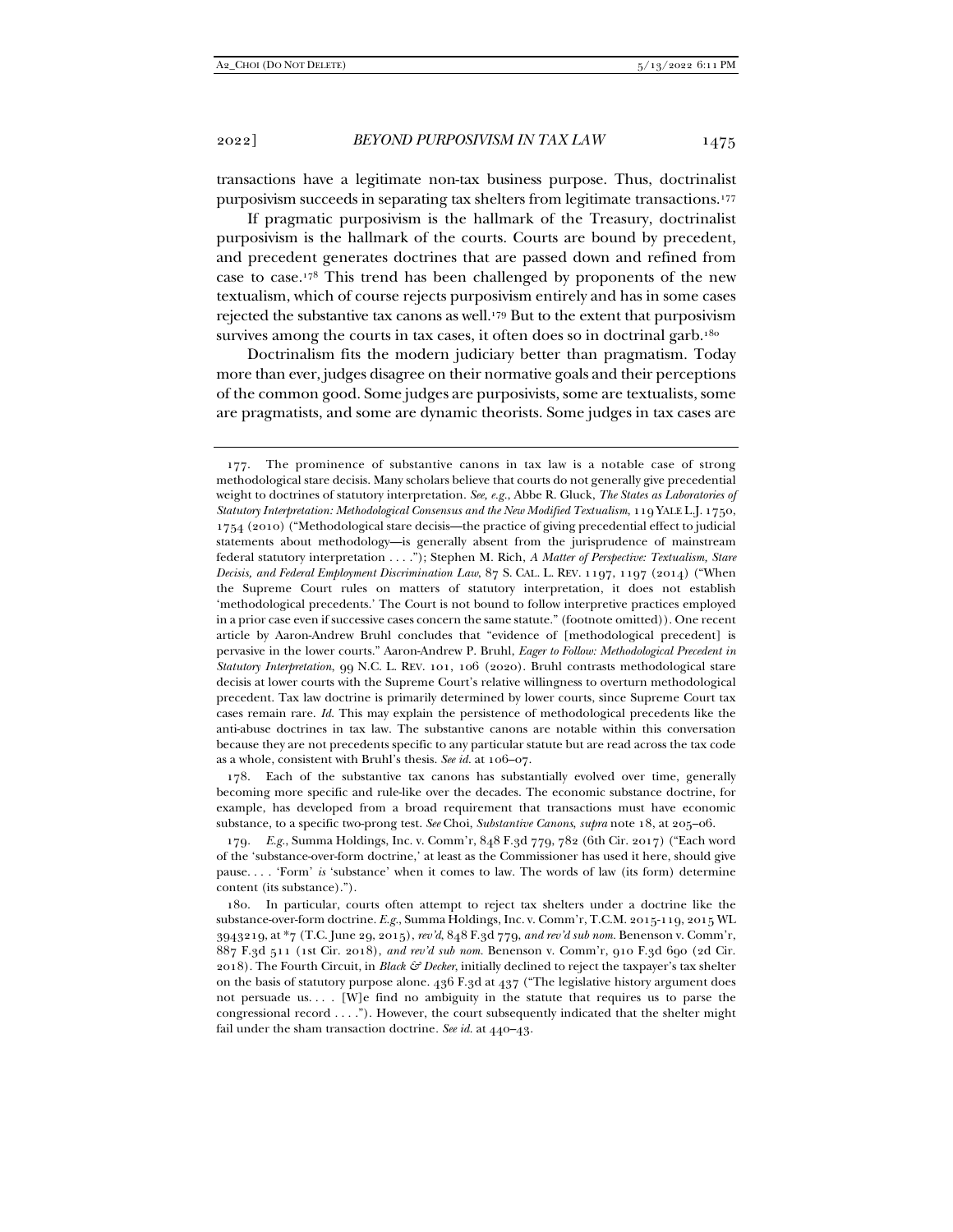transactions have a legitimate non-tax business purpose. Thus, doctrinalist purposivism succeeds in separating tax shelters from legitimate transactions.[177]

If pragmatic purposivism is the hallmark of the Treasury, doctrinalist purposivism is the hallmark of the courts. Courts are bound by precedent, and precedent generates doctrines that are passed down and refined from case to case.[178] This trend has been challenged by proponents of the new textualism, which of course rejects purposivism entirely and has in some cases rejected the substantive tax canons as well.[179] But to the extent that purposivism survives among the courts in tax cases, it often does so in doctrinal garb.[180]

Doctrinalism fits the modern judiciary better than pragmatism. Today more than ever, judges disagree on their normative goals and their perceptions of the common good. Some judges are purposivists, some are textualists, some are pragmatists, and some are dynamic theorists. Some judges in tax cases are

---

177. The prominence of substantive canons in tax law is a notable case of strong methodological stare decisis. Many scholars believe that courts do not generally give precedential weight to doctrines of statutory interpretation. *See, e.g.*, Abbe R. Gluck, *The States as Laboratories of Statutory Interpretation: Methodological Consensus and the New Modified Textualism*, 119 YALE L.J. 1750, 1754 (2010) ("Methodological stare decisis—the practice of giving precedential effect to judicial statements about methodology—is generally absent from the jurisprudence of mainstream federal statutory interpretation . . . ."); Stephen M. Rich, *A Matter of Perspective: Textualism, Stare Decisis, and Federal Employment Discrimination Law*, 87 S. CAL. L. REV. 1197, 1197 (2014) ("When the Supreme Court rules on matters of statutory interpretation, it does not establish 'methodological precedents.' The Court is not bound to follow interpretive practices employed in a prior case even if successive cases concern the same statute." (footnote omitted)). One recent article by Aaron-Andrew Bruhl concludes that "evidence of [methodological precedent] is pervasive in the lower courts." Aaron-Andrew P. Bruhl, *Eager to Follow: Methodological Precedent in Statutory Interpretation*, 99 N.C. L. REV. 101, 106 (2020). Bruhl contrasts methodological stare decisis at lower courts with the Supreme Court's relative willingness to overturn methodological precedent. Tax law doctrine is primarily determined by lower courts, since Supreme Court tax cases remain rare. *Id.* This may explain the persistence of methodological precedents like the anti-abuse doctrines in tax law. The substantive canons are notable within this conversation because they are not precedents specific to any particular statute but are read across the tax code as a whole, consistent with Bruhl's thesis. *See id.* at 106–07.

178. Each of the substantive tax canons has substantially evolved over time, generally becoming more specific and rule-like over the decades. The economic substance doctrine, for example, has developed from a broad requirement that transactions must have economic substance, to a specific two-prong test. *See* Choi, *Substantive Canons*, *supra* note 18, at 205–06.

179. *E.g.*, Summa Holdings, Inc. v. Comm'r, 848 F.3d 779, 782 (6th Cir. 2017) ("Each word of the 'substance-over-form doctrine,' at least as the Commissioner has used it here, should give pause. . . . 'Form' *is* 'substance' when it comes to law. The words of law (its form) determine content (its substance).").

180. In particular, courts often attempt to reject tax shelters under a doctrine like the substance-over-form doctrine. *E.g.*, Summa Holdings, Inc. v. Comm'r, T.C.M. 2015-119, 2015 WL 3943219, at *7 (T.C. June 29, 2015), *rev'd*, 848 F.3d 779, *and rev'd sub nom.* Benenson v. Comm'r, 887 F.3d 511 (1st Cir. 2018), *and rev'd sub nom.* Benenson v. Comm'r, 910 F.3d 690 (2d Cir. 2018). The Fourth Circuit, in *Black & Decker*, initially declined to reject the taxpayer's tax shelter on the basis of statutory purpose alone. 436 F.3d at 437 ("The legislative history argument does not persuade us. . . . [W]e find no ambiguity in the statute that requires us to parse the congressional record . . . ."). However, the court subsequently indicated that the shelter might fail under the sham transaction doctrine. *See id.* at 440–43.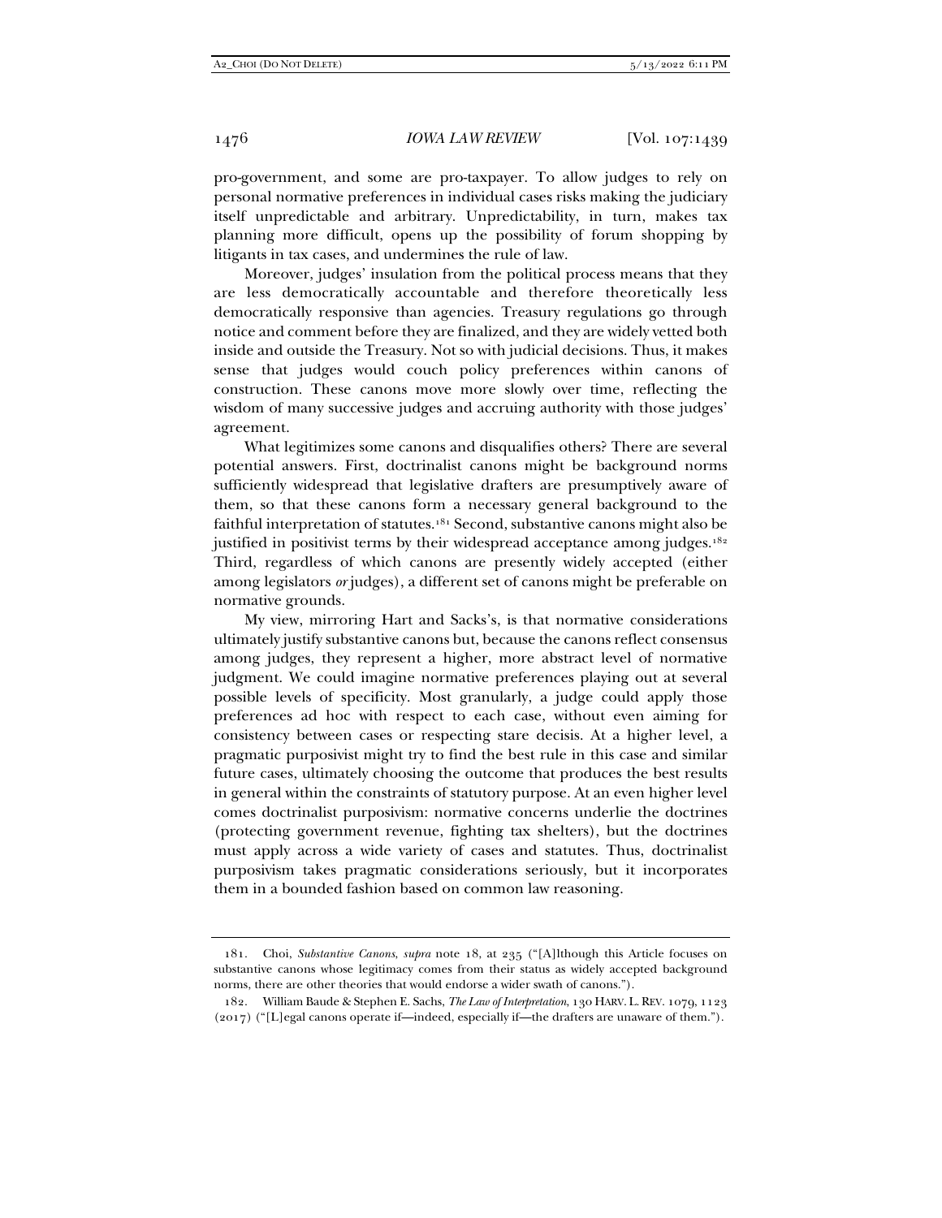pro-government, and some are pro-taxpayer. To allow judges to rely on personal normative preferences in individual cases risks making the judiciary itself unpredictable and arbitrary. Unpredictability, in turn, makes tax planning more difficult, opens up the possibility of forum shopping by litigants in tax cases, and undermines the rule of law.

Moreover, judges' insulation from the political process means that they are less democratically accountable and therefore theoretically less democratically responsive than agencies. Treasury regulations go through notice and comment before they are finalized, and they are widely vetted both inside and outside the Treasury. Not so with judicial decisions. Thus, it makes sense that judges would couch policy preferences within canons of construction. These canons move more slowly over time, reflecting the wisdom of many successive judges and accruing authority with those judges' agreement.

What legitimizes some canons and disqualifies others? There are several potential answers. First, doctrinalist canons might be background norms sufficiently widespread that legislative drafters are presumptively aware of them, so that these canons form a necessary general background to the faithful interpretation of statutes.[181] Second, substantive canons might also be justified in positivist terms by their widespread acceptance among judges.[182] Third, regardless of which canons are presently widely accepted (either among legislators *or* judges), a different set of canons might be preferable on normative grounds.

My view, mirroring Hart and Sacks's, is that normative considerations ultimately justify substantive canons but, because the canons reflect consensus among judges, they represent a higher, more abstract level of normative judgment. We could imagine normative preferences playing out at several possible levels of specificity. Most granularly, a judge could apply those preferences ad hoc with respect to each case, without even aiming for consistency between cases or respecting stare decisis. At a higher level, a pragmatic purposivist might try to find the best rule in this case and similar future cases, ultimately choosing the outcome that produces the best results in general within the constraints of statutory purpose. At an even higher level comes doctrinalist purposivism: normative concerns underlie the doctrines (protecting government revenue, fighting tax shelters), but the doctrines must apply across a wide variety of cases and statutes. Thus, doctrinalist purposivism takes pragmatic considerations seriously, but it incorporates them in a bounded fashion based on common law reasoning.

---

181. Choi, *Substantive Canons*, *supra* note 18, at 235 ("[A]lthough this Article focuses on substantive canons whose legitimacy comes from their status as widely accepted background norms, there are other theories that would endorse a wider swath of canons.").

182. William Baude & Stephen E. Sachs, *The Law of Interpretation*, 130 HARV. L. REV. 1079, 1123 (2017) ("[L]egal canons operate if—indeed, especially if—the drafters are unaware of them.").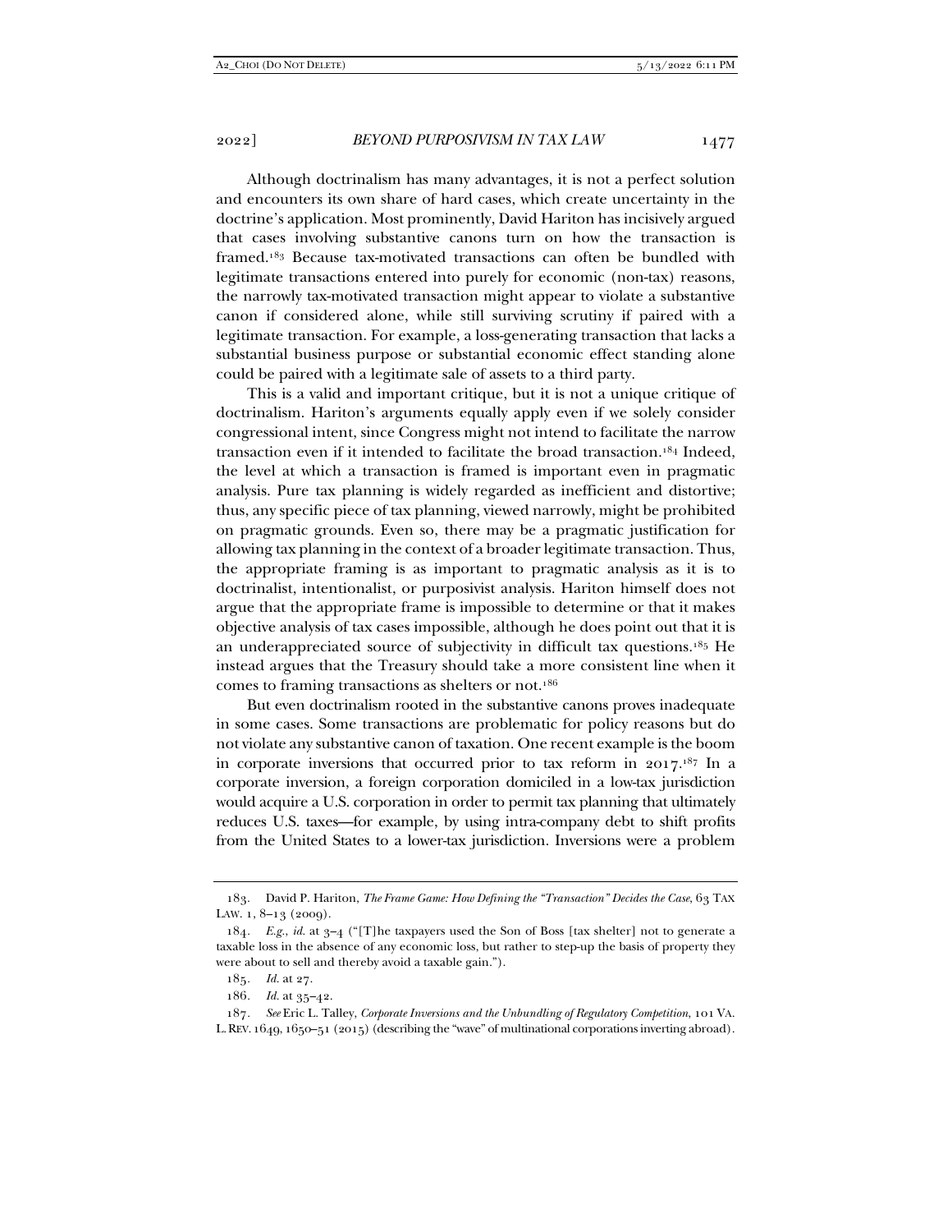Although doctrinalism has many advantages, it is not a perfect solution and encounters its own share of hard cases, which create uncertainty in the doctrine's application. Most prominently, David Hariton has incisively argued that cases involving substantive canons turn on how the transaction is framed.[183] Because tax-motivated transactions can often be bundled with legitimate transactions entered into purely for economic (non-tax) reasons, the narrowly tax-motivated transaction might appear to violate a substantive canon if considered alone, while still surviving scrutiny if paired with a legitimate transaction. For example, a loss-generating transaction that lacks a substantial business purpose or substantial economic effect standing alone could be paired with a legitimate sale of assets to a third party.

This is a valid and important critique, but it is not a unique critique of doctrinalism. Hariton's arguments equally apply even if we solely consider congressional intent, since Congress might not intend to facilitate the narrow transaction even if it intended to facilitate the broad transaction.[184] Indeed, the level at which a transaction is framed is important even in pragmatic analysis. Pure tax planning is widely regarded as inefficient and distortive; thus, any specific piece of tax planning, viewed narrowly, might be prohibited on pragmatic grounds. Even so, there may be a pragmatic justification for allowing tax planning in the context of a broader legitimate transaction. Thus, the appropriate framing is as important to pragmatic analysis as it is to doctrinalist, intentionalist, or purposivist analysis. Hariton himself does not argue that the appropriate frame is impossible to determine or that it makes objective analysis of tax cases impossible, although he does point out that it is an underappreciated source of subjectivity in difficult tax questions.[185] He instead argues that the Treasury should take a more consistent line when it comes to framing transactions as shelters or not.[186]

But even doctrinalism rooted in the substantive canons proves inadequate in some cases. Some transactions are problematic for policy reasons but do not violate any substantive canon of taxation. One recent example is the boom in corporate inversions that occurred prior to tax reform in 2017.[187] In a corporate inversion, a foreign corporation domiciled in a low-tax jurisdiction would acquire a U.S. corporation in order to permit tax planning that ultimately reduces U.S. taxes—for example, by using intra-company debt to shift profits from the United States to a lower-tax jurisdiction. Inversions were a problem

---

183. David P. Hariton, *The Frame Game: How Defining the "Transaction" Decides the Case*, 63 TAX LAW. 1, 8–13 (2009).

184. *E.g.*, *id.* at 3–4 ("[T]he taxpayers used the Son of Boss [tax shelter] not to generate a taxable loss in the absence of any economic loss, but rather to step-up the basis of property they were about to sell and thereby avoid a taxable gain.").

185. *Id.* at 27.

186. *Id.* at 35–42.

187. *See* Eric L. Talley, *Corporate Inversions and the Unbundling of Regulatory Competition*, 101 VA. L. REV. 1649, 1650–51 (2015) (describing the "wave" of multinational corporations inverting abroad).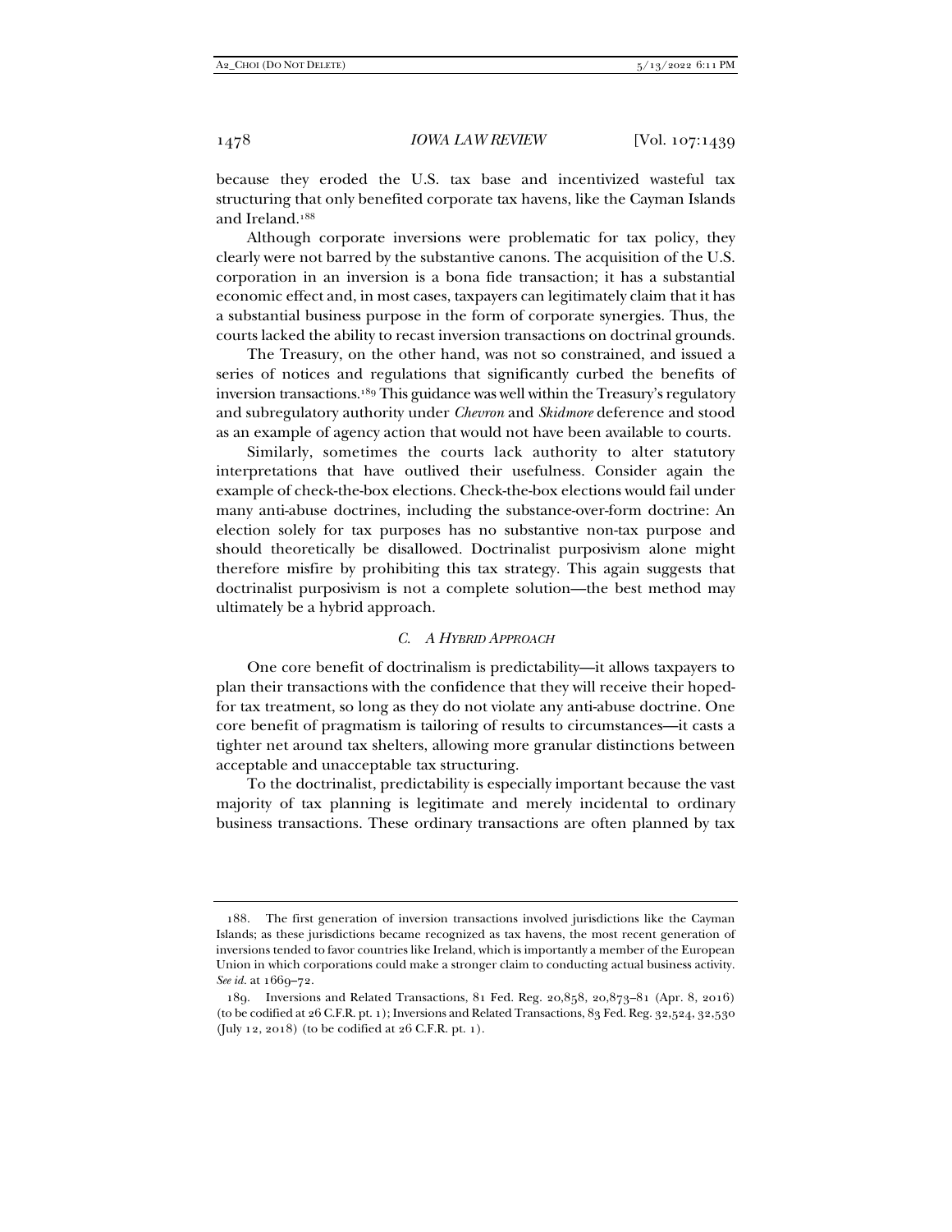because they eroded the U.S. tax base and incentivized wasteful tax structuring that only benefited corporate tax havens, like the Cayman Islands and Ireland.[188]

Although corporate inversions were problematic for tax policy, they clearly were not barred by the substantive canons. The acquisition of the U.S. corporation in an inversion is a bona fide transaction; it has a substantial economic effect and, in most cases, taxpayers can legitimately claim that it has a substantial business purpose in the form of corporate synergies. Thus, the courts lacked the ability to recast inversion transactions on doctrinal grounds.

The Treasury, on the other hand, was not so constrained, and issued a series of notices and regulations that significantly curbed the benefits of inversion transactions.[189] This guidance was well within the Treasury's regulatory and subregulatory authority under *Chevron* and *Skidmore* deference and stood as an example of agency action that would not have been available to courts.

Similarly, sometimes the courts lack authority to alter statutory interpretations that have outlived their usefulness. Consider again the example of check-the-box elections. Check-the-box elections would fail under many anti-abuse doctrines, including the substance-over-form doctrine: An election solely for tax purposes has no substantive non-tax purpose and should theoretically be disallowed. Doctrinalist purposivism alone might therefore misfire by prohibiting this tax strategy. This again suggests that doctrinalist purposivism is not a complete solution—the best method may ultimately be a hybrid approach.

### *C. A Hybrid Approach*

One core benefit of doctrinalism is predictability—it allows taxpayers to plan their transactions with the confidence that they will receive their hoped-for tax treatment, so long as they do not violate any anti-abuse doctrine. One core benefit of pragmatism is tailoring of results to circumstances—it casts a tighter net around tax shelters, allowing more granular distinctions between acceptable and unacceptable tax structuring.

To the doctrinalist, predictability is especially important because the vast majority of tax planning is legitimate and merely incidental to ordinary business transactions. These ordinary transactions are often planned by tax

---

188. The first generation of inversion transactions involved jurisdictions like the Cayman Islands; as these jurisdictions became recognized as tax havens, the most recent generation of inversions tended to favor countries like Ireland, which is importantly a member of the European Union in which corporations could make a stronger claim to conducting actual business activity. *See id.* at 1669–72.

189. Inversions and Related Transactions, 81 Fed. Reg. 20,858, 20,873–81 (Apr. 8, 2016) (to be codified at 26 C.F.R. pt. 1); Inversions and Related Transactions, 83 Fed. Reg. 32,524, 32,530 (July 12, 2018) (to be codified at 26 C.F.R. pt. 1).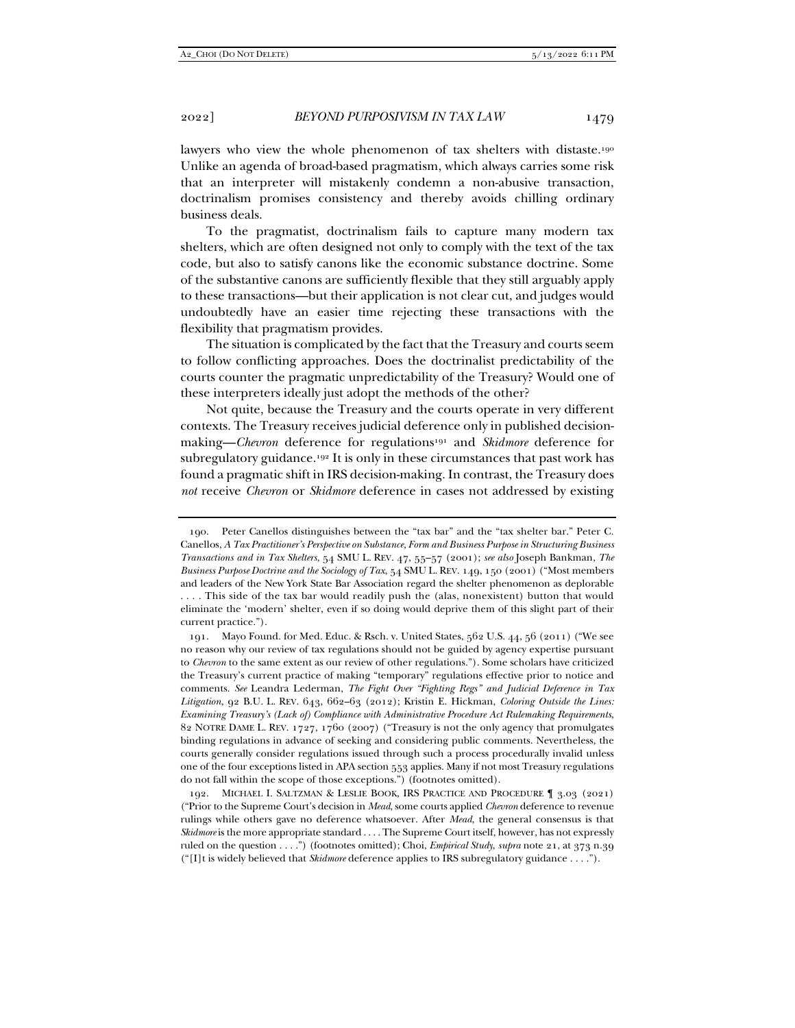lawyers who view the whole phenomenon of tax shelters with distaste.[190] Unlike an agenda of broad-based pragmatism, which always carries some risk that an interpreter will mistakenly condemn a non-abusive transaction, doctrinalism promises consistency and thereby avoids chilling ordinary business deals.

To the pragmatist, doctrinalism fails to capture many modern tax shelters, which are often designed not only to comply with the text of the tax code, but also to satisfy canons like the economic substance doctrine. Some of the substantive canons are sufficiently flexible that they still arguably apply to these transactions—but their application is not clear cut, and judges would undoubtedly have an easier time rejecting these transactions with the flexibility that pragmatism provides.

The situation is complicated by the fact that the Treasury and courts seem to follow conflicting approaches. Does the doctrinalist predictability of the courts counter the pragmatic unpredictability of the Treasury? Would one of these interpreters ideally just adopt the methods of the other?

Not quite, because the Treasury and the courts operate in very different contexts. The Treasury receives judicial deference only in published decision-making—*Chevron* deference for regulations[191] and *Skidmore* deference for subregulatory guidance.[192] It is only in these circumstances that past work has found a pragmatic shift in IRS decision-making. In contrast, the Treasury does *not* receive *Chevron* or *Skidmore* deference in cases not addressed by existing

---

190. Peter Canellos distinguishes between the "tax bar" and the "tax shelter bar." Peter C. Canellos, *A Tax Practitioner's Perspective on Substance, Form and Business Purpose in Structuring Business Transactions and in Tax Shelters*, 54 SMU L. REV. 47, 55–57 (2001); *see also* Joseph Bankman, *The Business Purpose Doctrine and the Sociology of Tax*, 54 SMU L. REV. 149, 150 (2001) ("Most members and leaders of the New York State Bar Association regard the shelter phenomenon as deplorable . . . . This side of the tax bar would readily push the (alas, nonexistent) button that would eliminate the 'modern' shelter, even if so doing would deprive them of this slight part of their current practice.").

191. Mayo Found. for Med. Educ. & Rsch. v. United States, 562 U.S. 44, 56 (2011) ("We see no reason why our review of tax regulations should not be guided by agency expertise pursuant to *Chevron* to the same extent as our review of other regulations."). Some scholars have criticized the Treasury's current practice of making "temporary" regulations effective prior to notice and comments. *See* Leandra Lederman, *The Fight Over "Fighting Regs" and Judicial Deference in Tax Litigation*, 92 B.U. L. REV. 643, 662–63 (2012); Kristin E. Hickman, *Coloring Outside the Lines: Examining Treasury's (Lack of) Compliance with Administrative Procedure Act Rulemaking Requirements*, 82 NOTRE DAME L. REV. 1727, 1760 (2007) ("Treasury is not the only agency that promulgates binding regulations in advance of seeking and considering public comments. Nevertheless, the courts generally consider regulations issued through such a process procedurally invalid unless one of the four exceptions listed in APA section 553 applies. Many if not most Treasury regulations do not fall within the scope of those exceptions.") (footnotes omitted).

192. MICHAEL I. SALTZMAN & LESLIE BOOK, IRS PRACTICE AND PROCEDURE ¶ 3.03 (2021) ("Prior to the Supreme Court's decision in *Mead*, some courts applied *Chevron* deference to revenue rulings while others gave no deference whatsoever. After *Mead*, the general consensus is that *Skidmore* is the more appropriate standard . . . . The Supreme Court itself, however, has not expressly ruled on the question . . . .") (footnotes omitted); Choi, *Empirical Study*, *supra* note 21, at 373 n.39 ("[I]t is widely believed that *Skidmore* deference applies to IRS subregulatory guidance . . . .").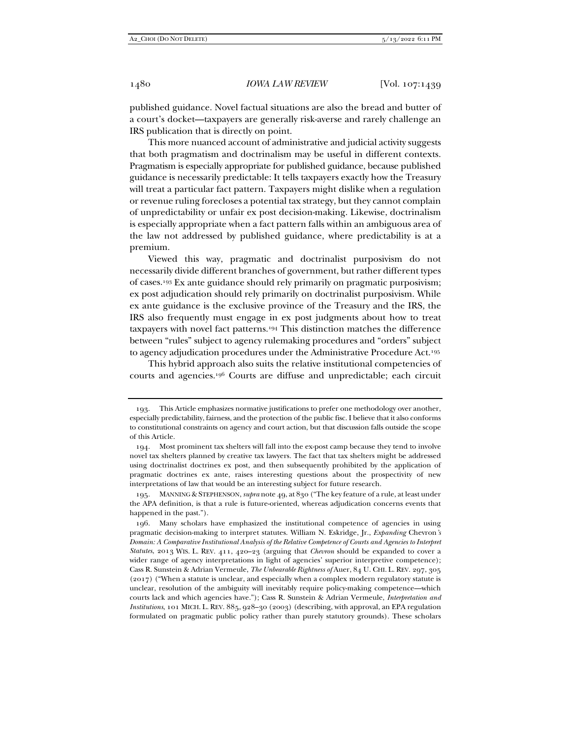published guidance. Novel factual situations are also the bread and butter of a court's docket—taxpayers are generally risk-averse and rarely challenge an IRS publication that is directly on point.

This more nuanced account of administrative and judicial activity suggests that both pragmatism and doctrinalism may be useful in different contexts. Pragmatism is especially appropriate for published guidance, because published guidance is necessarily predictable: It tells taxpayers exactly how the Treasury will treat a particular fact pattern. Taxpayers might dislike when a regulation or revenue ruling forecloses a potential tax strategy, but they cannot complain of unpredictability or unfair ex post decision-making. Likewise, doctrinalism is especially appropriate when a fact pattern falls within an ambiguous area of the law not addressed by published guidance, where predictability is at a premium.

Viewed this way, pragmatic and doctrinalist purposivism do not necessarily divide different branches of government, but rather different types of cases.[193] Ex ante guidance should rely primarily on pragmatic purposivism; ex post adjudication should rely primarily on doctrinalist purposivism. While ex ante guidance is the exclusive province of the Treasury and the IRS, the IRS also frequently must engage in ex post judgments about how to treat taxpayers with novel fact patterns.[194] This distinction matches the difference between "rules" subject to agency rulemaking procedures and "orders" subject to agency adjudication procedures under the Administrative Procedure Act.[195]

This hybrid approach also suits the relative institutional competencies of courts and agencies.[196] Courts are diffuse and unpredictable; each circuit

---

193. This Article emphasizes normative justifications to prefer one methodology over another, especially predictability, fairness, and the protection of the public fisc. I believe that it also conforms to constitutional constraints on agency and court action, but that discussion falls outside the scope of this Article.

194. Most prominent tax shelters will fall into the ex-post camp because they tend to involve novel tax shelters planned by creative tax lawyers. The fact that tax shelters might be addressed using doctrinalist doctrines ex post, and then subsequently prohibited by the application of pragmatic doctrines ex ante, raises interesting questions about the prospectivity of new interpretations of law that would be an interesting subject for future research.

195. MANNING & STEPHENSON, *supra* note 49, at 830 ("The key feature of a rule, at least under the APA definition, is that a rule is future-oriented, whereas adjudication concerns events that happened in the past.").

196. Many scholars have emphasized the institutional competence of agencies in using pragmatic decision-making to interpret statutes. William N. Eskridge, Jr., *Expanding* Chevron*'s Domain: A Comparative Institutional Analysis of the Relative Competence of Courts and Agencies to Interpret Statutes*, 2013 WIS. L. REV. 411, 420–23 (arguing that *Chevron* should be expanded to cover a wider range of agency interpretations in light of agencies' superior interpretive competence); Cass R. Sunstein & Adrian Vermeule, *The Unbearable Rightness of* Auer, 84 U. CHI. L. REV. 297, 305 (2017) ("When a statute is unclear, and especially when a complex modern regulatory statute is unclear, resolution of the ambiguity will inevitably require policy-making competence—which courts lack and which agencies have."); Cass R. Sunstein & Adrian Vermeule, *Interpretation and Institutions*, 101 MICH. L. REV. 885, 928–30 (2003) (describing, with approval, an EPA regulation formulated on pragmatic public policy rather than purely statutory grounds). These scholars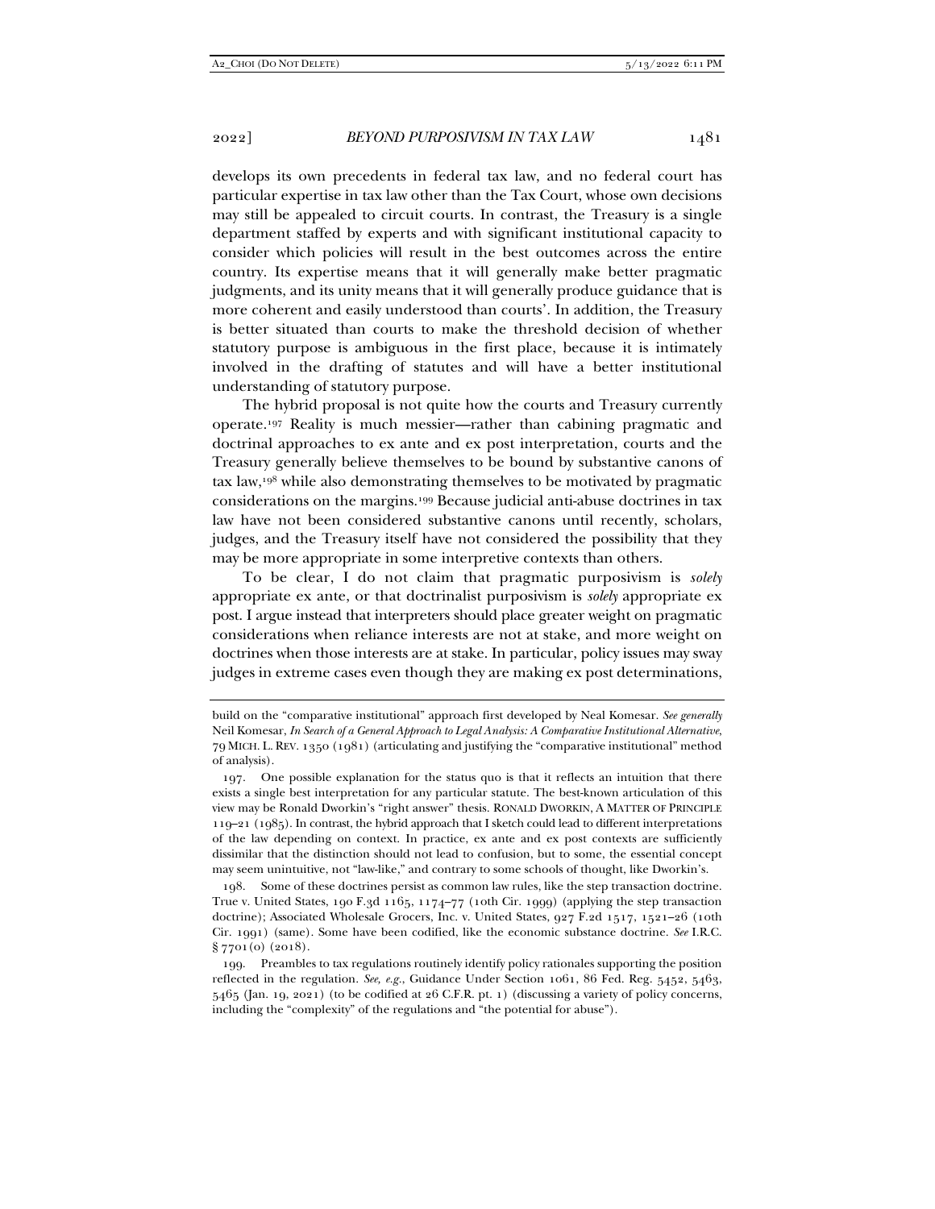develops its own precedents in federal tax law, and no federal court has particular expertise in tax law other than the Tax Court, whose own decisions may still be appealed to circuit courts. In contrast, the Treasury is a single department staffed by experts and with significant institutional capacity to consider which policies will result in the best outcomes across the entire country. Its expertise means that it will generally make better pragmatic judgments, and its unity means that it will generally produce guidance that is more coherent and easily understood than courts'. In addition, the Treasury is better situated than courts to make the threshold decision of whether statutory purpose is ambiguous in the first place, because it is intimately involved in the drafting of statutes and will have a better institutional understanding of statutory purpose.

The hybrid proposal is not quite how the courts and Treasury currently operate.[197] Reality is much messier—rather than cabining pragmatic and doctrinal approaches to ex ante and ex post interpretation, courts and the Treasury generally believe themselves to be bound by substantive canons of tax law,[198] while also demonstrating themselves to be motivated by pragmatic considerations on the margins.[199] Because judicial anti-abuse doctrines in tax law have not been considered substantive canons until recently, scholars, judges, and the Treasury itself have not considered the possibility that they may be more appropriate in some interpretive contexts than others.

To be clear, I do not claim that pragmatic purposivism is *solely* appropriate ex ante, or that doctrinalist purposivism is *solely* appropriate ex post. I argue instead that interpreters should place greater weight on pragmatic considerations when reliance interests are not at stake, and more weight on doctrines when those interests are at stake. In particular, policy issues may sway judges in extreme cases even though they are making ex post determinations,

---

build on the "comparative institutional" approach first developed by Neal Komesar. *See generally* Neil Komesar, *In Search of a General Approach to Legal Analysis: A Comparative Institutional Alternative*, 79 MICH. L. REV. 1350 (1981) (articulating and justifying the "comparative institutional" method of analysis).

197. One possible explanation for the status quo is that it reflects an intuition that there exists a single best interpretation for any particular statute. The best-known articulation of this view may be Ronald Dworkin's "right answer" thesis. RONALD DWORKIN, A MATTER OF PRINCIPLE 119–21 (1985). In contrast, the hybrid approach that I sketch could lead to different interpretations of the law depending on context. In practice, ex ante and ex post contexts are sufficiently dissimilar that the distinction should not lead to confusion, but to some, the essential concept may seem unintuitive, not "law-like," and contrary to some schools of thought, like Dworkin's.

198. Some of these doctrines persist as common law rules, like the step transaction doctrine. True v. United States, 190 F.3d 1165, 1174–77 (10th Cir. 1999) (applying the step transaction doctrine); Associated Wholesale Grocers, Inc. v. United States, 927 F.2d 1517, 1521–26 (10th Cir. 1991) (same). Some have been codified, like the economic substance doctrine. *See* I.R.C. § 7701(o) (2018).

199. Preambles to tax regulations routinely identify policy rationales supporting the position reflected in the regulation. *See, e.g.*, Guidance Under Section 1061, 86 Fed. Reg. 5452, 5463, 5465 (Jan. 19, 2021) (to be codified at 26 C.F.R. pt. 1) (discussing a variety of policy concerns, including the "complexity" of the regulations and "the potential for abuse").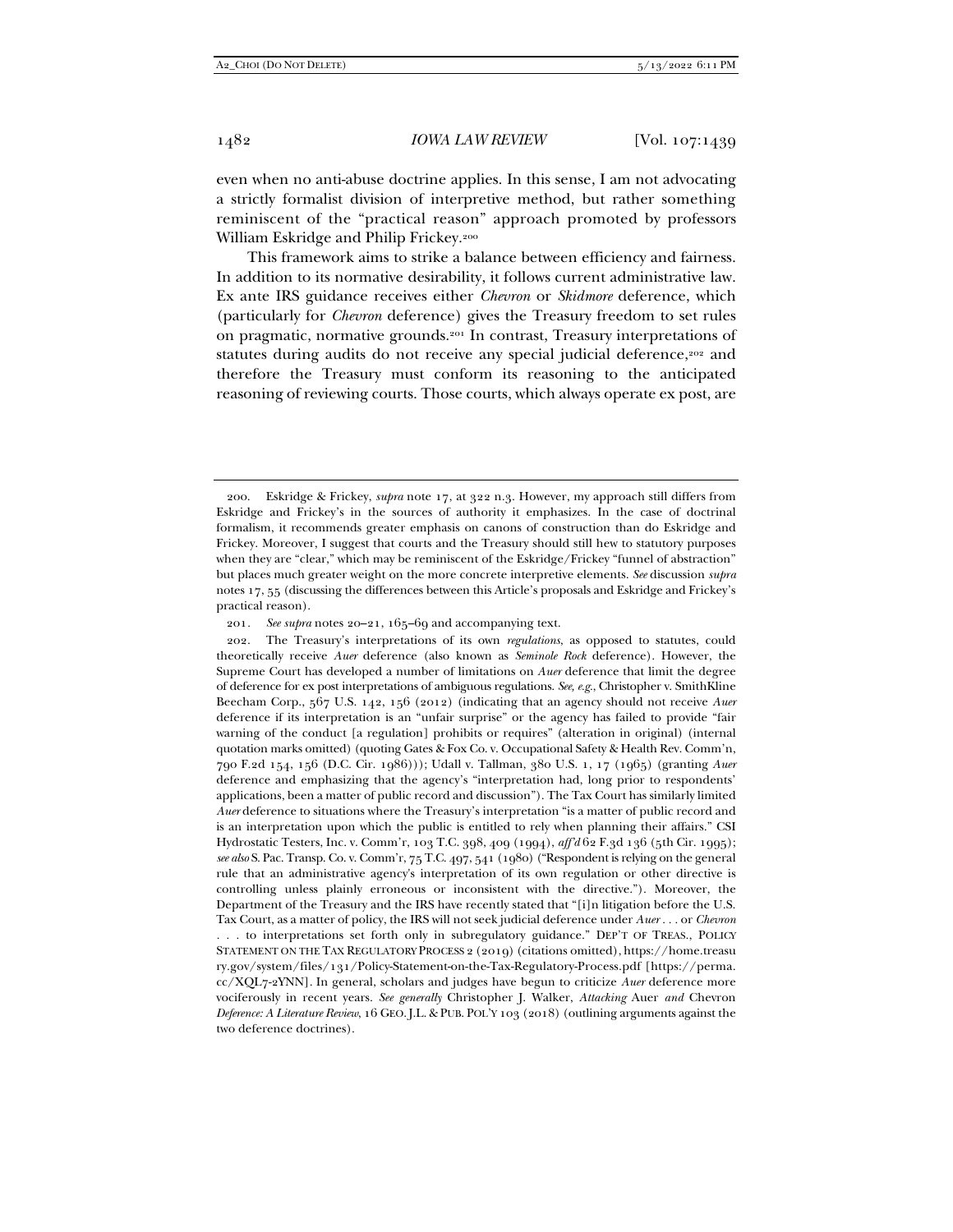even when no anti-abuse doctrine applies. In this sense, I am not advocating a strictly formalist division of interpretive method, but rather something reminiscent of the "practical reason" approach promoted by professors William Eskridge and Philip Frickey.[200]

This framework aims to strike a balance between efficiency and fairness. In addition to its normative desirability, it follows current administrative law. Ex ante IRS guidance receives either *Chevron* or *Skidmore* deference, which (particularly for *Chevron* deference) gives the Treasury freedom to set rules on pragmatic, normative grounds.[201] In contrast, Treasury interpretations of statutes during audits do not receive any special judicial deference,[202] and therefore the Treasury must conform its reasoning to the anticipated reasoning of reviewing courts. Those courts, which always operate ex post, are

---

200. Eskridge & Frickey, *supra* note 17, at 322 n.3. However, my approach still differs from Eskridge and Frickey's in the sources of authority it emphasizes. In the case of doctrinal formalism, it recommends greater emphasis on canons of construction than do Eskridge and Frickey. Moreover, I suggest that courts and the Treasury should still hew to statutory purposes when they are "clear," which may be reminiscent of the Eskridge/Frickey "funnel of abstraction" but places much greater weight on the more concrete interpretive elements. *See* discussion *supra* notes 17, 55 (discussing the differences between this Article's proposals and Eskridge and Frickey's practical reason).

201. *See supra* notes 20–21, 165–69 and accompanying text.

202. The Treasury's interpretations of its own *regulations*, as opposed to statutes, could theoretically receive *Auer* deference (also known as *Seminole Rock* deference). However, the Supreme Court has developed a number of limitations on *Auer* deference that limit the degree of deference for ex post interpretations of ambiguous regulations. *See, e.g.*, Christopher v. SmithKline Beecham Corp., 567 U.S. 142, 156 (2012) (indicating that an agency should not receive *Auer* deference if its interpretation is an "unfair surprise" or the agency has failed to provide "fair warning of the conduct [a regulation] prohibits or requires" (alteration in original) (internal quotation marks omitted) (quoting Gates & Fox Co. v. Occupational Safety & Health Rev. Comm'n, 790 F.2d 154, 156 (D.C. Cir. 1986))); Udall v. Tallman, 380 U.S. 1, 17 (1965) (granting *Auer* deference and emphasizing that the agency's "interpretation had, long prior to respondents' applications, been a matter of public record and discussion"). The Tax Court has similarly limited *Auer* deference to situations where the Treasury's interpretation "is a matter of public record and is an interpretation upon which the public is entitled to rely when planning their affairs." CSI Hydrostatic Testers, Inc. v. Comm'r, 103 T.C. 398, 409 (1994), *aff'd* 62 F.3d 136 (5th Cir. 1995); *see also* S. Pac. Transp. Co. v. Comm'r, 75 T.C. 497, 541 (1980) ("Respondent is relying on the general rule that an administrative agency's interpretation of its own regulation or other directive is controlling unless plainly erroneous or inconsistent with the directive."). Moreover, the Department of the Treasury and the IRS have recently stated that "[i]n litigation before the U.S. Tax Court, as a matter of policy, the IRS will not seek judicial deference under *Auer* . . . or *Chevron* . . . to interpretations set forth only in subregulatory guidance." DEP'T OF TREAS., POLICY STATEMENT ON THE TAX REGULATORY PROCESS 2 (2019) (citations omitted), https://home.treasury.gov/system/files/131/Policy-Statement-on-the-Tax-Regulatory-Process.pdf [https://perma.cc/XQL7-2YNN]. In general, scholars and judges have begun to criticize *Auer* deference more vociferously in recent years. *See generally* Christopher J. Walker, *Attacking* Auer *and* Chevron *Deference: A Literature Review*, 16 GEO. J.L. & PUB. POL'Y 103 (2018) (outlining arguments against the two deference doctrines).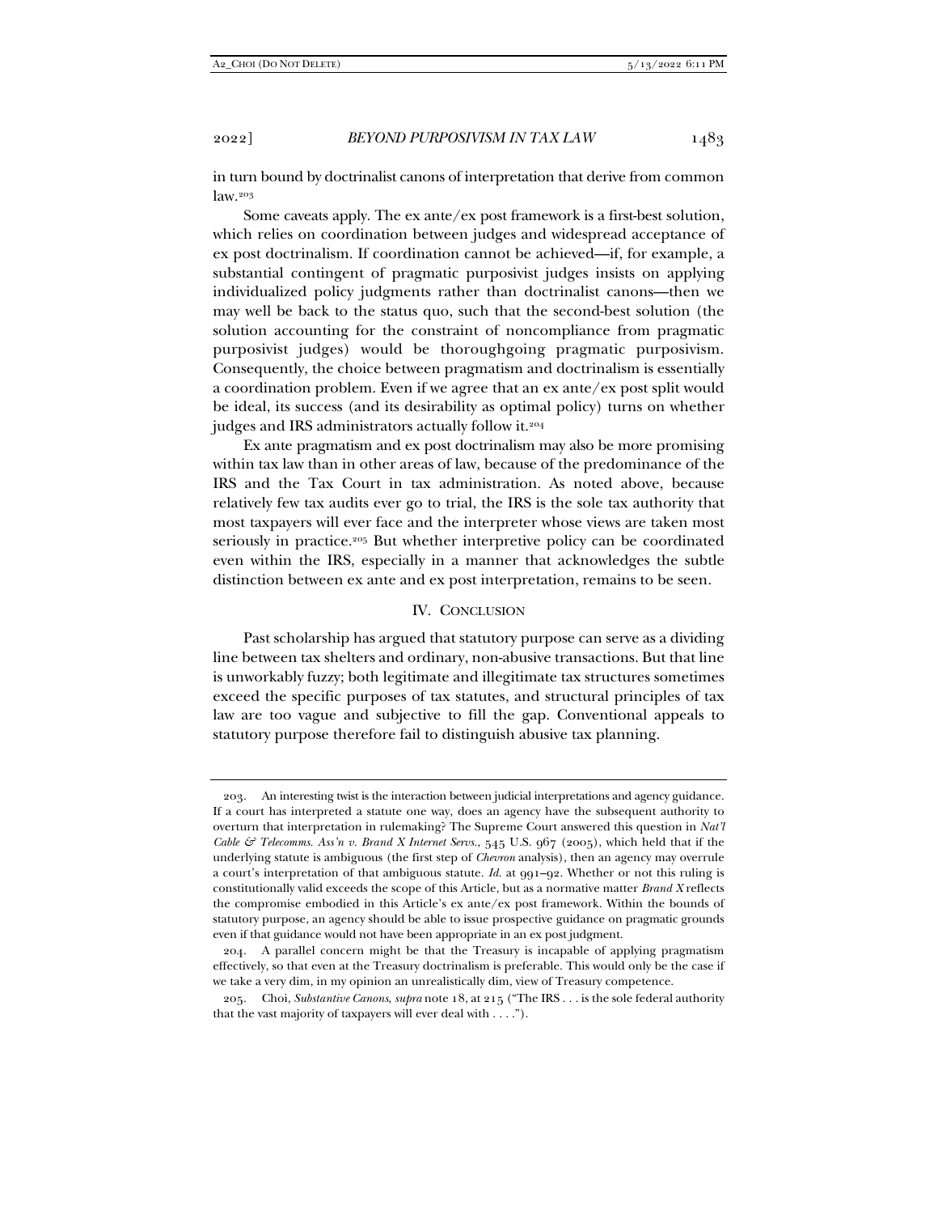in turn bound by doctrinalist canons of interpretation that derive from common law.[203]

Some caveats apply. The ex ante/ex post framework is a first-best solution, which relies on coordination between judges and widespread acceptance of ex post doctrinalism. If coordination cannot be achieved—if, for example, a substantial contingent of pragmatic purposivist judges insists on applying individualized policy judgments rather than doctrinalist canons—then we may well be back to the status quo, such that the second-best solution (the solution accounting for the constraint of noncompliance from pragmatic purposivist judges) would be thoroughgoing pragmatic purposivism. Consequently, the choice between pragmatism and doctrinalism is essentially a coordination problem. Even if we agree that an ex ante/ex post split would be ideal, its success (and its desirability as optimal policy) turns on whether judges and IRS administrators actually follow it.[204]

Ex ante pragmatism and ex post doctrinalism may also be more promising within tax law than in other areas of law, because of the predominance of the IRS and the Tax Court in tax administration. As noted above, because relatively few tax audits ever go to trial, the IRS is the sole tax authority that most taxpayers will ever face and the interpreter whose views are taken most seriously in practice.[205] But whether interpretive policy can be coordinated even within the IRS, especially in a manner that acknowledges the subtle distinction between ex ante and ex post interpretation, remains to be seen.

## IV. CONCLUSION

Past scholarship has argued that statutory purpose can serve as a dividing line between tax shelters and ordinary, non-abusive transactions. But that line is unworkably fuzzy; both legitimate and illegitimate tax structures sometimes exceed the specific purposes of tax statutes, and structural principles of tax law are too vague and subjective to fill the gap. Conventional appeals to statutory purpose therefore fail to distinguish abusive tax planning.

---

203. An interesting twist is the interaction between judicial interpretations and agency guidance. If a court has interpreted a statute one way, does an agency have the subsequent authority to overturn that interpretation in rulemaking? The Supreme Court answered this question in *Nat'l Cable & Telecomms. Ass'n v. Brand X Internet Servs.*, 545 U.S. 967 (2005), which held that if the underlying statute is ambiguous (the first step of *Chevron* analysis), then an agency may overrule a court's interpretation of that ambiguous statute. *Id.* at 991–92. Whether or not this ruling is constitutionally valid exceeds the scope of this Article, but as a normative matter *Brand X* reflects the compromise embodied in this Article's ex ante/ex post framework. Within the bounds of statutory purpose, an agency should be able to issue prospective guidance on pragmatic grounds even if that guidance would not have been appropriate in an ex post judgment.

204. A parallel concern might be that the Treasury is incapable of applying pragmatism effectively, so that even at the Treasury doctrinalism is preferable. This would only be the case if we take a very dim, in my opinion an unrealistically dim, view of Treasury competence.

205. Choi, *Substantive Canons*, *supra* note 18, at 215 ("The IRS . . . is the sole federal authority that the vast majority of taxpayers will ever deal with . . . .").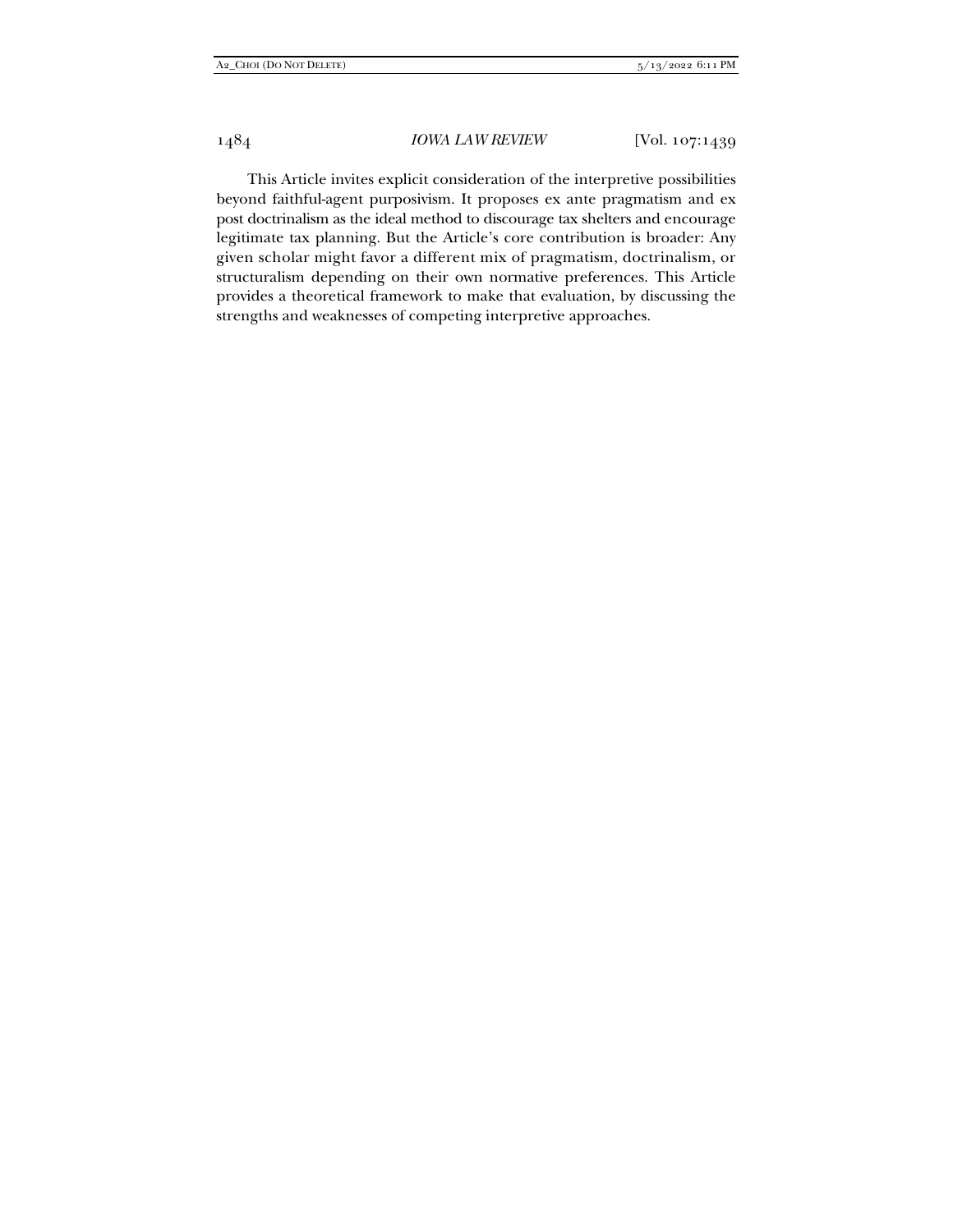This Article invites explicit consideration of the interpretive possibilities beyond faithful-agent purposivism. It proposes ex ante pragmatism and ex post doctrinalism as the ideal method to discourage tax shelters and encourage legitimate tax planning. But the Article's core contribution is broader: Any given scholar might favor a different mix of pragmatism, doctrinalism, or structuralism depending on their own normative preferences. This Article provides a theoretical framework to make that evaluation, by discussing the strengths and weaknesses of competing interpretive approaches.